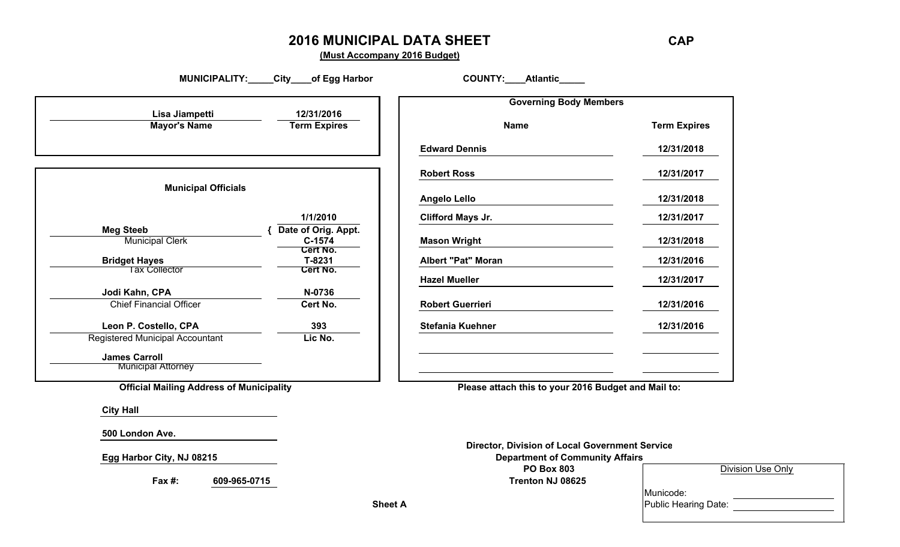# 2016 MUNICIPAL DATA SHEET

**CAP**

**(Must Accompany 2016 Budget)**

**MUNICIPALITY:\_\_\_\_\_City\_\_\_\_of Egg Harbor** **COUNTY:\_\_\_\_Atlantic\_\_\_\_\_**

| Mayor's Name | Term Expires |
|---|---|
| Lisa Jiampetti | 12/31/2016 |

**Municipal Officials**

| Name | Title | | |
|---|---|---|---|
| Meg Steeb | Municipal Clerk | Date of Orig. Appt. | 1/1/2010 |
| | | Cert No. | C-1574 |
| Bridget Hayes | Tax Collector | Cert No. | T-8231 |
| Jodi Kahn, CPA | Chief Financial Officer | Cert No. | N-0736 |
| Leon P. Costello, CPA | Registered Municipal Accountant | Lic No. | 393 |
| James Carroll | Municipal Attorney | | |

**Governing Body Members**

| Name | Term Expires |
|---|---|
| Edward Dennis | 12/31/2018 |
| Robert Ross | 12/31/2017 |
| Angelo Lello | 12/31/2018 |
| Clifford Mays Jr. | 12/31/2017 |
| Mason Wright | 12/31/2018 |
| Albert "Pat" Moran | 12/31/2016 |
| Hazel Mueller | 12/31/2017 |
| Robert Guerrieri | 12/31/2016 |
| Stefania Kuehner | 12/31/2016 |
| | |
| | |

**Official Mailing Address of Municipality**

City Hall
500 London Ave.
Egg Harbor City, NJ 08215

**Fax #:** 609-965-0715

**Please attach this to your 2016 Budget and Mail to:**

**Director, Division of Local Government Service**
**Department of Community Affairs**
**PO Box 803**
**Trenton NJ 08625**

Division Use Only

Municode: \_\_\_\_\_\_\_\_\_\_
Public Hearing Date: \_\_\_\_\_\_\_\_\_\_

**Sheet A**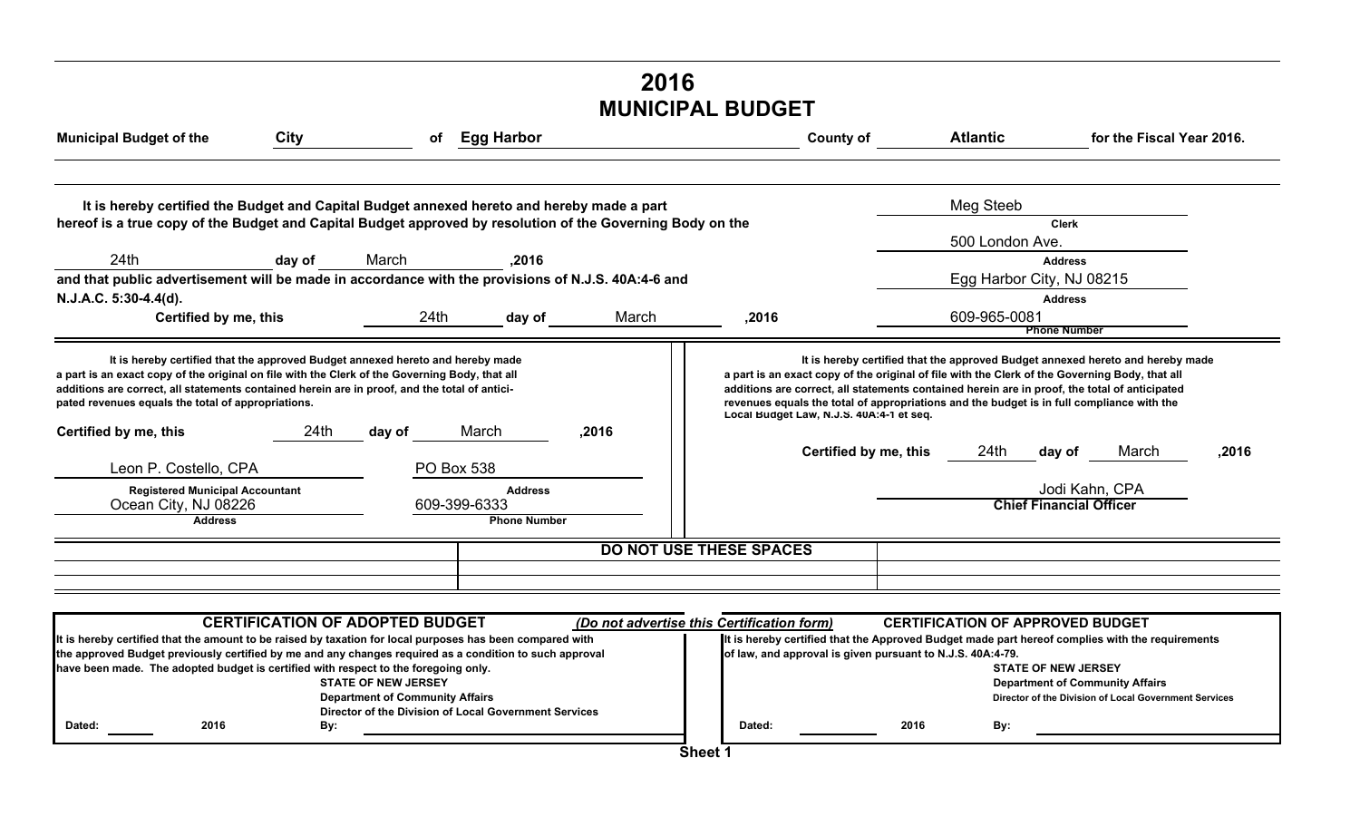# 2016
## MUNICIPAL BUDGET

**Municipal Budget of the** City **of** Egg Harbor **County of** Atlantic **for the Fiscal Year 2016.**

**It is hereby certified the Budget and Capital Budget annexed hereto and hereby made a part hereof is a true copy of the Budget and Capital Budget approved by resolution of the Governing Body on the**

24th **day of** March **,2016**

**and that public advertisement will be made in accordance with the provisions of N.J.S. 40A:4-6 and N.J.A.C. 5:30-4.4(d).**

**Certified by me, this** 24th **day of** March **,2016**

Meg Steeb
**Clerk**

500 London Ave.
**Address**

Egg Harbor City, NJ 08215
**Address**

609-965-0081
**Phone Number**

---

**It is hereby certified that the approved Budget annexed hereto and hereby made a part is an exact copy of the original on file with the Clerk of the Governing Body, that all additions are correct, all statements contained herein are in proof, and the total of anticipated revenues equals the total of appropriations.**

**Certified by me, this** 24th **day of** March **,2016**

Leon P. Costello, CPA
**Registered Municipal Accountant**

PO Box 538
**Address**

Ocean City, NJ 08226
**Address**

609-399-6333
**Phone Number**

---

**It is hereby certified that the approved Budget annexed hereto and hereby made a part is an exact copy of the original of file with the Clerk of the Governing Body, that all additions are correct, all statements contained herein are in proof, the total of anticipated revenues equals the total of appropriations and the budget is in full compliance with the Local Budget Law, N.J.S. 40A:4-1 et seq.**

**Certified by me, this** 24th **day of** March **,2016**

Jodi Kahn, CPA
**Chief Financial Officer**

---

**DO NOT USE THESE SPACES**

---

**CERTIFICATION OF ADOPTED BUDGET**

It is hereby certified that the amount to be raised by taxation for local purposes has been compared with the approved Budget previously certified by me and any changes required as a condition to such approval have been made. The adopted budget is certified with respect to the foregoing only.

**STATE OF NEW JERSEY**
**Department of Community Affairs**
**Director of the Division of Local Government Services**

Dated: ______ 2016 By: ______

***(Do not advertise this Certification form)***

**CERTIFICATION OF APPROVED BUDGET**

It is hereby certified that the Approved Budget made part hereof complies with the requirements of law, and approval is given pursuant to N.J.S. 40A:4-79.

**STATE OF NEW JERSEY**
**Department of Community Affairs**
**Director of the Division of Local Government Services**

Dated: ______ 2016 By: ______

**Sheet 1**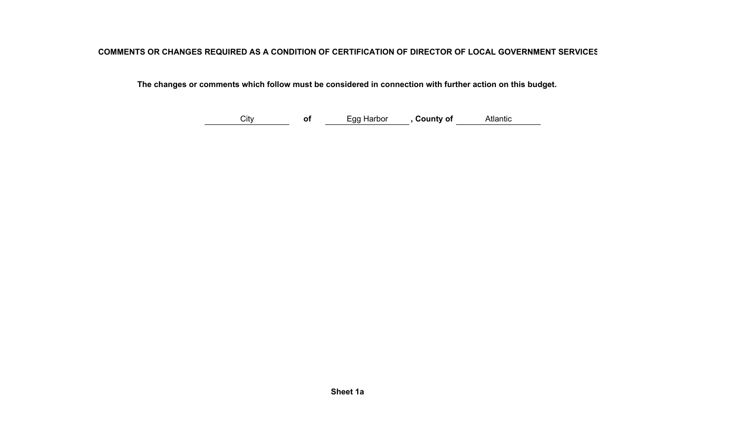**COMMENTS OR CHANGES REQUIRED AS A CONDITION OF CERTIFICATION OF DIRECTOR OF LOCAL GOVERNMENT SERVICES**

**The changes or comments which follow must be considered in connection with further action on this budget.**

City **of** Egg Harbor **, County of** Atlantic

**Sheet 1a**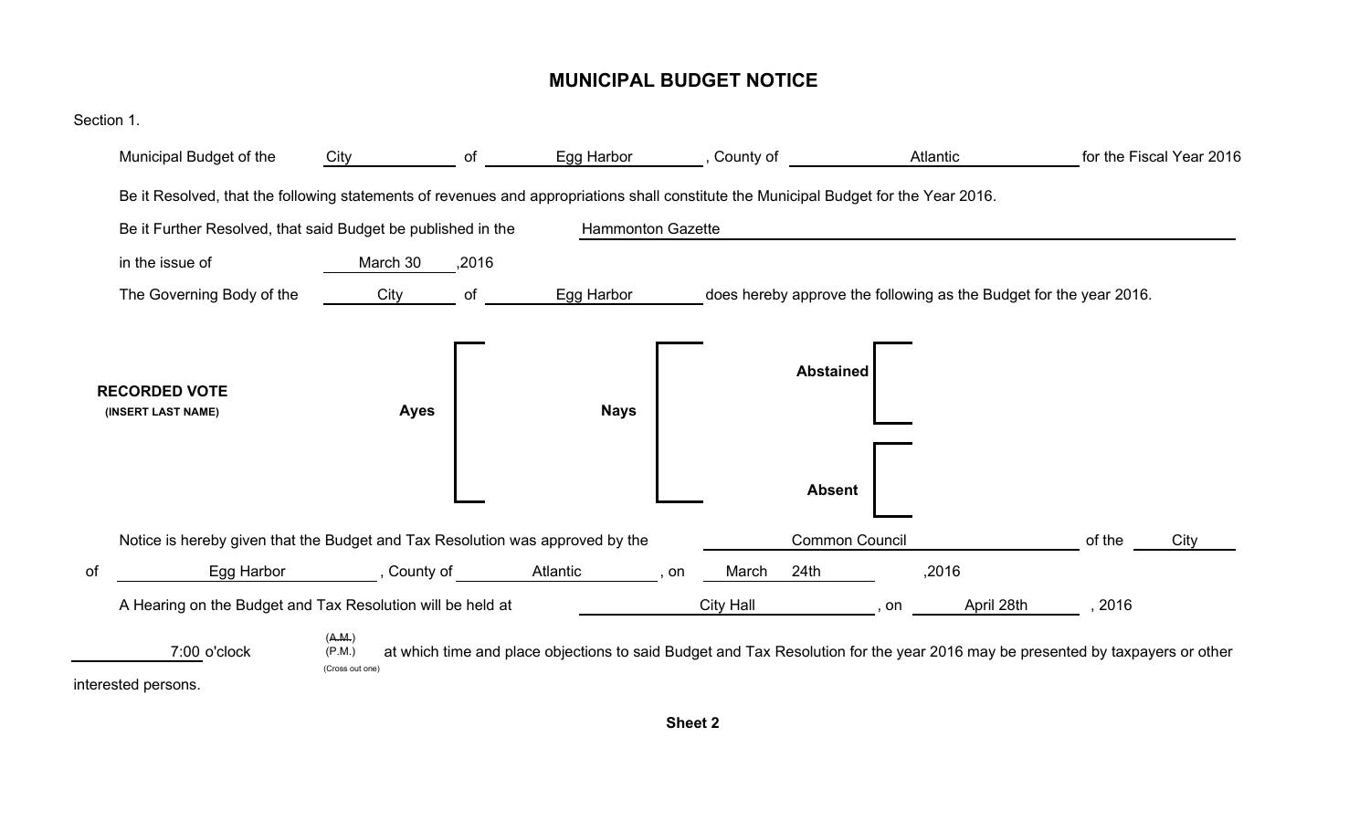# MUNICIPAL BUDGET NOTICE

Section 1.

Municipal Budget of the City of Egg Harbor, County of Atlantic for the Fiscal Year 2016

Be it Resolved, that the following statements of revenues and appropriations shall constitute the Municipal Budget for the Year 2016.

Be it Further Resolved, that said Budget be published in the Hammonton Gazette

in the issue of March 30 ,2016

The Governing Body of the City of Egg Harbor does hereby approve the following as the Budget for the year 2016.

**RECORDED VOTE**
**(INSERT LAST NAME)**

| **Ayes** | **Nays** | **Abstained** | **Absent** |
|---|---|---|---|
| | | | |

Notice is hereby given that the Budget and Tax Resolution was approved by the Common Council of the City of Egg Harbor, County of Atlantic, on March 24th ,2016

A Hearing on the Budget and Tax Resolution will be held at City Hall, on April 28th , 2016

7:00 o'clock ~~(A.M.)~~ (P.M.) (Cross out one) at which time and place objections to said Budget and Tax Resolution for the year 2016 may be presented by taxpayers or other interested persons.

**Sheet 2**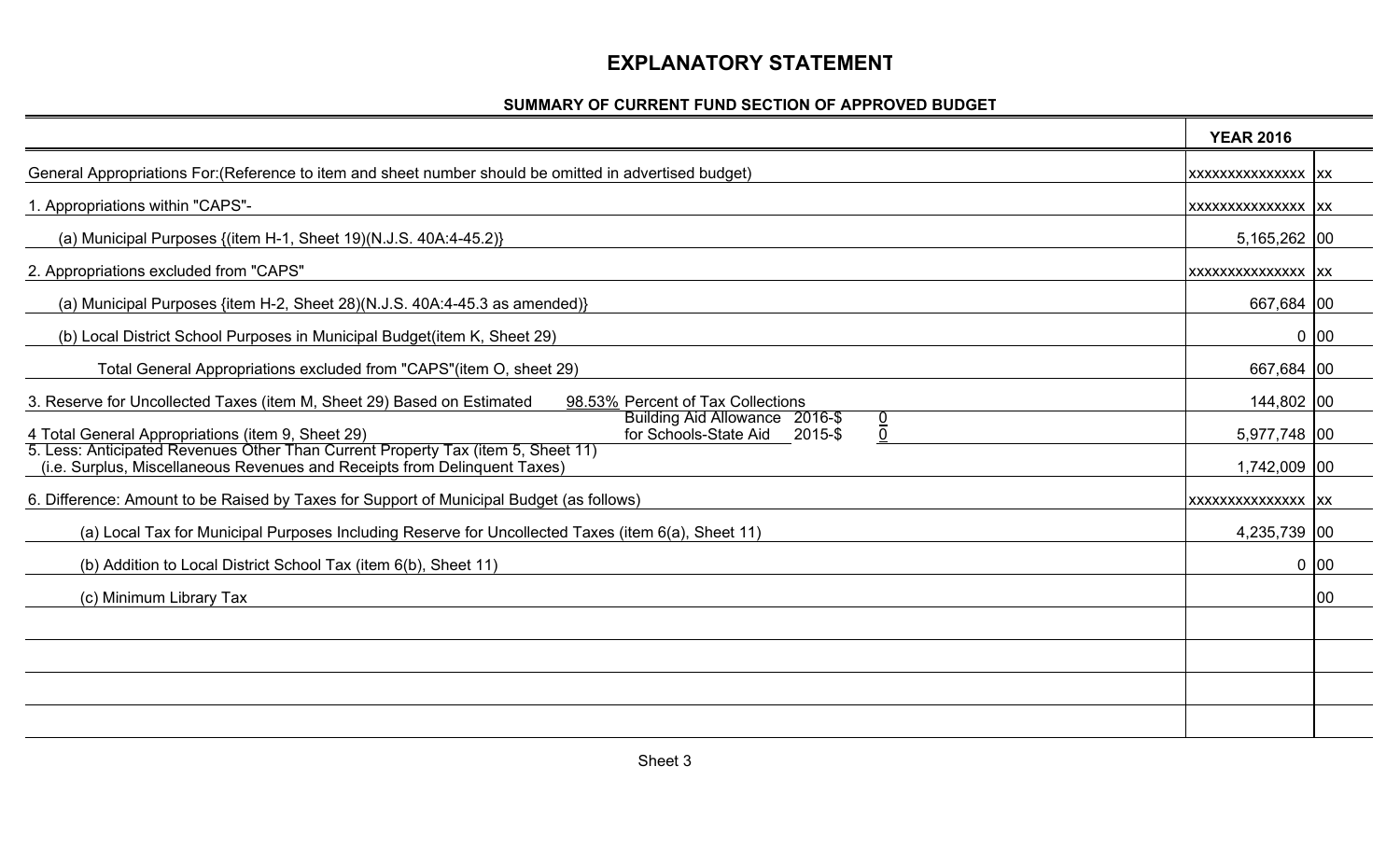# EXPLANATORY STATEMENT

## SUMMARY OF CURRENT FUND SECTION OF APPROVED BUDGET

| | YEAR 2016 | |
|---|---|---|
| General Appropriations For:(Reference to item and sheet number should be omitted in advertised budget) | xxxxxxxxxxxxxxx | xx |
| 1. Appropriations within "CAPS"- | xxxxxxxxxxxxxxx | xx |
| (a) Municipal Purposes {(item H-1, Sheet 19)(N.J.S. 40A:4-45.2)} | 5,165,262 | 00 |
| 2. Appropriations excluded from "CAPS" | xxxxxxxxxxxxxxx | xx |
| (a) Municipal Purposes {item H-2, Sheet 28)(N.J.S. 40A:4-45.3 as amended)} | 667,684 | 00 |
| (b) Local District School Purposes in Municipal Budget(item K, Sheet 29) | 0 | 00 |
| Total General Appropriations excluded from "CAPS"(item O, sheet 29) | 667,684 | 00 |
| 3. Reserve for Uncollected Taxes (item M, Sheet 29) Based on Estimated 98.53% Percent of Tax Collections | 144,802 | 00 |
| 4 Total General Appropriations (item 9, Sheet 29) — Building Aid Allowance for Schools-State Aid 2016-$ 0; 2015-$ 0 | 5,977,748 | 00 |
| 5. Less: Anticipated Revenues Other Than Current Property Tax (item 5, Sheet 11) (i.e. Surplus, Miscellaneous Revenues and Receipts from Delinquent Taxes) | 1,742,009 | 00 |
| 6. Difference: Amount to be Raised by Taxes for Support of Municipal Budget (as follows) | xxxxxxxxxxxxxxx | xx |
| (a) Local Tax for Municipal Purposes Including Reserve for Uncollected Taxes (item 6(a), Sheet 11) | 4,235,739 | 00 |
| (b) Addition to Local District School Tax (item 6(b), Sheet 11) | 0 | 00 |
| (c) Minimum Library Tax | | 00 |

Sheet 3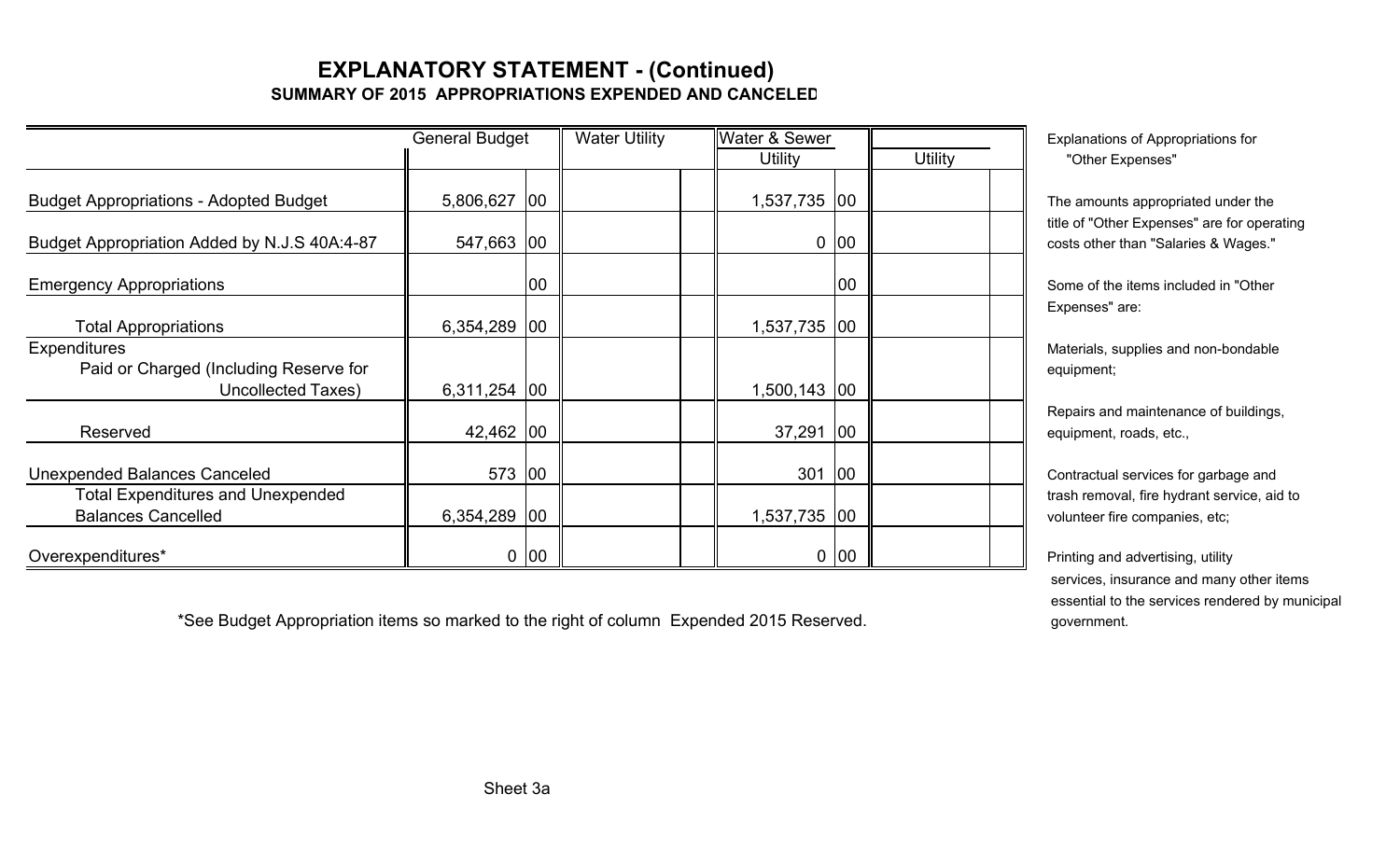# EXPLANATORY STATEMENT - (Continued)

## SUMMARY OF 2015 APPROPRIATIONS EXPENDED AND CANCELED

| | General Budget | | Water Utility | | Water & Sewer Utility | | Utility | |
|---|---|---|---|---|---|---|---|---|
| Budget Appropriations - Adopted Budget | 5,806,627 | 00 | | | 1,537,735 | 00 | | |
| Budget Appropriation Added by N.J.S 40A:4-87 | 547,663 | 00 | | | 0 | 00 | | |
| Emergency Appropriations | | 00 | | | | 00 | | |
| Total Appropriations | 6,354,289 | 00 | | | 1,537,735 | 00 | | |
| Expenditures<br>Paid or Charged (Including Reserve for Uncollected Taxes) | 6,311,254 | 00 | | | 1,500,143 | 00 | | |
| Reserved | 42,462 | 00 | | | 37,291 | 00 | | |
| Unexpended Balances Canceled | 573 | 00 | | | 301 | 00 | | |
| Total Expenditures and Unexpended Balances Cancelled | 6,354,289 | 00 | | | 1,537,735 | 00 | | |
| Overexpenditures* | 0 | 00 | | | 0 | 00 | | |

*See Budget Appropriation items so marked to the right of column Expended 2015 Reserved.

Explanations of Appropriations for "Other Expenses"

The amounts appropriated under the title of "Other Expenses" are for operating costs other than "Salaries & Wages."

Some of the items included in "Other Expenses" are:

Materials, supplies and non-bondable equipment;

Repairs and maintenance of buildings, equipment, roads, etc.,

Contractual services for garbage and trash removal, fire hydrant service, aid to volunteer fire companies, etc;

Printing and advertising, utility services, insurance and many other items essential to the services rendered by municipal government.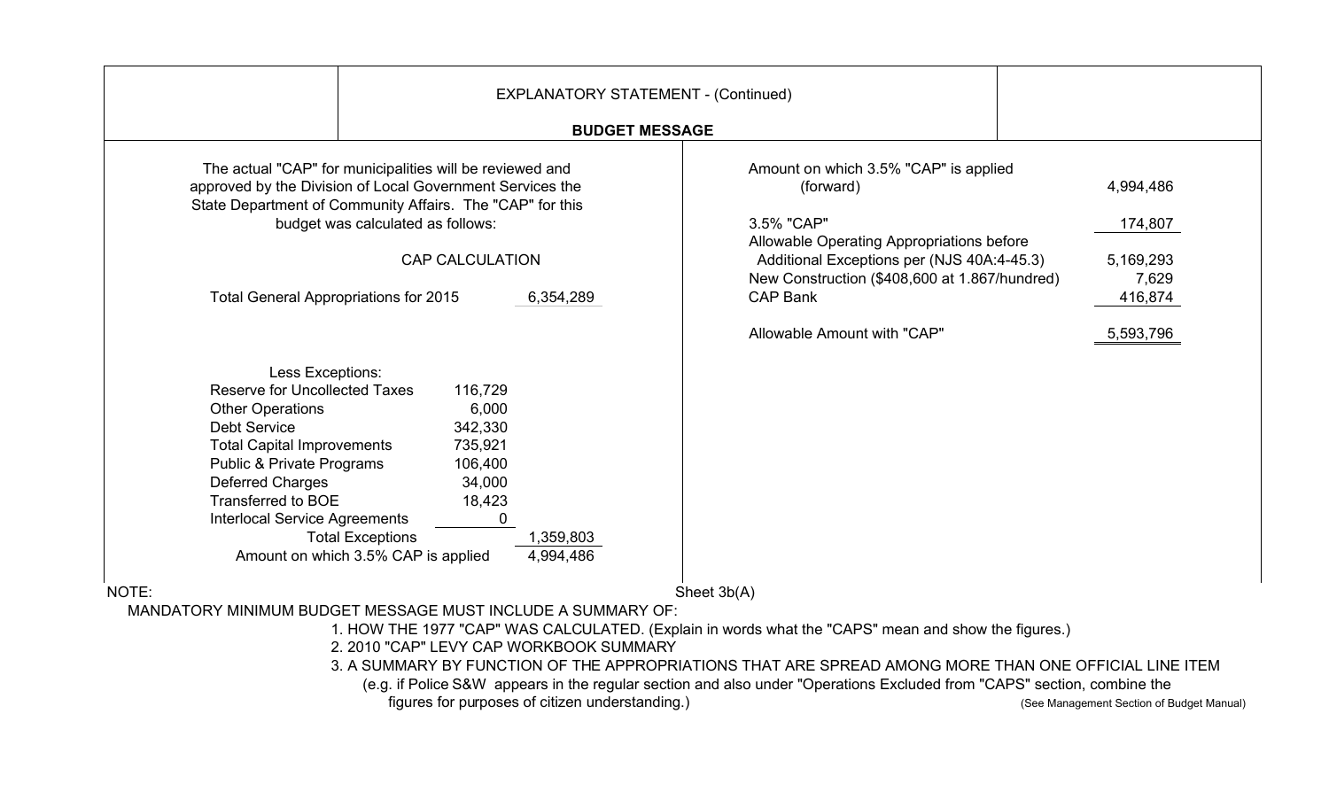EXPLANATORY STATEMENT - (Continued)

**BUDGET MESSAGE**

The actual "CAP" for municipalities will be reviewed and approved by the Division of Local Government Services the State Department of Community Affairs. The "CAP" for this budget was calculated as follows:

CAP CALCULATION

| | | |
|---|---|---|
| Total General Appropriations for 2015 | | 6,354,289 |
| Less Exceptions: | | |
| Reserve for Uncollected Taxes | 116,729 | |
| Other Operations | 6,000 | |
| Debt Service | 342,330 | |
| Total Capital Improvements | 735,921 | |
| Public & Private Programs | 106,400 | |
| Deferred Charges | 34,000 | |
| Transferred to BOE | 18,423 | |
| Interlocal Service Agreements | 0 | |
| Total Exceptions | | 1,359,803 |
| Amount on which 3.5% CAP is applied | | 4,994,486 |

| | |
|---|---|
| Amount on which 3.5% "CAP" is applied (forward) | 4,994,486 |
| 3.5% "CAP" | 174,807 |
| Allowable Operating Appropriations before Additional Exceptions per (NJS 40A:4-45.3) | 5,169,293 |
| New Construction ($408,600 at 1.867/hundred) | 7,629 |
| CAP Bank | 416,874 |
| Allowable Amount with "CAP" | 5,593,796 |

NOTE:

MANDATORY MINIMUM BUDGET MESSAGE MUST INCLUDE A SUMMARY OF:

1. HOW THE 1977 "CAP" WAS CALCULATED. (Explain in words what the "CAPS" mean and show the figures.)
2. 2010 "CAP" LEVY CAP WORKBOOK SUMMARY
3. A SUMMARY BY FUNCTION OF THE APPROPRIATIONS THAT ARE SPREAD AMONG MORE THAN ONE OFFICIAL LINE ITEM (e.g. if Police S&W appears in the regular section and also under "Operations Excluded from "CAPS" section, combine the figures for purposes of citizen understanding.)

(See Management Section of Budget Manual)

Sheet 3b(A)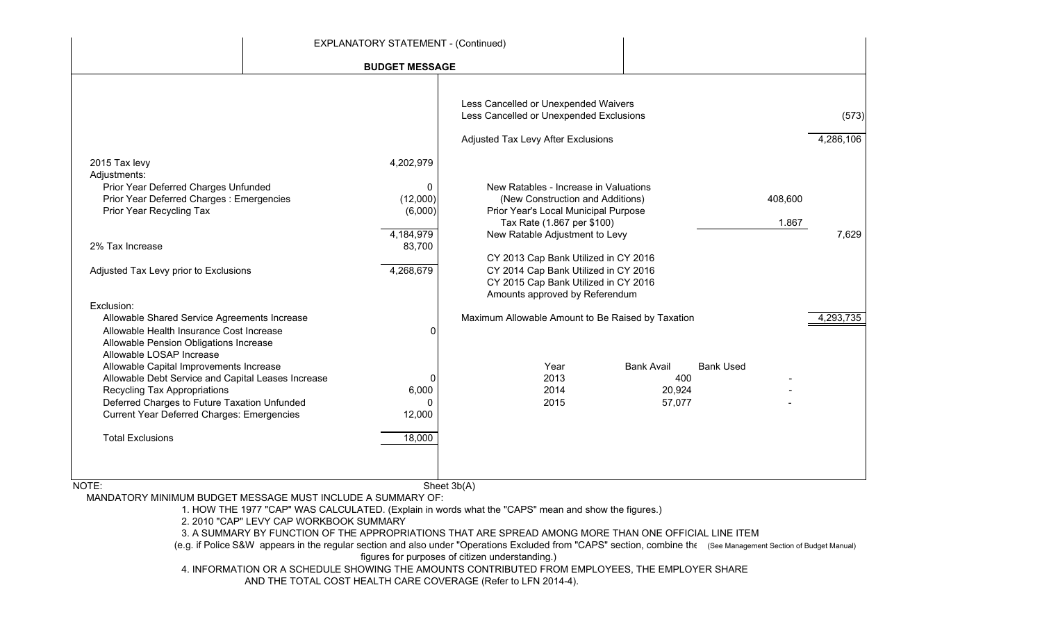EXPLANATORY STATEMENT - (Continued)

**BUDGET MESSAGE**

| | |
|---|---|
| 2015 Tax levy | 4,202,979 |
| Adjustments: | |
| Prior Year Deferred Charges Unfunded | 0 |
| Prior Year Deferred Charges : Emergencies | (12,000) |
| Prior Year Recycling Tax | (6,000) |
| | 4,184,979 |
| 2% Tax Increase | 83,700 |
| Adjusted Tax Levy prior to Exclusions | 4,268,679 |
| Exclusion: | |
| Allowable Shared Service Agreements Increase | |
| Allowable Health Insurance Cost Increase | 0 |
| Allowable Pension Obligations Increase | |
| Allowable LOSAP Increase | |
| Allowable Capital Improvements Increase | |
| Allowable Debt Service and Capital Leases Increase | 0 |
| Recycling Tax Appropriations | 6,000 |
| Deferred Charges to Future Taxation Unfunded | 0 |
| Current Year Deferred Charges: Emergencies | 12,000 |
| Total Exclusions | 18,000 |

| | | |
|---|---|---|
| Less Cancelled or Unexpended Waivers | | |
| Less Cancelled or Unexpended Exclusions | | (573) |
| Adjusted Tax Levy After Exclusions | | 4,286,106 |
| New Ratables - Increase in Valuations (New Construction and Additions) | 408,600 | |
| Prior Year's Local Municipal Purpose Tax Rate (1.867 per $100) | 1.867 | |
| New Ratable Adjustment to Levy | | 7,629 |
| CY 2013 Cap Bank Utilized in CY 2016 | | |
| CY 2014 Cap Bank Utilized in CY 2016 | | |
| CY 2015 Cap Bank Utilized in CY 2016 | | |
| Amounts approved by Referendum | | |
| Maximum Allowable Amount to Be Raised by Taxation | | 4,293,735 |

| Year | Bank Avail | Bank Used |
|---|---|---|
| 2013 | 400 | - |
| 2014 | 20,924 | - |
| 2015 | 57,077 | - |

Sheet 3b(A)

NOTE:
MANDATORY MINIMUM BUDGET MESSAGE MUST INCLUDE A SUMMARY OF:

1. HOW THE 1977 "CAP" WAS CALCULATED. (Explain in words what the "CAPS" mean and show the figures.)
2. 2010 "CAP" LEVY CAP WORKBOOK SUMMARY
3. A SUMMARY BY FUNCTION OF THE APPROPRIATIONS THAT ARE SPREAD AMONG MORE THAN ONE OFFICIAL LINE ITEM (e.g. if Police S&W appears in the regular section and also under "Operations Excluded from "CAPS" section, combine the figures for purposes of citizen understanding.) (See Management Section of Budget Manual)
4. INFORMATION OR A SCHEDULE SHOWING THE AMOUNTS CONTRIBUTED FROM EMPLOYEES, THE EMPLOYER SHARE AND THE TOTAL COST HEALTH CARE COVERAGE (Refer to LFN 2014-4).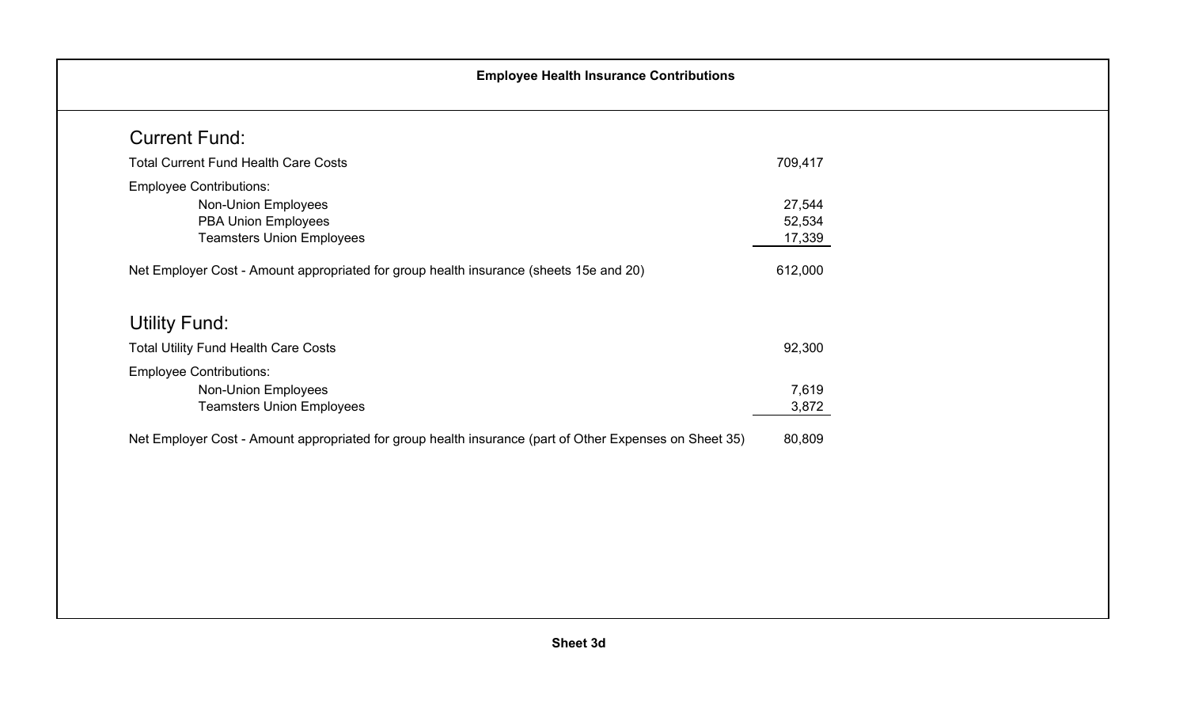# Employee Health Insurance Contributions

## Current Fund:

| | |
|---|---|
| Total Current Fund Health Care Costs | 709,417 |
| Employee Contributions: | |
| Non-Union Employees | 27,544 |
| PBA Union Employees | 52,534 |
| Teamsters Union Employees | 17,339 |
| Net Employer Cost - Amount appropriated for group health insurance (sheets 15e and 20) | 612,000 |

## Utility Fund:

| | |
|---|---|
| Total Utility Fund Health Care Costs | 92,300 |
| Employee Contributions: | |
| Non-Union Employees | 7,619 |
| Teamsters Union Employees | 3,872 |
| Net Employer Cost - Amount appropriated for group health insurance (part of Other Expenses on Sheet 35) | 80,809 |

**Sheet 3d**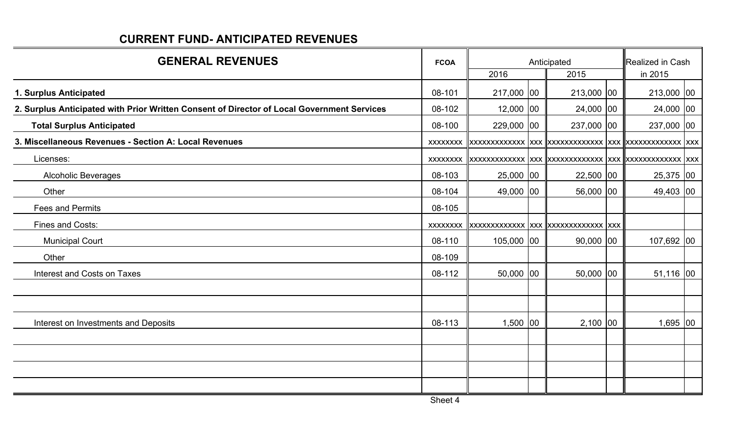## CURRENT FUND- ANTICIPATED REVENUES

| GENERAL REVENUES | FCOA | Anticipated | | | | Realized in Cash | |
|---|---|---|---|---|---|---|---|
| | | 2016 | | 2015 | | in 2015 | |
| **1. Surplus Anticipated** | 08-101 | 217,000 | 00 | 213,000 | 00 | 213,000 | 00 |
| **2. Surplus Anticipated with Prior Written Consent of Director of Local Government Services** | 08-102 | 12,000 | 00 | 24,000 | 00 | 24,000 | 00 |
| **Total Surplus Anticipated** | 08-100 | 229,000 | 00 | 237,000 | 00 | 237,000 | 00 |
| **3. Miscellaneous Revenues - Section A: Local Revenues** | xxxxxxxx | xxxxxxxxxxxxx | xxx | xxxxxxxxxxxxx | xxx | xxxxxxxxxxxxx | xxx |
| Licenses: | xxxxxxxx | xxxxxxxxxxxxx | xxx | xxxxxxxxxxxxx | xxx | xxxxxxxxxxxxx | xxx |
| Alcoholic Beverages | 08-103 | 25,000 | 00 | 22,500 | 00 | 25,375 | 00 |
| Other | 08-104 | 49,000 | 00 | 56,000 | 00 | 49,403 | 00 |
| Fees and Permits | 08-105 | | | | | | |
| Fines and Costs: | xxxxxxxx | xxxxxxxxxxxxx | xxx | xxxxxxxxxxxxx | xxx | | |
| Municipal Court | 08-110 | 105,000 | 00 | 90,000 | 00 | 107,692 | 00 |
| Other | 08-109 | | | | | | |
| Interest and Costs on Taxes | 08-112 | 50,000 | 00 | 50,000 | 00 | 51,116 | 00 |
| | | | | | | | |
| | | | | | | | |
| Interest on Investments and Deposits | 08-113 | 1,500 | 00 | 2,100 | 00 | 1,695 | 00 |
| | | | | | | | |
| | | | | | | | |
| | | | | | | | |
| | | | | | | | |

Sheet 4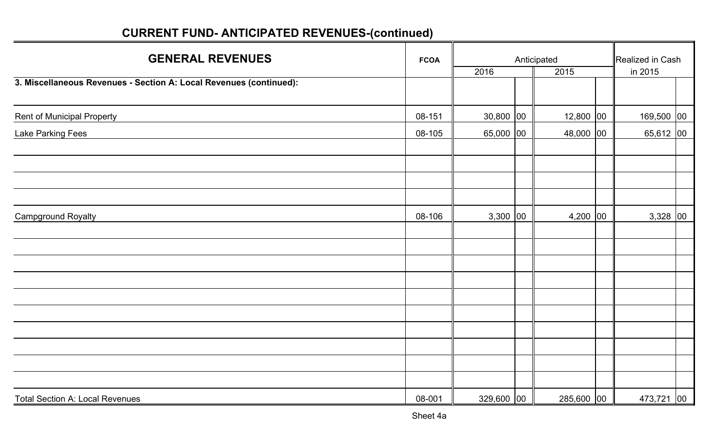## CURRENT FUND- ANTICIPATED REVENUES-(continued)

| GENERAL REVENUES | FCOA | Anticipated | | | | Realized in Cash in 2015 | |
|---|---|---|---|---|---|---|---|
| | | 2016 | | 2015 | | | |
| **3. Miscellaneous Revenues - Section A: Local Revenues (continued):** | | | | | | | |
| Rent of Municipal Property | 08-151 | 30,800 | 00 | 12,800 | 00 | 169,500 | 00 |
| Lake Parking Fees | 08-105 | 65,000 | 00 | 48,000 | 00 | 65,612 | 00 |
| | | | | | | | |
| | | | | | | | |
| | | | | | | | |
| | | | | | | | |
| Campground Royalty | 08-106 | 3,300 | 00 | 4,200 | 00 | 3,328 | 00 |
| | | | | | | | |
| | | | | | | | |
| | | | | | | | |
| | | | | | | | |
| | | | | | | | |
| | | | | | | | |
| | | | | | | | |
| | | | | | | | |
| | | | | | | | |
| | | | | | | | |
| Total Section A: Local Revenues | 08-001 | 329,600 | 00 | 285,600 | 00 | 473,721 | 00 |

Sheet 4a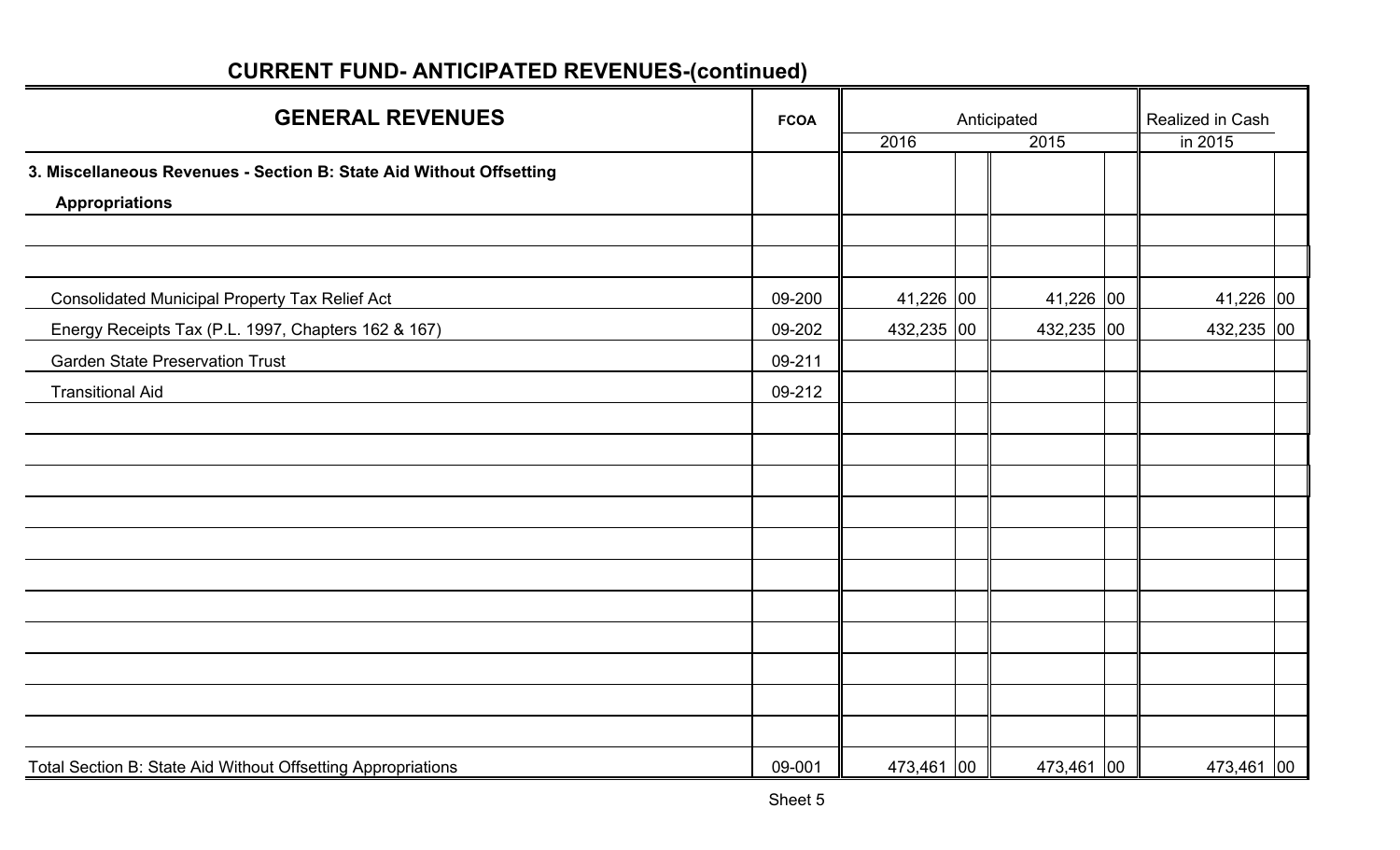## CURRENT FUND- ANTICIPATED REVENUES-(continued)

| GENERAL REVENUES | FCOA | Anticipated | | | | Realized in Cash | |
|---|---|---|---|---|---|---|---|
| | | 2016 | | 2015 | | in 2015 | |
| **3. Miscellaneous Revenues - Section B: State Aid Without Offsetting Appropriations** | | | | | | | |
| Consolidated Municipal Property Tax Relief Act | 09-200 | 41,226 | 00 | 41,226 | 00 | 41,226 | 00 |
| Energy Receipts Tax (P.L. 1997, Chapters 162 & 167) | 09-202 | 432,235 | 00 | 432,235 | 00 | 432,235 | 00 |
| Garden State Preservation Trust | 09-211 | | | | | | |
| Transitional Aid | 09-212 | | | | | | |
| Total Section B: State Aid Without Offsetting Appropriations | 09-001 | 473,461 | 00 | 473,461 | 00 | 473,461 | 00 |

Sheet 5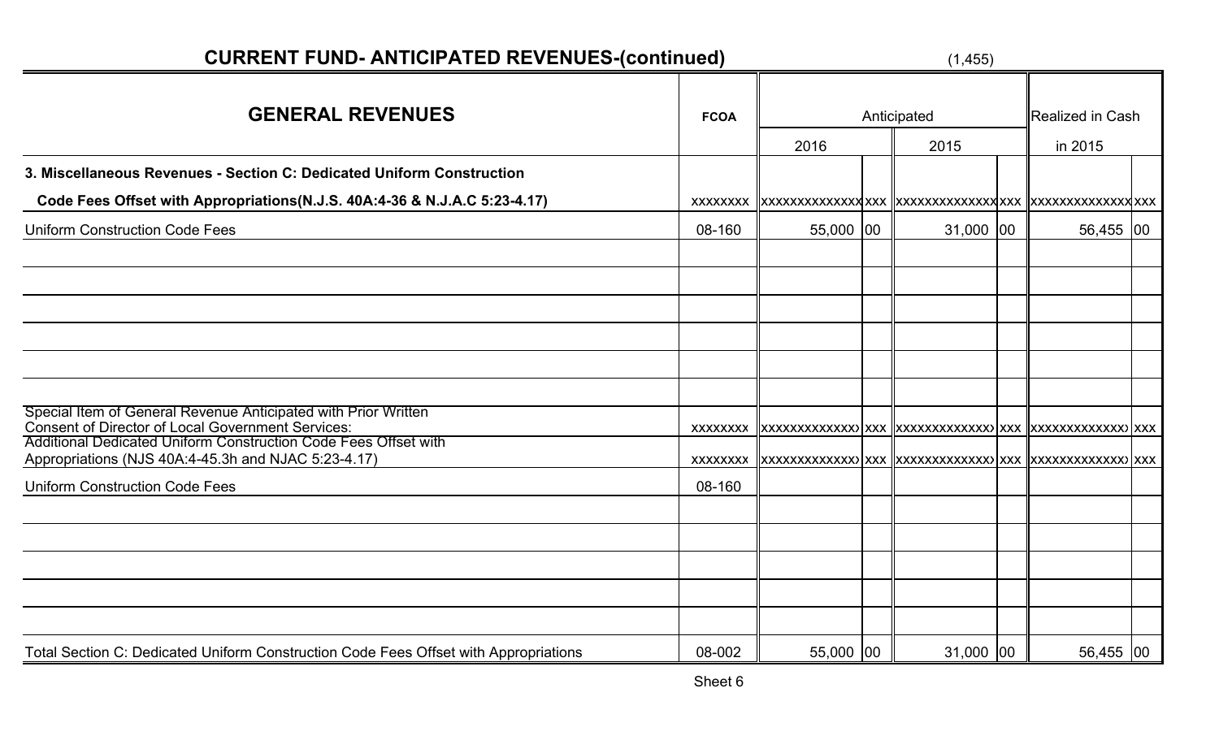## CURRENT FUND- ANTICIPATED REVENUES-(continued)

(1,455)

| GENERAL REVENUES | FCOA | Anticipated 2016 | | Anticipated 2015 | | Realized in Cash in 2015 | |
|---|---|---|---|---|---|---|---|
| **3. Miscellaneous Revenues - Section C: Dedicated Uniform Construction Code Fees Offset with Appropriations(N.J.S. 40A:4-36 & N.J.A.C 5:23-4.17)** | xxxxxxxx | xxxxxxxxxxxxxx | xxx | xxxxxxxxxxxxxx | xxx | xxxxxxxxxxxxxx | xxx |
| Uniform Construction Code Fees | 08-160 | 55,000 | 00 | 31,000 | 00 | 56,455 | 00 |
| | | | | | | | |
| | | | | | | | |
| | | | | | | | |
| | | | | | | | |
| | | | | | | | |
| | | | | | | | |
| Special Item of General Revenue Anticipated with Prior Written Consent of Director of Local Government Services: | xxxxxxxx | xxxxxxxxxxxxxx | xxx | xxxxxxxxxxxxxx | xxx | xxxxxxxxxxxxxx | xxx |
| Additional Dedicated Uniform Construction Code Fees Offset with Appropriations (NJS 40A:4-45.3h and NJAC 5:23-4.17) | xxxxxxxx | xxxxxxxxxxxxxx | xxx | xxxxxxxxxxxxxx | xxx | xxxxxxxxxxxxxx | xxx |
| Uniform Construction Code Fees | 08-160 | | | | | | |
| | | | | | | | |
| | | | | | | | |
| | | | | | | | |
| | | | | | | | |
| | | | | | | | |
| Total Section C: Dedicated Uniform Construction Code Fees Offset with Appropriations | 08-002 | 55,000 | 00 | 31,000 | 00 | 56,455 | 00 |

Sheet 6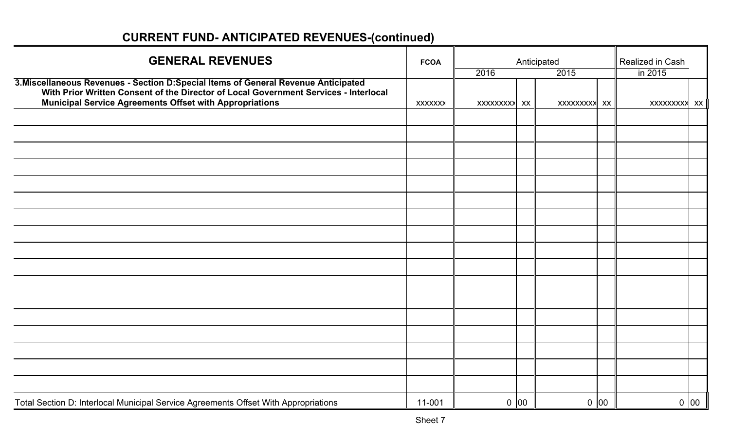## CURRENT FUND- ANTICIPATED REVENUES-(continued)

| GENERAL REVENUES | FCOA | Anticipated | | | | Realized in Cash | |
|---|---|---|---|---|---|---|---|
| | | 2016 | | 2015 | | in 2015 | |
| **3.Miscellaneous Revenues - Section D:Special Items of General Revenue Anticipated With Prior Written Consent of the Director of Local Government Services - Interlocal Municipal Service Agreements Offset with Appropriations** | xxxxxxx | xxxxxxxxx | xx | xxxxxxxxx | xx | xxxxxxxxx | xx |
| | | | | | | | |
| | | | | | | | |
| | | | | | | | |
| | | | | | | | |
| | | | | | | | |
| | | | | | | | |
| | | | | | | | |
| | | | | | | | |
| | | | | | | | |
| | | | | | | | |
| | | | | | | | |
| | | | | | | | |
| | | | | | | | |
| | | | | | | | |
| | | | | | | | |
| | | | | | | | |
| | | | | | | | |
| Total Section D: Interlocal Municipal Service Agreements Offset With Appropriations | 11-001 | 0 | 00 | 0 | 00 | 0 | 00 |

Sheet 7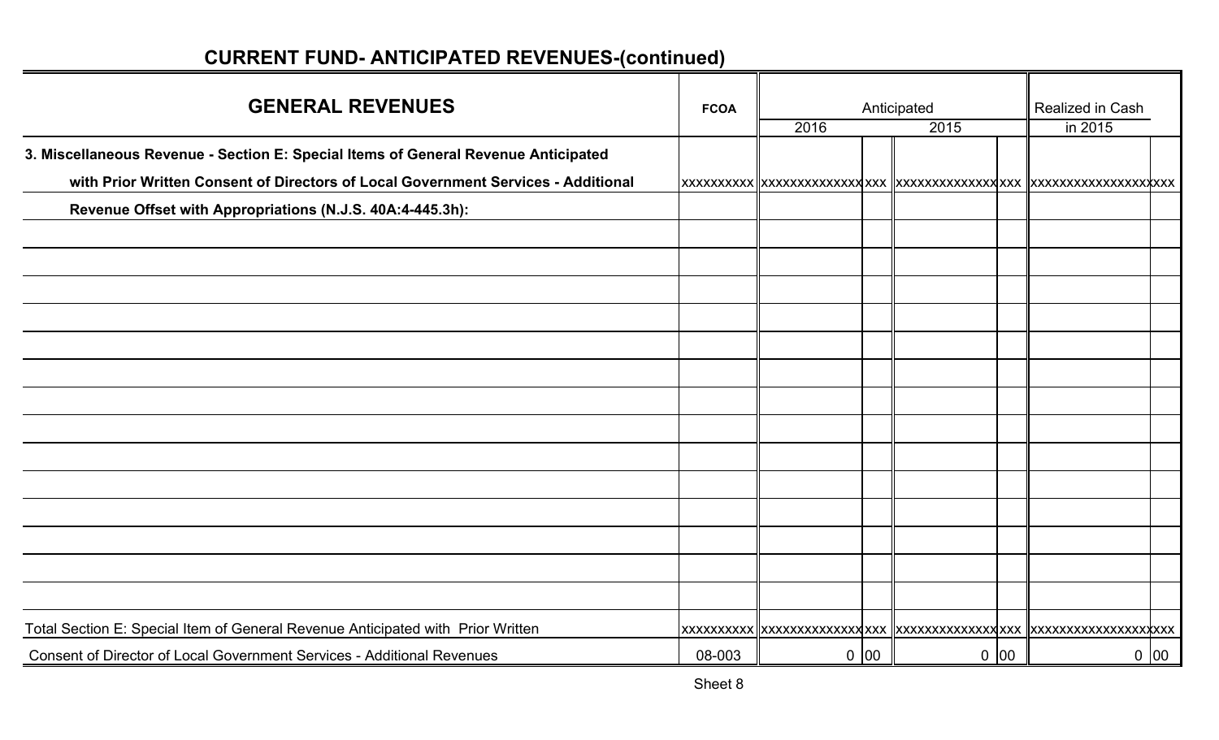## CURRENT FUND- ANTICIPATED REVENUES-(continued)

| GENERAL REVENUES | FCOA | Anticipated | | | | Realized in Cash | |
|---|---|---|---|---|---|---|---|
| | | 2016 | | 2015 | | in 2015 | |
| **3. Miscellaneous Revenue - Section E: Special Items of General Revenue Anticipated** | | | | | | | |
| **with Prior Written Consent of Directors of Local Government Services - Additional** | xxxxxxxxxx | xxxxxxxxxxxxxx | xxx | xxxxxxxxxxxxxx | xxx | xxxxxxxxxxxxxxxxxx | xxx |
| **Revenue Offset with Appropriations (N.J.S. 40A:4-445.3h):** | | | | | | | |
| | | | | | | | |
| | | | | | | | |
| | | | | | | | |
| | | | | | | | |
| | | | | | | | |
| | | | | | | | |
| | | | | | | | |
| | | | | | | | |
| | | | | | | | |
| | | | | | | | |
| | | | | | | | |
| | | | | | | | |
| | | | | | | | |
| | | | | | | | |
| Total Section E: Special Item of General Revenue Anticipated with Prior Written | xxxxxxxxxx | xxxxxxxxxxxxxx | xxx | xxxxxxxxxxxxxx | xxx | xxxxxxxxxxxxxxxxxx | xxx |
| Consent of Director of Local Government Services - Additional Revenues | 08-003 | 0 | 00 | 0 | 00 | 0 | 00 |

Sheet 8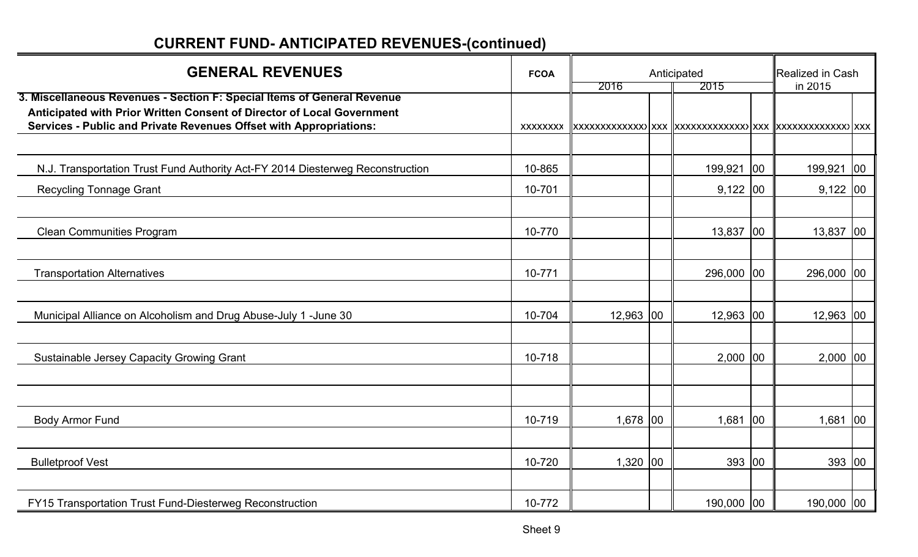## CURRENT FUND- ANTICIPATED REVENUES-(continued)

| GENERAL REVENUES | FCOA | Anticipated 2016 | | Anticipated 2015 | | Realized in Cash in 2015 | |
|---|---|---|---|---|---|---|---|
| **3. Miscellaneous Revenues - Section F: Special Items of General Revenue Anticipated with Prior Written Consent of Director of Local Government Services - Public and Private Revenues Offset with Appropriations:** | xxxxxxxx | xxxxxxxxxxxxx | xxx | xxxxxxxxxxxxx | xxx | xxxxxxxxxxxxx | xxx |
| | | | | | | | |
| N.J. Transportation Trust Fund Authority Act-FY 2014 Diesterweg Reconstruction | 10-865 | | | 199,921 | 00 | 199,921 | 00 |
| Recycling Tonnage Grant | 10-701 | | | 9,122 | 00 | 9,122 | 00 |
| | | | | | | | |
| Clean Communities Program | 10-770 | | | 13,837 | 00 | 13,837 | 00 |
| | | | | | | | |
| Transportation Alternatives | 10-771 | | | 296,000 | 00 | 296,000 | 00 |
| | | | | | | | |
| Municipal Alliance on Alcoholism and Drug Abuse-July 1 -June 30 | 10-704 | 12,963 | 00 | 12,963 | 00 | 12,963 | 00 |
| | | | | | | | |
| Sustainable Jersey Capacity Growing Grant | 10-718 | | | 2,000 | 00 | 2,000 | 00 |
| | | | | | | | |
| | | | | | | | |
| Body Armor Fund | 10-719 | 1,678 | 00 | 1,681 | 00 | 1,681 | 00 |
| | | | | | | | |
| Bulletproof Vest | 10-720 | 1,320 | 00 | 393 | 00 | 393 | 00 |
| | | | | | | | |
| FY15 Transportation Trust Fund-Diesterweg Reconstruction | 10-772 | | | 190,000 | 00 | 190,000 | 00 |

Sheet 9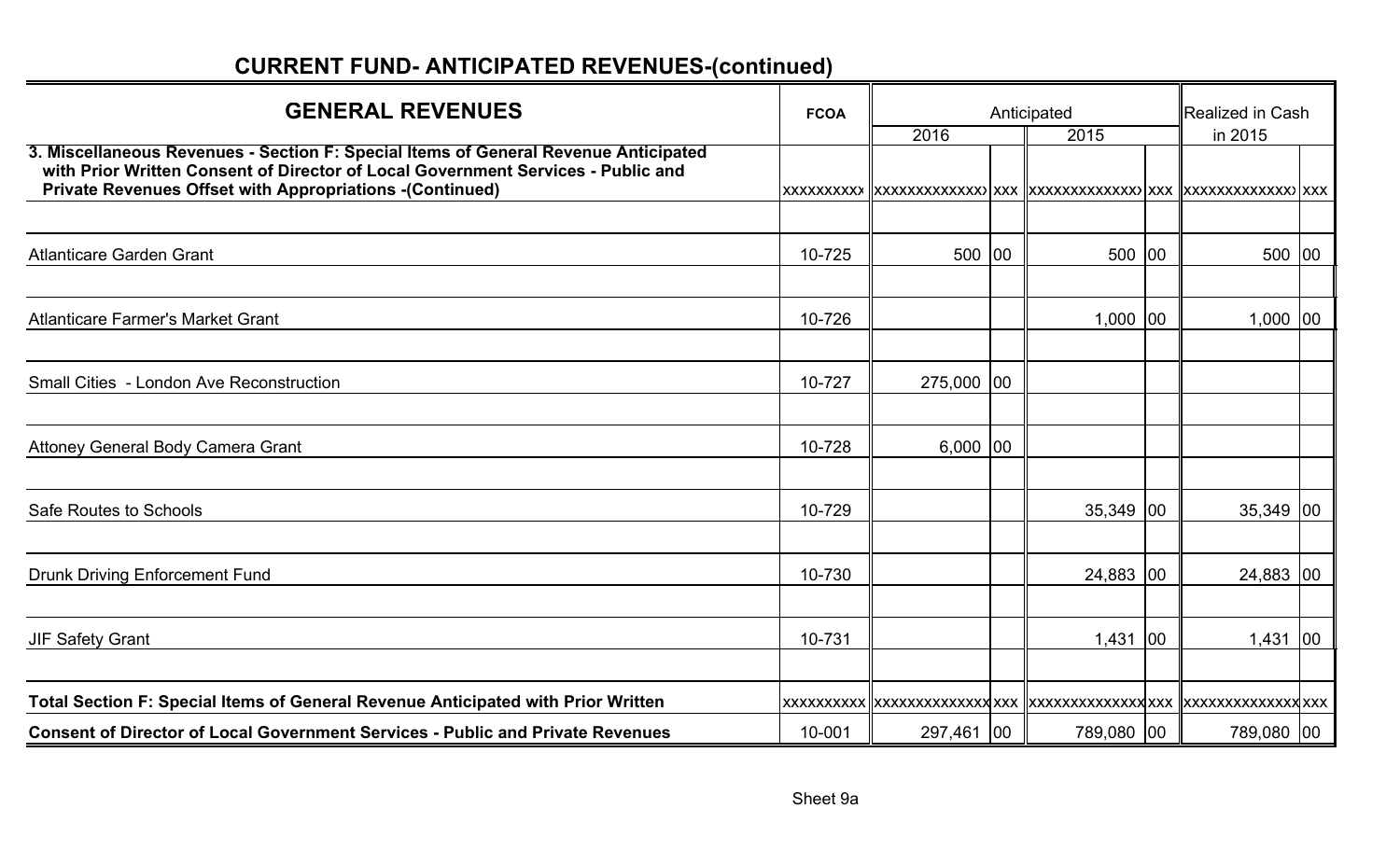## CURRENT FUND- ANTICIPATED REVENUES-(continued)

| GENERAL REVENUES | FCOA | Anticipated 2016 | | Anticipated 2015 | | Realized in Cash in 2015 | |
|---|---|---|---|---|---|---|---|
| **3. Miscellaneous Revenues - Section F: Special Items of General Revenue Anticipated with Prior Written Consent of Director of Local Government Services - Public and Private Revenues Offset with Appropriations -(Continued)** | xxxxxxxxxx | xxxxxxxxxxxxx | xxx | xxxxxxxxxxxxx | xxx | xxxxxxxxxxxxx | xxx |
| Atlanticare Garden Grant | 10-725 | 500 | 00 | 500 | 00 | 500 | 00 |
| Atlanticare Farmer's Market Grant | 10-726 | | | 1,000 | 00 | 1,000 | 00 |
| Small Cities - London Ave Reconstruction | 10-727 | 275,000 | 00 | | | | |
| Attoney General Body Camera Grant | 10-728 | 6,000 | 00 | | | | |
| Safe Routes to Schools | 10-729 | | | 35,349 | 00 | 35,349 | 00 |
| Drunk Driving Enforcement Fund | 10-730 | | | 24,883 | 00 | 24,883 | 00 |
| JIF Safety Grant | 10-731 | | | 1,431 | 00 | 1,431 | 00 |
| **Total Section F: Special Items of General Revenue Anticipated with Prior Written** | xxxxxxxxxx | xxxxxxxxxxxxx | xxx | xxxxxxxxxxxxx | xxx | xxxxxxxxxxxxx | xxx |
| **Consent of Director of Local Government Services - Public and Private Revenues** | 10-001 | 297,461 | 00 | 789,080 | 00 | 789,080 | 00 |

Sheet 9a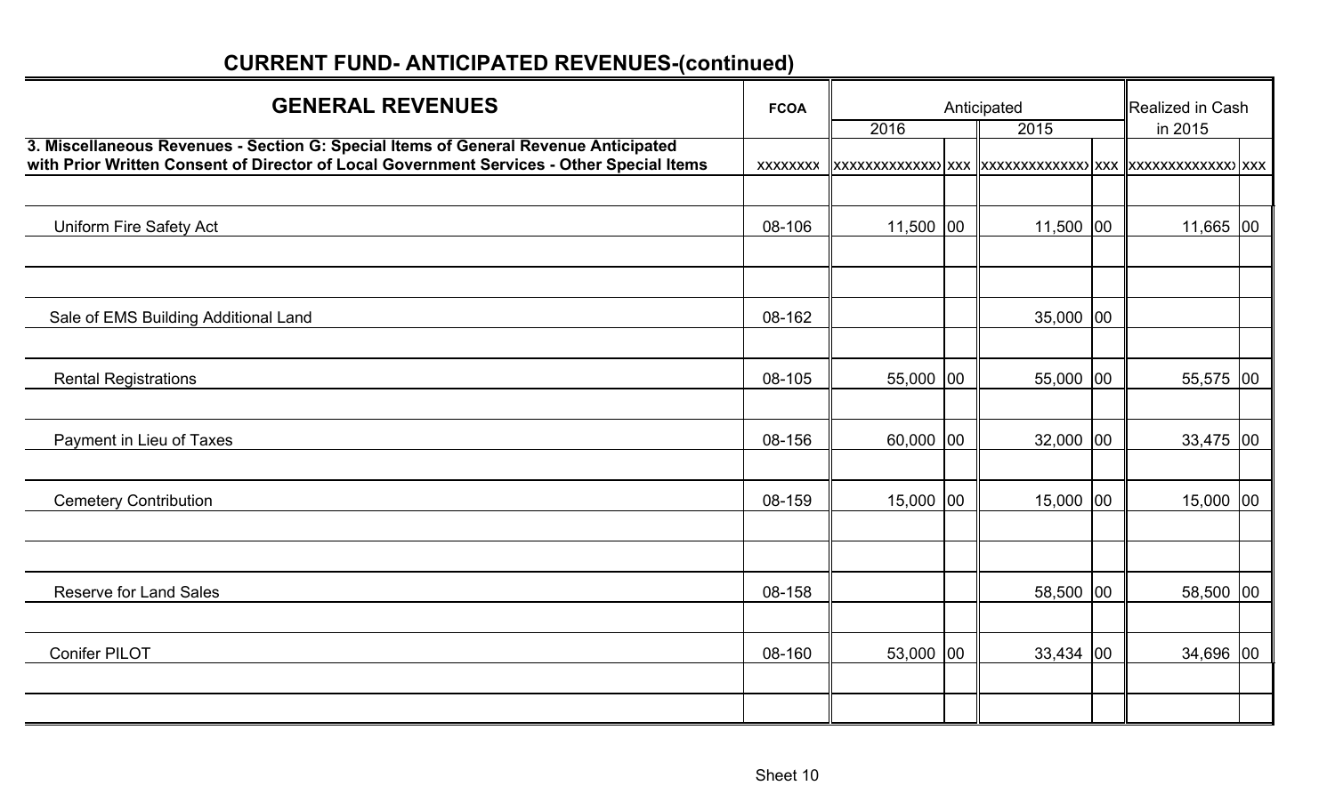## CURRENT FUND- ANTICIPATED REVENUES-(continued)

| GENERAL REVENUES | FCOA | Anticipated | | | | Realized in Cash | |
|---|---|---|---|---|---|---|---|
| | | 2016 | | 2015 | | in 2015 | |
| 3. Miscellaneous Revenues - Section G: Special Items of General Revenue Anticipated with Prior Written Consent of Director of Local Government Services - Other Special Items | xxxxxxxx | xxxxxxxxxxxxx | xxx | xxxxxxxxxxxxx | xxx | xxxxxxxxxxxxx | xxx |
| | | | | | | | |
| Uniform Fire Safety Act | 08-106 | 11,500 | 00 | 11,500 | 00 | 11,665 | 00 |
| | | | | | | | |
| | | | | | | | |
| Sale of EMS Building Additional Land | 08-162 | | | 35,000 | 00 | | |
| | | | | | | | |
| Rental Registrations | 08-105 | 55,000 | 00 | 55,000 | 00 | 55,575 | 00 |
| | | | | | | | |
| Payment in Lieu of Taxes | 08-156 | 60,000 | 00 | 32,000 | 00 | 33,475 | 00 |
| | | | | | | | |
| Cemetery Contribution | 08-159 | 15,000 | 00 | 15,000 | 00 | 15,000 | 00 |
| | | | | | | | |
| | | | | | | | |
| Reserve for Land Sales | 08-158 | | | 58,500 | 00 | 58,500 | 00 |
| | | | | | | | |
| Conifer PILOT | 08-160 | 53,000 | 00 | 33,434 | 00 | 34,696 | 00 |
| | | | | | | | |
| | | | | | | | |

Sheet 10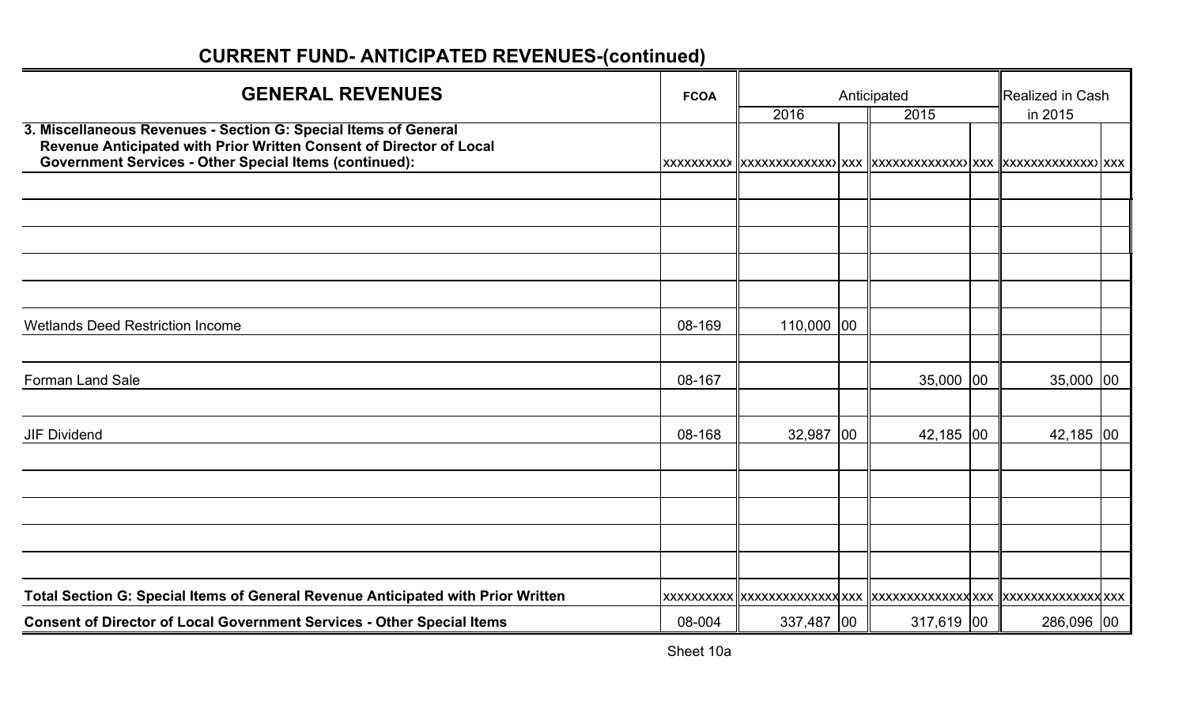## CURRENT FUND- ANTICIPATED REVENUES-(continued)

| GENERAL REVENUES | FCOA | Anticipated 2016 | | Anticipated 2015 | | Realized in Cash in 2015 | |
|---|---|---|---|---|---|---|---|
| **3. Miscellaneous Revenues - Section G: Special Items of General Revenue Anticipated with Prior Written Consent of Director of Local Government Services - Other Special Items (continued):** | xxxxxxxxxx | xxxxxxxxxxxxx | xxx | xxxxxxxxxxxxx | xxx | xxxxxxxxxxxxx | xxx |
| | | | | | | | |
| | | | | | | | |
| | | | | | | | |
| | | | | | | | |
| | | | | | | | |
| Wetlands Deed Restriction Income | 08-169 | 110,000 | 00 | | | | |
| | | | | | | | |
| Forman Land Sale | 08-167 | | | 35,000 | 00 | 35,000 | 00 |
| | | | | | | | |
| JIF Dividend | 08-168 | 32,987 | 00 | 42,185 | 00 | 42,185 | 00 |
| | | | | | | | |
| | | | | | | | |
| | | | | | | | |
| | | | | | | | |
| | | | | | | | |
| **Total Section G: Special Items of General Revenue Anticipated with Prior Written** | xxxxxxxxxx | xxxxxxxxxxxxx | xxx | xxxxxxxxxxxxx | xxx | xxxxxxxxxxxxx | xxx |
| **Consent of Director of Local Government Services - Other Special Items** | 08-004 | 337,487 | 00 | 317,619 | 00 | 286,096 | 00 |

Sheet 10a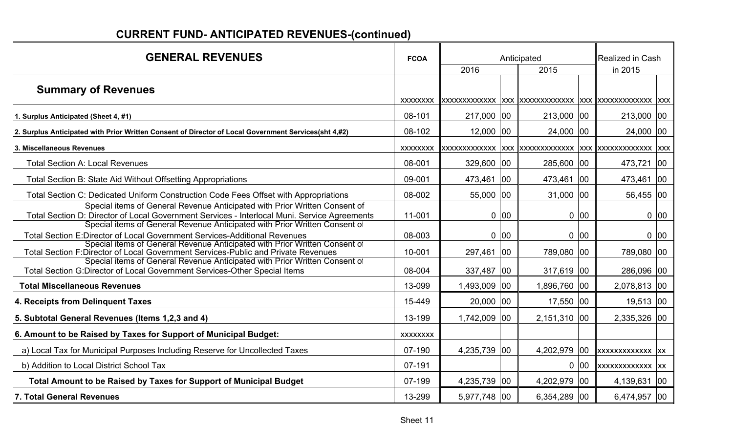## CURRENT FUND- ANTICIPATED REVENUES-(continued)

| GENERAL REVENUES | FCOA | Anticipated | | | | Realized in Cash | |
|---|---|---|---|---|---|---|---|
| | | 2016 | | 2015 | | in 2015 | |
| **Summary of Revenues** | xxxxxxxx | xxxxxxxxxxxx | xxx | xxxxxxxxxxxx | xxx | xxxxxxxxxxxx | xxx |
| **1. Surplus Anticipated (Sheet 4, #1)** | 08-101 | 217,000 | 00 | 213,000 | 00 | 213,000 | 00 |
| **2. Surplus Anticipated with Prior Written Consent of Director of Local Government Services(sht 4,#2)** | 08-102 | 12,000 | 00 | 24,000 | 00 | 24,000 | 00 |
| **3. Miscellaneous Revenues** | xxxxxxxx | xxxxxxxxxxxx | xxx | xxxxxxxxxxxx | xxx | xxxxxxxxxxxx | xxx |
| Total Section A: Local Revenues | 08-001 | 329,600 | 00 | 285,600 | 00 | 473,721 | 00 |
| Total Section B: State Aid Without Offsetting Appropriations | 09-001 | 473,461 | 00 | 473,461 | 00 | 473,461 | 00 |
| Total Section C: Dedicated Uniform Construction Code Fees Offset with Appropriations | 08-002 | 55,000 | 00 | 31,000 | 00 | 56,455 | 00 |
| Special items of General Revenue Anticipated with Prior Written Consent of Total Section D: Director of Local Government Services - Interlocal Muni. Service Agreements | 11-001 | 0 | 00 | 0 | 00 | 0 | 00 |
| Special items of General Revenue Anticipated with Prior Written Consent of Total Section E:Director of Local Government Services-Additional Revenues | 08-003 | 0 | 00 | 0 | 00 | 0 | 00 |
| Special items of General Revenue Anticipated with Prior Written Consent of Total Section F:Director of Local Government Services-Public and Private Revenues | 10-001 | 297,461 | 00 | 789,080 | 00 | 789,080 | 00 |
| Special items of General Revenue Anticipated with Prior Written Consent of Total Section G:Director of Local Government Services-Other Special Items | 08-004 | 337,487 | 00 | 317,619 | 00 | 286,096 | 00 |
| **Total Miscellaneous Revenues** | 13-099 | 1,493,009 | 00 | 1,896,760 | 00 | 2,078,813 | 00 |
| **4. Receipts from Delinquent Taxes** | 15-449 | 20,000 | 00 | 17,550 | 00 | 19,513 | 00 |
| **5. Subtotal General Revenues (Items 1,2,3 and 4)** | 13-199 | 1,742,009 | 00 | 2,151,310 | 00 | 2,335,326 | 00 |
| **6. Amount to be Raised by Taxes for Support of Municipal Budget:** | xxxxxxxx | | | | | | |
| a) Local Tax for Municipal Purposes Including Reserve for Uncollected Taxes | 07-190 | 4,235,739 | 00 | 4,202,979 | 00 | xxxxxxxxxxxx | xx |
| b) Addition to Local District School Tax | 07-191 | | | 0 | 00 | xxxxxxxxxxxx | xx |
| **Total Amount to be Raised by Taxes for Support of Municipal Budget** | 07-199 | 4,235,739 | 00 | 4,202,979 | 00 | 4,139,631 | 00 |
| **7. Total General Revenues** | 13-299 | 5,977,748 | 00 | 6,354,289 | 00 | 6,474,957 | 00 |

Sheet 11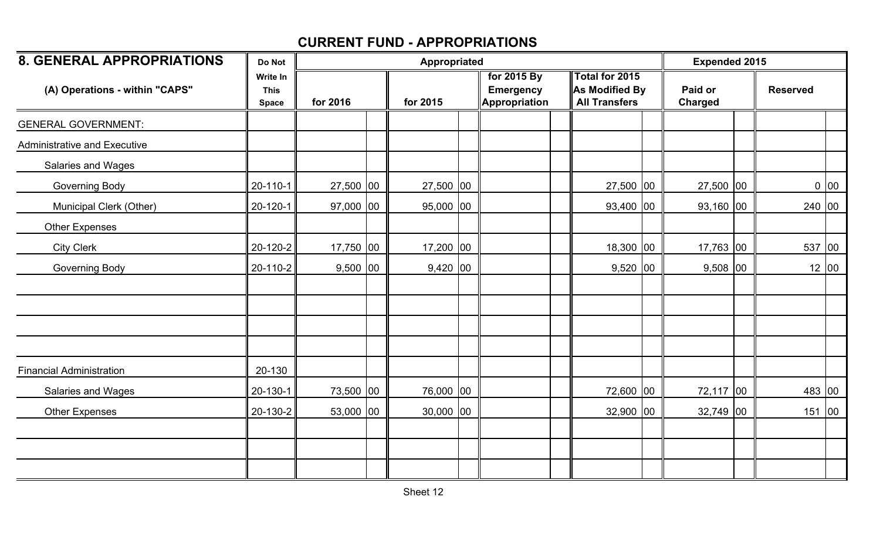## CURRENT FUND - APPROPRIATIONS

| 8. GENERAL APPROPRIATIONS | Do Not | Appropriated | | | | | | | | Expended 2015 | | | |
|---|---|---|---|---|---|---|---|---|---|---|---|---|---|
| (A) Operations - within "CAPS" | Write In This Space | for 2016 | | for 2015 | | for 2015 By Emergency Appropriation | | Total for 2015 As Modified By All Transfers | | Paid or Charged | | Reserved | |
| GENERAL GOVERNMENT: | | | | | | | | | | | | | |
| Administrative and Executive | | | | | | | | | | | | | |
| Salaries and Wages | | | | | | | | | | | | | |
| Governing Body | 20-110-1 | 27,500 | 00 | 27,500 | 00 | | | 27,500 | 00 | 27,500 | 00 | 0 | 00 |
| Municipal Clerk (Other) | 20-120-1 | 97,000 | 00 | 95,000 | 00 | | | 93,400 | 00 | 93,160 | 00 | 240 | 00 |
| Other Expenses | | | | | | | | | | | | | |
| City Clerk | 20-120-2 | 17,750 | 00 | 17,200 | 00 | | | 18,300 | 00 | 17,763 | 00 | 537 | 00 |
| Governing Body | 20-110-2 | 9,500 | 00 | 9,420 | 00 | | | 9,520 | 00 | 9,508 | 00 | 12 | 00 |
| | | | | | | | | | | | | | |
| | | | | | | | | | | | | | |
| | | | | | | | | | | | | | |
| | | | | | | | | | | | | | |
| Financial Administration | 20-130 | | | | | | | | | | | | |
| Salaries and Wages | 20-130-1 | 73,500 | 00 | 76,000 | 00 | | | 72,600 | 00 | 72,117 | 00 | 483 | 00 |
| Other Expenses | 20-130-2 | 53,000 | 00 | 30,000 | 00 | | | 32,900 | 00 | 32,749 | 00 | 151 | 00 |
| | | | | | | | | | | | | | |
| | | | | | | | | | | | | | |
| | | | | | | | | | | | | | |

Sheet 12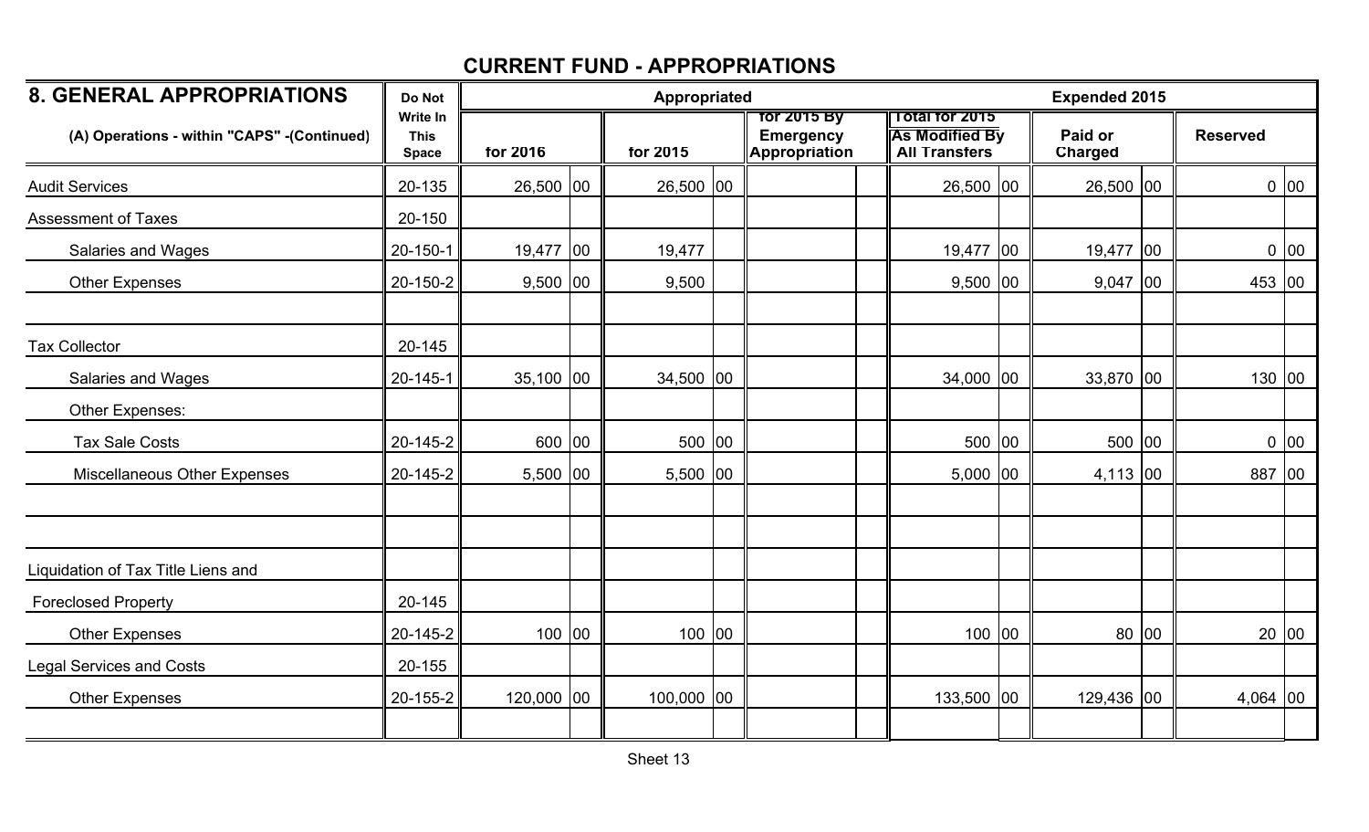## CURRENT FUND - APPROPRIATIONS

| 8. GENERAL APPROPRIATIONS | Do Not Write In This Space | Appropriated | | | | Expended 2015 | |
|---|---|---|---|---|---|---|---|
| (A) Operations - within "CAPS" -(Continued) | | for 2016 | for 2015 | for 2015 By Emergency Appropriation | Total for 2015 As Modified By All Transfers | Paid or Charged | Reserved |
| Audit Services | 20-135 | 26,500 00 | 26,500 00 | | 26,500 00 | 26,500 00 | 0 00 |
| Assessment of Taxes | 20-150 | | | | | | |
| Salaries and Wages | 20-150-1 | 19,477 00 | 19,477 | | 19,477 00 | 19,477 00 | 0 00 |
| Other Expenses | 20-150-2 | 9,500 00 | 9,500 | | 9,500 00 | 9,047 00 | 453 00 |
| | | | | | | | |
| Tax Collector | 20-145 | | | | | | |
| Salaries and Wages | 20-145-1 | 35,100 00 | 34,500 00 | | 34,000 00 | 33,870 00 | 130 00 |
| Other Expenses: | | | | | | | |
| Tax Sale Costs | 20-145-2 | 600 00 | 500 00 | | 500 00 | 500 00 | 0 00 |
| Miscellaneous Other Expenses | 20-145-2 | 5,500 00 | 5,500 00 | | 5,000 00 | 4,113 00 | 887 00 |
| | | | | | | | |
| | | | | | | | |
| Liquidation of Tax Title Liens and | | | | | | | |
| Foreclosed Property | 20-145 | | | | | | |
| Other Expenses | 20-145-2 | 100 00 | 100 00 | | 100 00 | 80 00 | 20 00 |
| Legal Services and Costs | 20-155 | | | | | | |
| Other Expenses | 20-155-2 | 120,000 00 | 100,000 00 | | 133,500 00 | 129,436 00 | 4,064 00 |
| | | | | | | | |

Sheet 13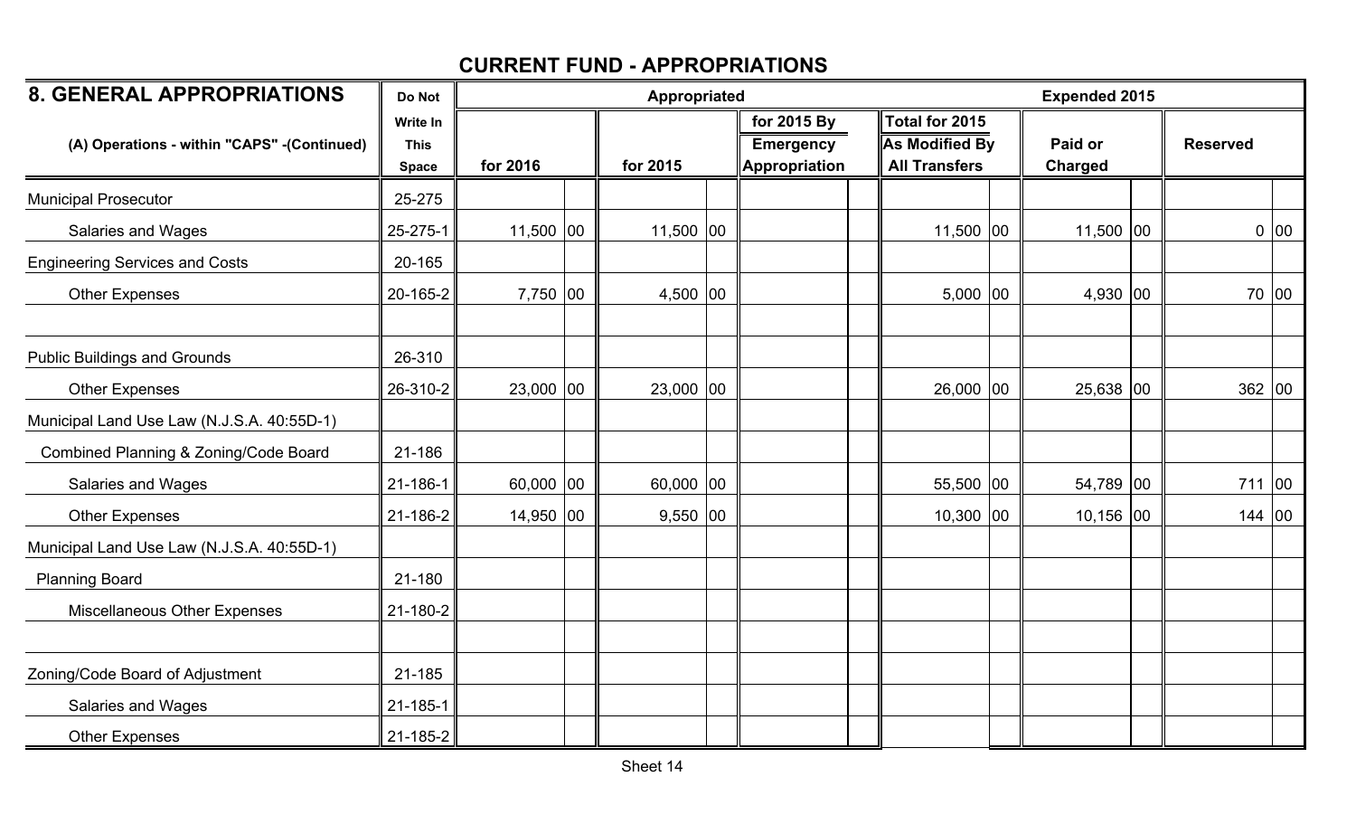## CURRENT FUND - APPROPRIATIONS

| 8. GENERAL APPROPRIATIONS | Do Not Write In This Space | Appropriated | | | Expended 2015 | | |
|---|---|---|---|---|---|---|---|
| (A) Operations - within "CAPS" -(Continued) | | for 2016 | for 2015 | for 2015 By Emergency Appropriation | Total for 2015 As Modified By All Transfers | Paid or Charged | Reserved |
| Municipal Prosecutor | 25-275 | | | | | | |
| Salaries and Wages | 25-275-1 | 11,500 00 | 11,500 00 | | 11,500 00 | 11,500 00 | 0 00 |
| Engineering Services and Costs | 20-165 | | | | | | |
| Other Expenses | 20-165-2 | 7,750 00 | 4,500 00 | | 5,000 00 | 4,930 00 | 70 00 |
| | | | | | | | |
| Public Buildings and Grounds | 26-310 | | | | | | |
| Other Expenses | 26-310-2 | 23,000 00 | 23,000 00 | | 26,000 00 | 25,638 00 | 362 00 |
| Municipal Land Use Law (N.J.S.A. 40:55D-1) | | | | | | | |
| Combined Planning & Zoning/Code Board | 21-186 | | | | | | |
| Salaries and Wages | 21-186-1 | 60,000 00 | 60,000 00 | | 55,500 00 | 54,789 00 | 711 00 |
| Other Expenses | 21-186-2 | 14,950 00 | 9,550 00 | | 10,300 00 | 10,156 00 | 144 00 |
| Municipal Land Use Law (N.J.S.A. 40:55D-1) | | | | | | | |
| Planning Board | 21-180 | | | | | | |
| Miscellaneous Other Expenses | 21-180-2 | | | | | | |
| | | | | | | | |
| Zoning/Code Board of Adjustment | 21-185 | | | | | | |
| Salaries and Wages | 21-185-1 | | | | | | |
| Other Expenses | 21-185-2 | | | | | | |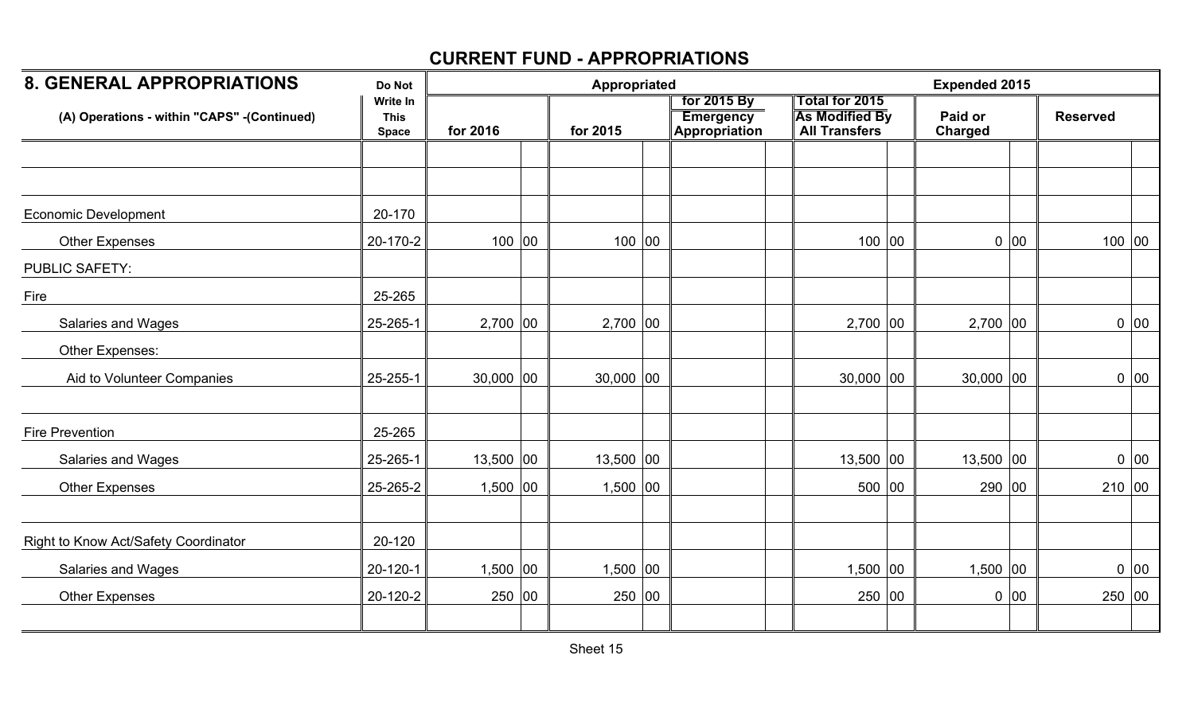# CURRENT FUND - APPROPRIATIONS

| 8. GENERAL APPROPRIATIONS | Do Not Write In This Space | Appropriated | | | | Expended 2015 | |
|---|---|---|---|---|---|---|---|
| (A) Operations - within "CAPS" -(Continued) | | for 2016 | for 2015 | for 2015 By Emergency Appropriation | Total for 2015 As Modified By All Transfers | Paid or Charged | Reserved |
| | | | | | | | |
| | | | | | | | |
| Economic Development | 20-170 | | | | | | |
| Other Expenses | 20-170-2 | 100 00 | 100 00 | | 100 00 | 0 00 | 100 00 |
| PUBLIC SAFETY: | | | | | | | |
| Fire | 25-265 | | | | | | |
| Salaries and Wages | 25-265-1 | 2,700 00 | 2,700 00 | | 2,700 00 | 2,700 00 | 0 00 |
| Other Expenses: | | | | | | | |
| Aid to Volunteer Companies | 25-255-1 | 30,000 00 | 30,000 00 | | 30,000 00 | 30,000 00 | 0 00 |
| | | | | | | | |
| Fire Prevention | 25-265 | | | | | | |
| Salaries and Wages | 25-265-1 | 13,500 00 | 13,500 00 | | 13,500 00 | 13,500 00 | 0 00 |
| Other Expenses | 25-265-2 | 1,500 00 | 1,500 00 | | 500 00 | 290 00 | 210 00 |
| | | | | | | | |
| Right to Know Act/Safety Coordinator | 20-120 | | | | | | |
| Salaries and Wages | 20-120-1 | 1,500 00 | 1,500 00 | | 1,500 00 | 1,500 00 | 0 00 |
| Other Expenses | 20-120-2 | 250 00 | 250 00 | | 250 00 | 0 00 | 250 00 |
| | | | | | | | |

Sheet 15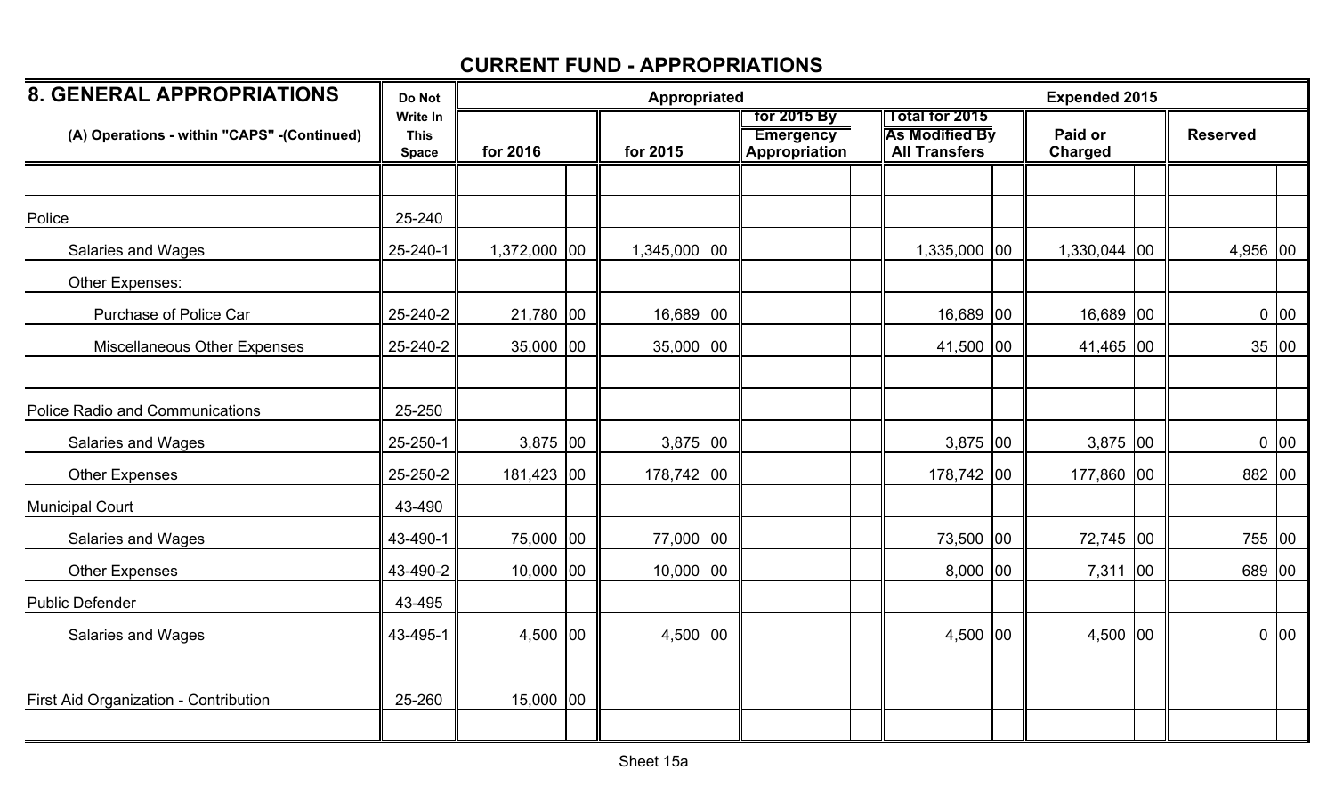## CURRENT FUND - APPROPRIATIONS

| 8. GENERAL APPROPRIATIONS<br>(A) Operations - within "CAPS" -(Continued) | Do Not Write In This Space | Appropriated for 2016 | | Appropriated for 2015 | | for 2015 By Emergency Appropriation | | Total for 2015 As Modified By All Transfers | | Expended 2015 Paid or Charged | | Expended 2015 Reserved | |
|---|---|---|---|---|---|---|---|---|---|---|---|---|---|
| | | | | | | | | | | | | | |
| Police | 25-240 | | | | | | | | | | | | |
| Salaries and Wages | 25-240-1 | 1,372,000 | 00 | 1,345,000 | 00 | | | 1,335,000 | 00 | 1,330,044 | 00 | 4,956 | 00 |
| Other Expenses: | | | | | | | | | | | | | |
| Purchase of Police Car | 25-240-2 | 21,780 | 00 | 16,689 | 00 | | | 16,689 | 00 | 16,689 | 00 | 0 | 00 |
| Miscellaneous Other Expenses | 25-240-2 | 35,000 | 00 | 35,000 | 00 | | | 41,500 | 00 | 41,465 | 00 | 35 | 00 |
| | | | | | | | | | | | | | |
| Police Radio and Communications | 25-250 | | | | | | | | | | | | |
| Salaries and Wages | 25-250-1 | 3,875 | 00 | 3,875 | 00 | | | 3,875 | 00 | 3,875 | 00 | 0 | 00 |
| Other Expenses | 25-250-2 | 181,423 | 00 | 178,742 | 00 | | | 178,742 | 00 | 177,860 | 00 | 882 | 00 |
| Municipal Court | 43-490 | | | | | | | | | | | | |
| Salaries and Wages | 43-490-1 | 75,000 | 00 | 77,000 | 00 | | | 73,500 | 00 | 72,745 | 00 | 755 | 00 |
| Other Expenses | 43-490-2 | 10,000 | 00 | 10,000 | 00 | | | 8,000 | 00 | 7,311 | 00 | 689 | 00 |
| Public Defender | 43-495 | | | | | | | | | | | | |
| Salaries and Wages | 43-495-1 | 4,500 | 00 | 4,500 | 00 | | | 4,500 | 00 | 4,500 | 00 | 0 | 00 |
| | | | | | | | | | | | | | |
| First Aid Organization - Contribution | 25-260 | 15,000 | 00 | | | | | | | | | | |
| | | | | | | | | | | | | | |

Sheet 15a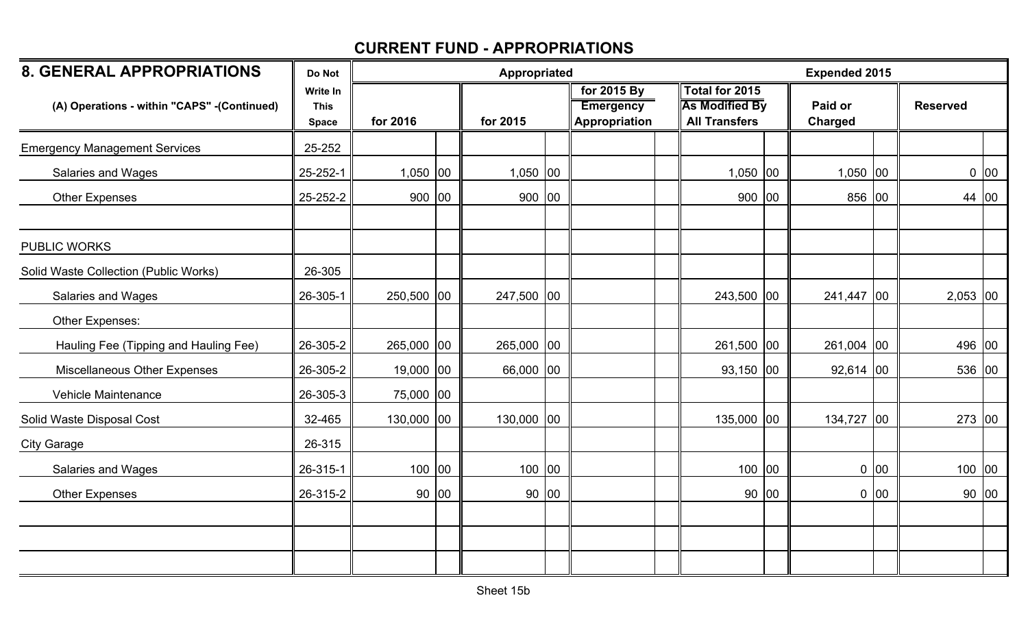# CURRENT FUND - APPROPRIATIONS

| 8. GENERAL APPROPRIATIONS | Do Not | Appropriated | | | | Expended 2015 | |
|---|---|---|---|---|---|---|---|
| (A) Operations - within "CAPS" -(Continued) | Write In This Space | for 2016 | for 2015 | for 2015 By Emergency Appropriation | Total for 2015 As Modified By All Transfers | Paid or Charged | Reserved |
| Emergency Management Services | 25-252 | | | | | | |
| Salaries and Wages | 25-252-1 | 1,050 00 | 1,050 00 | | 1,050 00 | 1,050 00 | 0 00 |
| Other Expenses | 25-252-2 | 900 00 | 900 00 | | 900 00 | 856 00 | 44 00 |
| | | | | | | | |
| PUBLIC WORKS | | | | | | | |
| Solid Waste Collection (Public Works) | 26-305 | | | | | | |
| Salaries and Wages | 26-305-1 | 250,500 00 | 247,500 00 | | 243,500 00 | 241,447 00 | 2,053 00 |
| Other Expenses: | | | | | | | |
| Hauling Fee (Tipping and Hauling Fee) | 26-305-2 | 265,000 00 | 265,000 00 | | 261,500 00 | 261,004 00 | 496 00 |
| Miscellaneous Other Expenses | 26-305-2 | 19,000 00 | 66,000 00 | | 93,150 00 | 92,614 00 | 536 00 |
| Vehicle Maintenance | 26-305-3 | 75,000 00 | | | | | |
| Solid Waste Disposal Cost | 32-465 | 130,000 00 | 130,000 00 | | 135,000 00 | 134,727 00 | 273 00 |
| City Garage | 26-315 | | | | | | |
| Salaries and Wages | 26-315-1 | 100 00 | 100 00 | | 100 00 | 0 00 | 100 00 |
| Other Expenses | 26-315-2 | 90 00 | 90 00 | | 90 00 | 0 00 | 90 00 |

Sheet 15b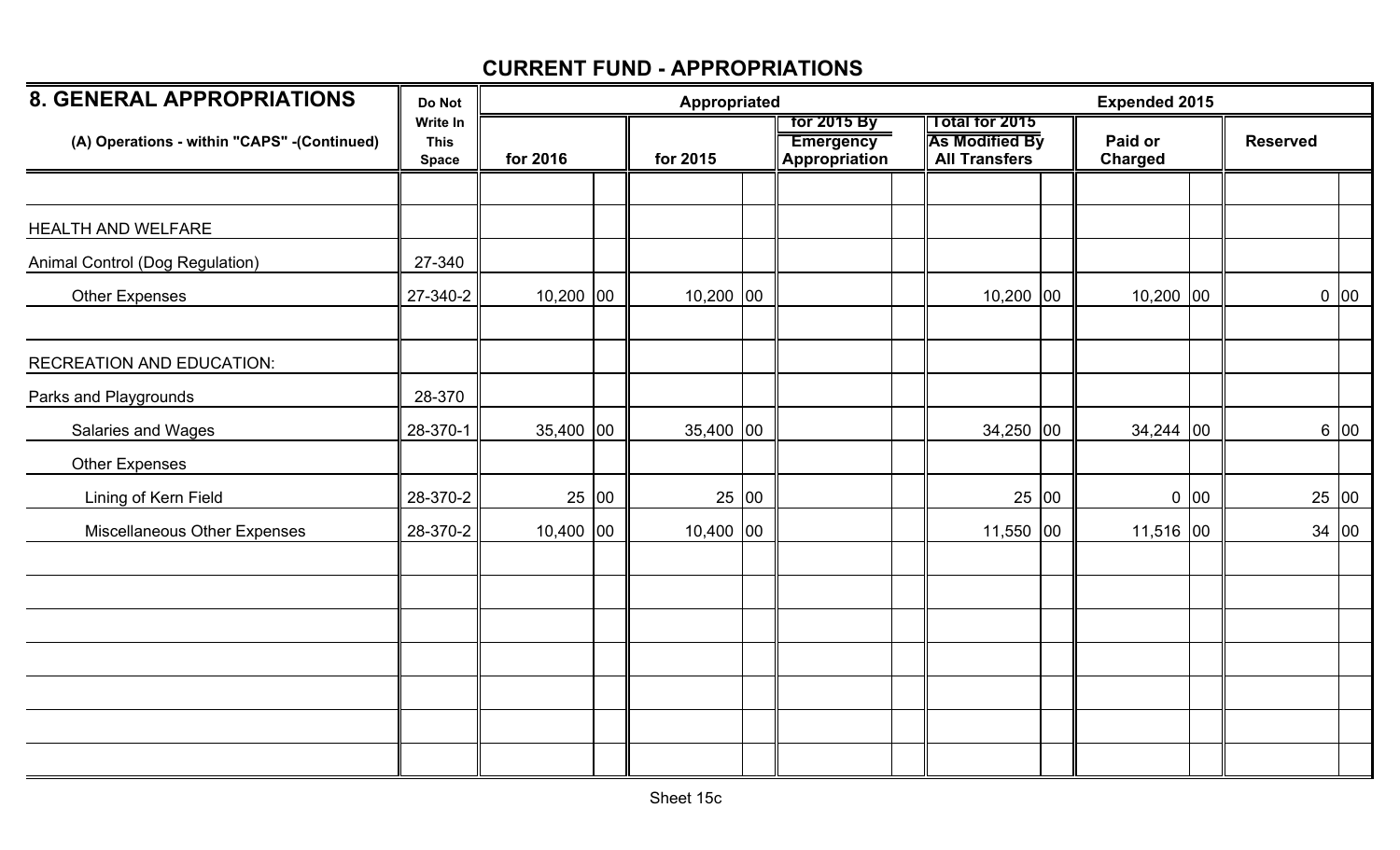## CURRENT FUND - APPROPRIATIONS

| 8. GENERAL APPROPRIATIONS | Do Not Write In This Space | Appropriated | | | | | | | | Expended 2015 | | | |
|---|---|---|---|---|---|---|---|---|---|---|---|---|---|
| (A) Operations - within "CAPS" -(Continued) | | for 2016 | | for 2015 | | for 2015 By Emergency Appropriation | | Total for 2015 As Modified By All Transfers | | Paid or Charged | | Reserved | |
| | | | | | | | | | | | | | |
| HEALTH AND WELFARE | | | | | | | | | | | | | |
| Animal Control (Dog Regulation) | 27-340 | | | | | | | | | | | | |
| Other Expenses | 27-340-2 | 10,200 | 00 | 10,200 | 00 | | | 10,200 | 00 | 10,200 | 00 | 0 | 00 |
| | | | | | | | | | | | | | |
| RECREATION AND EDUCATION: | | | | | | | | | | | | | |
| Parks and Playgrounds | 28-370 | | | | | | | | | | | | |
| Salaries and Wages | 28-370-1 | 35,400 | 00 | 35,400 | 00 | | | 34,250 | 00 | 34,244 | 00 | 6 | 00 |
| Other Expenses | | | | | | | | | | | | | |
| Lining of Kern Field | 28-370-2 | 25 | 00 | 25 | 00 | | | 25 | 00 | 0 | 00 | 25 | 00 |
| Miscellaneous Other Expenses | 28-370-2 | 10,400 | 00 | 10,400 | 00 | | | 11,550 | 00 | 11,516 | 00 | 34 | 00 |

Sheet 15c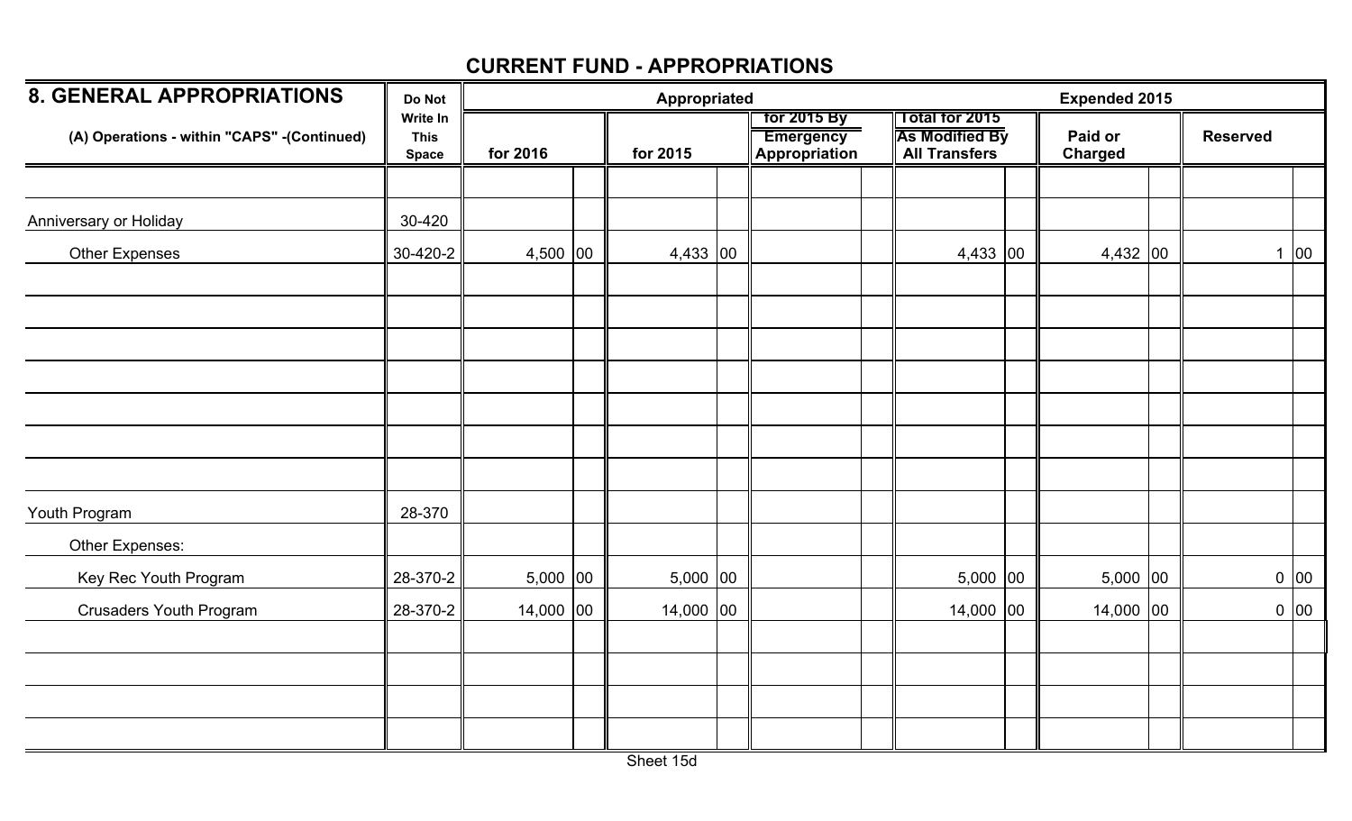# CURRENT FUND - APPROPRIATIONS

| 8. GENERAL APPROPRIATIONS | Do Not Write In This Space | Appropriated | | | | Expended 2015 | |
|---|---|---|---|---|---|---|---|
| (A) Operations - within "CAPS" -(Continued) | | for 2016 | for 2015 | for 2015 By Emergency Appropriation | Total for 2015 As Modified By All Transfers | Paid or Charged | Reserved |
| Anniversary or Holiday | 30-420 | | | | | | |
| Other Expenses | 30-420-2 | 4,500.00 | 4,433.00 | | 4,433.00 | 4,432.00 | 1.00 |
| Youth Program | 28-370 | | | | | | |
| Other Expenses: | | | | | | | |
| Key Rec Youth Program | 28-370-2 | 5,000.00 | 5,000.00 | | 5,000.00 | 5,000.00 | 0.00 |
| Crusaders Youth Program | 28-370-2 | 14,000.00 | 14,000.00 | | 14,000.00 | 14,000.00 | 0.00 |

Sheet 15d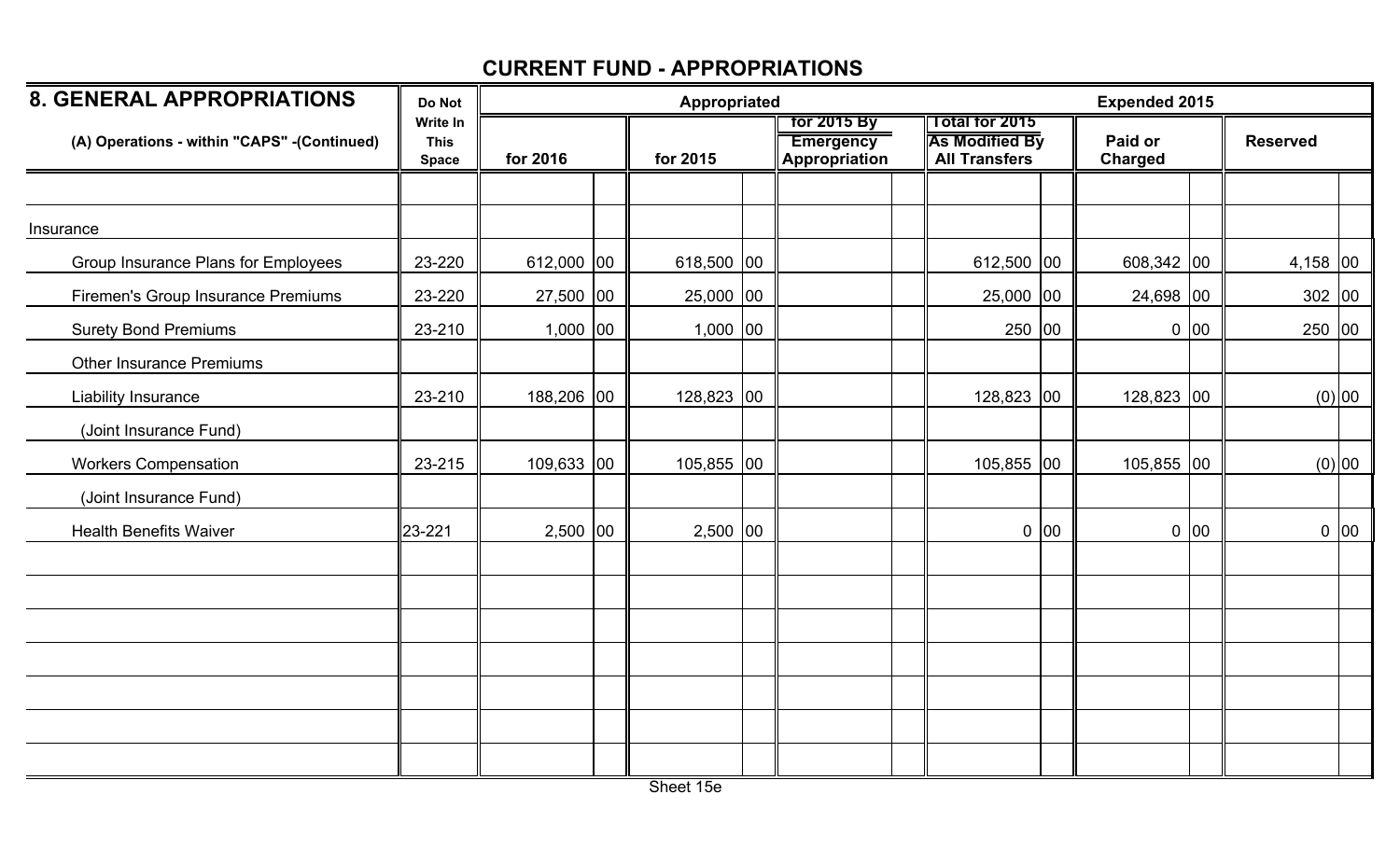## CURRENT FUND - APPROPRIATIONS

| 8. GENERAL APPROPRIATIONS | Do Not Write In This Space | Appropriated | | | | | | | | Expended 2015 | | | |
|---|---|---|---|---|---|---|---|---|---|---|---|---|---|
| (A) Operations - within "CAPS" -(Continued) | | for 2016 | | for 2015 | | for 2015 By Emergency Appropriation | | Total for 2015 As Modified By All Transfers | | Paid or Charged | | Reserved | |
| | | | | | | | | | | | | | |
| Insurance | | | | | | | | | | | | | |
| Group Insurance Plans for Employees | 23-220 | 612,000 | 00 | 618,500 | 00 | | | 612,500 | 00 | 608,342 | 00 | 4,158 | 00 |
| Firemen's Group Insurance Premiums | 23-220 | 27,500 | 00 | 25,000 | 00 | | | 25,000 | 00 | 24,698 | 00 | 302 | 00 |
| Surety Bond Premiums | 23-210 | 1,000 | 00 | 1,000 | 00 | | | 250 | 00 | 0 | 00 | 250 | 00 |
| Other Insurance Premiums | | | | | | | | | | | | | |
| Liability Insurance | 23-210 | 188,206 | 00 | 128,823 | 00 | | | 128,823 | 00 | 128,823 | 00 | (0) | 00 |
| (Joint Insurance Fund) | | | | | | | | | | | | | |
| Workers Compensation | 23-215 | 109,633 | 00 | 105,855 | 00 | | | 105,855 | 00 | 105,855 | 00 | (0) | 00 |
| (Joint Insurance Fund) | | | | | | | | | | | | | |
| Health Benefits Waiver | 23-221 | 2,500 | 00 | 2,500 | 00 | | | 0 | 00 | 0 | 00 | 0 | 00 |
| | | | | | | | | | | | | | |
| | | | | | | | | | | | | | |
| | | | | | | | | | | | | | |
| | | | | | | | | | | | | | |
| | | | | | | | | | | | | | |
| | | | | | | | | | | | | | |
| | | | | | | | | | | | | | |

Sheet 15e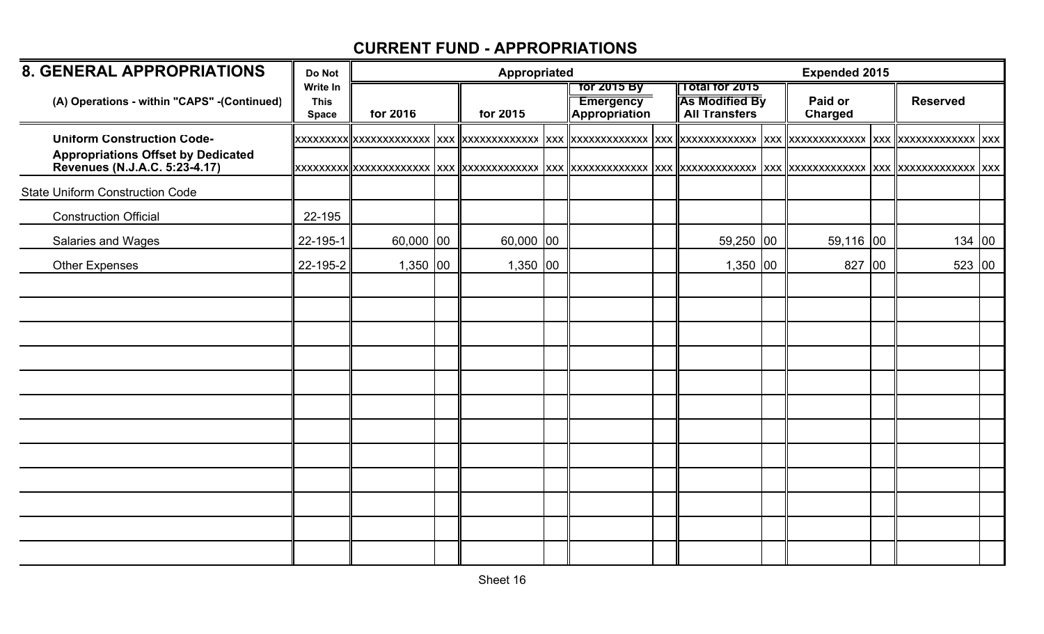## CURRENT FUND - APPROPRIATIONS

| 8. GENERAL APPROPRIATIONS (A) Operations - within "CAPS" -(Continued) | Do Not Write In This Space | Appropriated for 2016 | | Appropriated for 2015 | | for 2015 By Emergency Appropriation | | Total for 2015 As Modified By All Transfers | | Expended 2015 Paid or Charged | | Expended 2015 Reserved | |
|---|---|---|---|---|---|---|---|---|---|---|---|---|---|
| **Uniform Construction Code-** | xxxxxxxxx | xxxxxxxxxxxx | xxx | xxxxxxxxxxxx | xxx | xxxxxxxxxxxx | xxx | xxxxxxxxxxxx | xxx | xxxxxxxxxxxx | xxx | xxxxxxxxxxxx | xxx |
| **Appropriations Offset by Dedicated Revenues (N.J.A.C. 5:23-4.17)** | xxxxxxxxx | xxxxxxxxxxxx | xxx | xxxxxxxxxxxx | xxx | xxxxxxxxxxxx | xxx | xxxxxxxxxxxx | xxx | xxxxxxxxxxxx | xxx | xxxxxxxxxxxx | xxx |
| State Uniform Construction Code | | | | | | | | | | | | | |
| Construction Official | 22-195 | | | | | | | | | | | | |
| Salaries and Wages | 22-195-1 | 60,000 | 00 | 60,000 | 00 | | | 59,250 | 00 | 59,116 | 00 | 134 | 00 |
| Other Expenses | 22-195-2 | 1,350 | 00 | 1,350 | 00 | | | 1,350 | 00 | 827 | 00 | 523 | 00 |

Sheet 16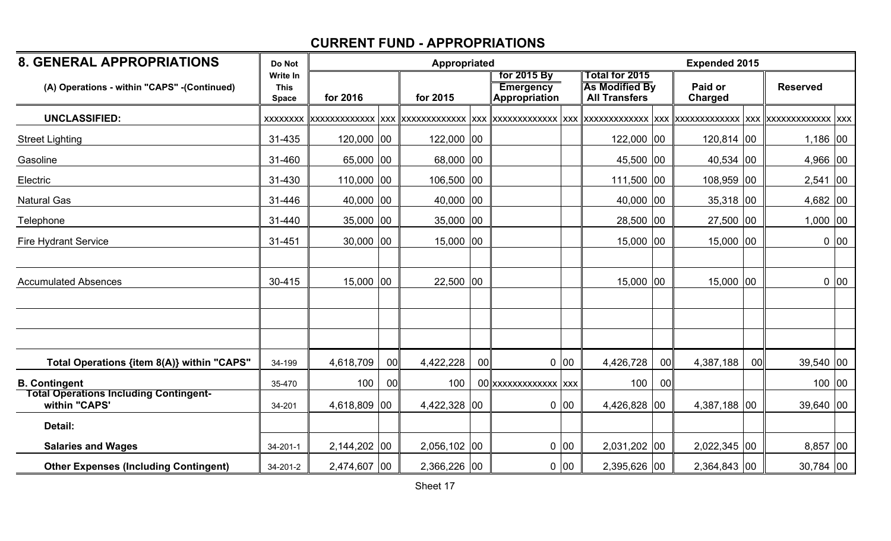## CURRENT FUND - APPROPRIATIONS

| 8. GENERAL APPROPRIATIONS | Do Not Write In This Space | Appropriated | | | | | | Expended 2015 | | | | | |
|---|---|---|---|---|---|---|---|---|---|---|---|---|---|
| (A) Operations - within "CAPS" -(Continued) | | for 2016 | | for 2015 | | for 2015 By Emergency Appropriation | | Total for 2015 As Modified By All Transfers | | Paid or Charged | | Reserved | |
| **UNCLASSIFIED:** | xxxxxxxx | xxxxxxxxxxxxx | xxx | xxxxxxxxxxxxx | xxx | xxxxxxxxxxxxx | xxx | xxxxxxxxxxxxx | xxx | xxxxxxxxxxxxx | xxx | xxxxxxxxxxxxx | xxx |
| Street Lighting | 31-435 | 120,000 | 00 | 122,000 | 00 | | | 122,000 | 00 | 120,814 | 00 | 1,186 | 00 |
| Gasoline | 31-460 | 65,000 | 00 | 68,000 | 00 | | | 45,500 | 00 | 40,534 | 00 | 4,966 | 00 |
| Electric | 31-430 | 110,000 | 00 | 106,500 | 00 | | | 111,500 | 00 | 108,959 | 00 | 2,541 | 00 |
| Natural Gas | 31-446 | 40,000 | 00 | 40,000 | 00 | | | 40,000 | 00 | 35,318 | 00 | 4,682 | 00 |
| Telephone | 31-440 | 35,000 | 00 | 35,000 | 00 | | | 28,500 | 00 | 27,500 | 00 | 1,000 | 00 |
| Fire Hydrant Service | 31-451 | 30,000 | 00 | 15,000 | 00 | | | 15,000 | 00 | 15,000 | 00 | 0 | 00 |
| | | | | | | | | | | | | | |
| Accumulated Absences | 30-415 | 15,000 | 00 | 22,500 | 00 | | | 15,000 | 00 | 15,000 | 00 | 0 | 00 |
| | | | | | | | | | | | | | |
| | | | | | | | | | | | | | |
| | | | | | | | | | | | | | |
| **Total Operations {item 8(A)} within "CAPS"** | 34-199 | 4,618,709 | 00 | 4,422,228 | 00 | 0 | 00 | 4,426,728 | 00 | 4,387,188 | 00 | 39,540 | 00 |
| **B. Contingent** | 35-470 | 100 | 00 | 100 | 00 | xxxxxxxxxxxxx | xxx | 100 | 00 | | | 100 | 00 |
| **Total Operations Including Contingent- within "CAPS'** | 34-201 | 4,618,809 | 00 | 4,422,328 | 00 | 0 | 00 | 4,426,828 | 00 | 4,387,188 | 00 | 39,640 | 00 |
| **Detail:** | | | | | | | | | | | | | |
| **Salaries and Wages** | 34-201-1 | 2,144,202 | 00 | 2,056,102 | 00 | 0 | 00 | 2,031,202 | 00 | 2,022,345 | 00 | 8,857 | 00 |
| **Other Expenses (Including Contingent)** | 34-201-2 | 2,474,607 | 00 | 2,366,226 | 00 | 0 | 00 | 2,395,626 | 00 | 2,364,843 | 00 | 30,784 | 00 |

Sheet 17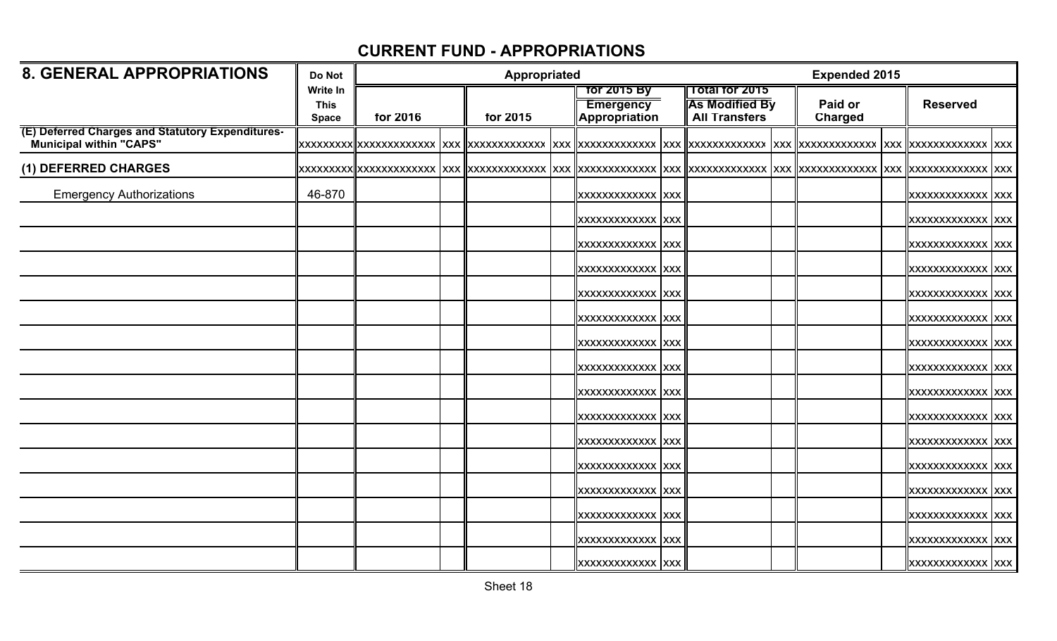## CURRENT FUND - APPROPRIATIONS

| 8. GENERAL APPROPRIATIONS | Do Not Write In This Space | Appropriated | | | | | | Expended 2015 | | | | | |
|---|---|---|---|---|---|---|---|---|---|---|---|---|---|
| | | for 2016 | | for 2015 | | for 2015 By Emergency Appropriation | | Total for 2015 As Modified By All Transfers | | Paid or Charged | | Reserved | |
| (E) Deferred Charges and Statutory Expenditures-Municipal within "CAPS" | xxxxxxxxx | xxxxxxxxxxxx | xxx | xxxxxxxxxxxx | xxx | xxxxxxxxxxxx | xxx | xxxxxxxxxxxx | xxx | xxxxxxxxxxxx | xxx | xxxxxxxxxxxx | xxx |
| (1) DEFERRED CHARGES | xxxxxxxxx | xxxxxxxxxxxx | xxx | xxxxxxxxxxxx | xxx | xxxxxxxxxxxx | xxx | xxxxxxxxxxxx | xxx | xxxxxxxxxxxx | xxx | xxxxxxxxxxxx | xxx |
| Emergency Authorizations | 46-870 | | | | | xxxxxxxxxxxx | xxx | | | | | xxxxxxxxxxxx | xxx |
| | | | | | | xxxxxxxxxxxx | xxx | | | | | xxxxxxxxxxxx | xxx |
| | | | | | | xxxxxxxxxxxx | xxx | | | | | xxxxxxxxxxxx | xxx |
| | | | | | | xxxxxxxxxxxx | xxx | | | | | xxxxxxxxxxxx | xxx |
| | | | | | | xxxxxxxxxxxx | xxx | | | | | xxxxxxxxxxxx | xxx |
| | | | | | | xxxxxxxxxxxx | xxx | | | | | xxxxxxxxxxxx | xxx |
| | | | | | | xxxxxxxxxxxx | xxx | | | | | xxxxxxxxxxxx | xxx |
| | | | | | | xxxxxxxxxxxx | xxx | | | | | xxxxxxxxxxxx | xxx |
| | | | | | | xxxxxxxxxxxx | xxx | | | | | xxxxxxxxxxxx | xxx |
| | | | | | | xxxxxxxxxxxx | xxx | | | | | xxxxxxxxxxxx | xxx |
| | | | | | | xxxxxxxxxxxx | xxx | | | | | xxxxxxxxxxxx | xxx |
| | | | | | | xxxxxxxxxxxx | xxx | | | | | xxxxxxxxxxxx | xxx |
| | | | | | | xxxxxxxxxxxx | xxx | | | | | xxxxxxxxxxxx | xxx |
| | | | | | | xxxxxxxxxxxx | xxx | | | | | xxxxxxxxxxxx | xxx |
| | | | | | | xxxxxxxxxxxx | xxx | | | | | xxxxxxxxxxxx | xxx |
| | | | | | | xxxxxxxxxxxx | xxx | | | | | xxxxxxxxxxxx | xxx |

Sheet 18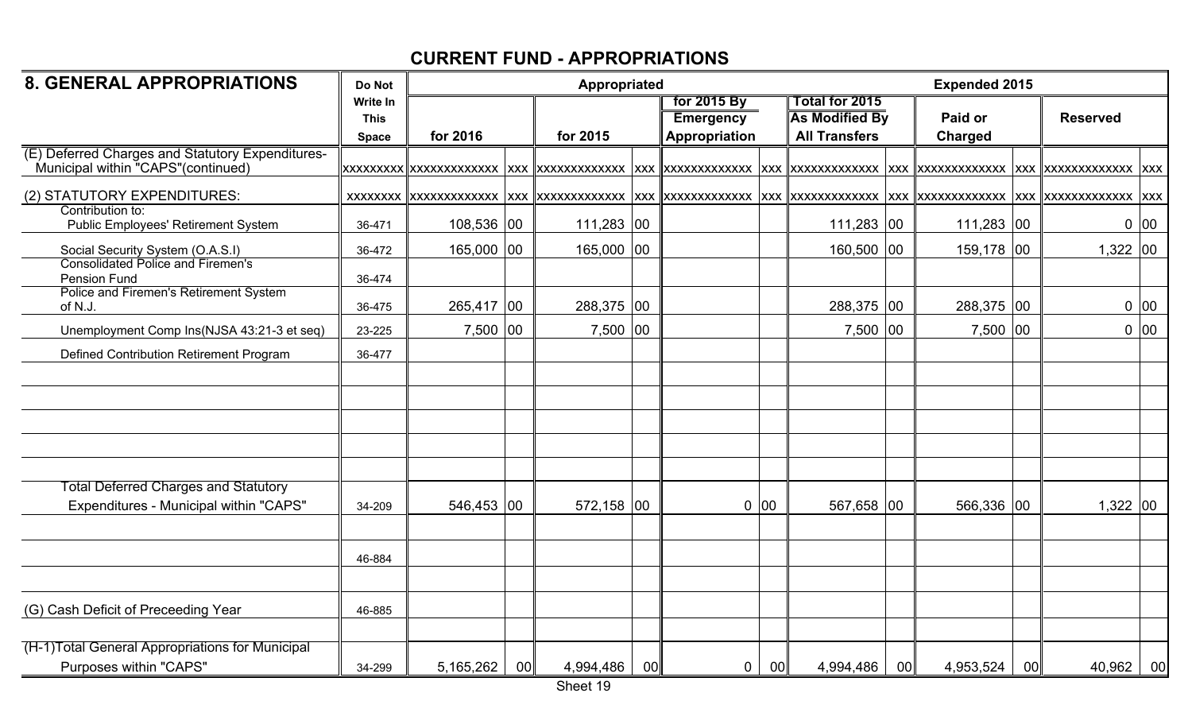## CURRENT FUND - APPROPRIATIONS

| 8. GENERAL APPROPRIATIONS | Do Not Write In This Space | Appropriated | | | | | | | | Expended 2015 | | | |
|---|---|---|---|---|---|---|---|---|---|---|---|---|---|
| | | for 2016 | | for 2015 | | for 2015 By Emergency Appropriation | | Total for 2015 As Modified By All Transfers | | Paid or Charged | | Reserved | |
| (E) Deferred Charges and Statutory Expenditures- Municipal within "CAPS"(continued) | xxxxxxxxx | xxxxxxxxxxxx | xxx | xxxxxxxxxxxx | xxx | xxxxxxxxxxxx | xxx | xxxxxxxxxxxx | xxx | xxxxxxxxxxxx | xxx | xxxxxxxxxxxx | xxx |
| (2) STATUTORY EXPENDITURES: | xxxxxxxx | xxxxxxxxxxxx | xxx | xxxxxxxxxxxx | xxx | xxxxxxxxxxxx | xxx | xxxxxxxxxxxx | xxx | xxxxxxxxxxxx | xxx | xxxxxxxxxxxx | xxx |
| Contribution to: Public Employees' Retirement System | 36-471 | 108,536 | 00 | 111,283 | 00 | | | 111,283 | 00 | 111,283 | 00 | 0 | 00 |
| Social Security System (O.A.S.I) | 36-472 | 165,000 | 00 | 165,000 | 00 | | | 160,500 | 00 | 159,178 | 00 | 1,322 | 00 |
| Consolidated Police and Firemen's Pension Fund | 36-474 | | | | | | | | | | | | |
| Police and Firemen's Retirement System of N.J. | 36-475 | 265,417 | 00 | 288,375 | 00 | | | 288,375 | 00 | 288,375 | 00 | 0 | 00 |
| Unemployment Comp Ins(NJSA 43:21-3 et seq) | 23-225 | 7,500 | 00 | 7,500 | 00 | | | 7,500 | 00 | 7,500 | 00 | 0 | 00 |
| Defined Contribution Retirement Program | 36-477 | | | | | | | | | | | | |
| Total Deferred Charges and Statutory Expenditures - Municipal within "CAPS" | 34-209 | 546,453 | 00 | 572,158 | 00 | 0 | 00 | 567,658 | 00 | 566,336 | 00 | 1,322 | 00 |
| | 46-884 | | | | | | | | | | | | |
| (G) Cash Deficit of Preceeding Year | 46-885 | | | | | | | | | | | | |
| (H-1)Total General Appropriations for Municipal Purposes within "CAPS" | 34-299 | 5,165,262 | 00 | 4,994,486 | 00 | 0 | 00 | 4,994,486 | 00 | 4,953,524 | 00 | 40,962 | 00 |

Sheet 19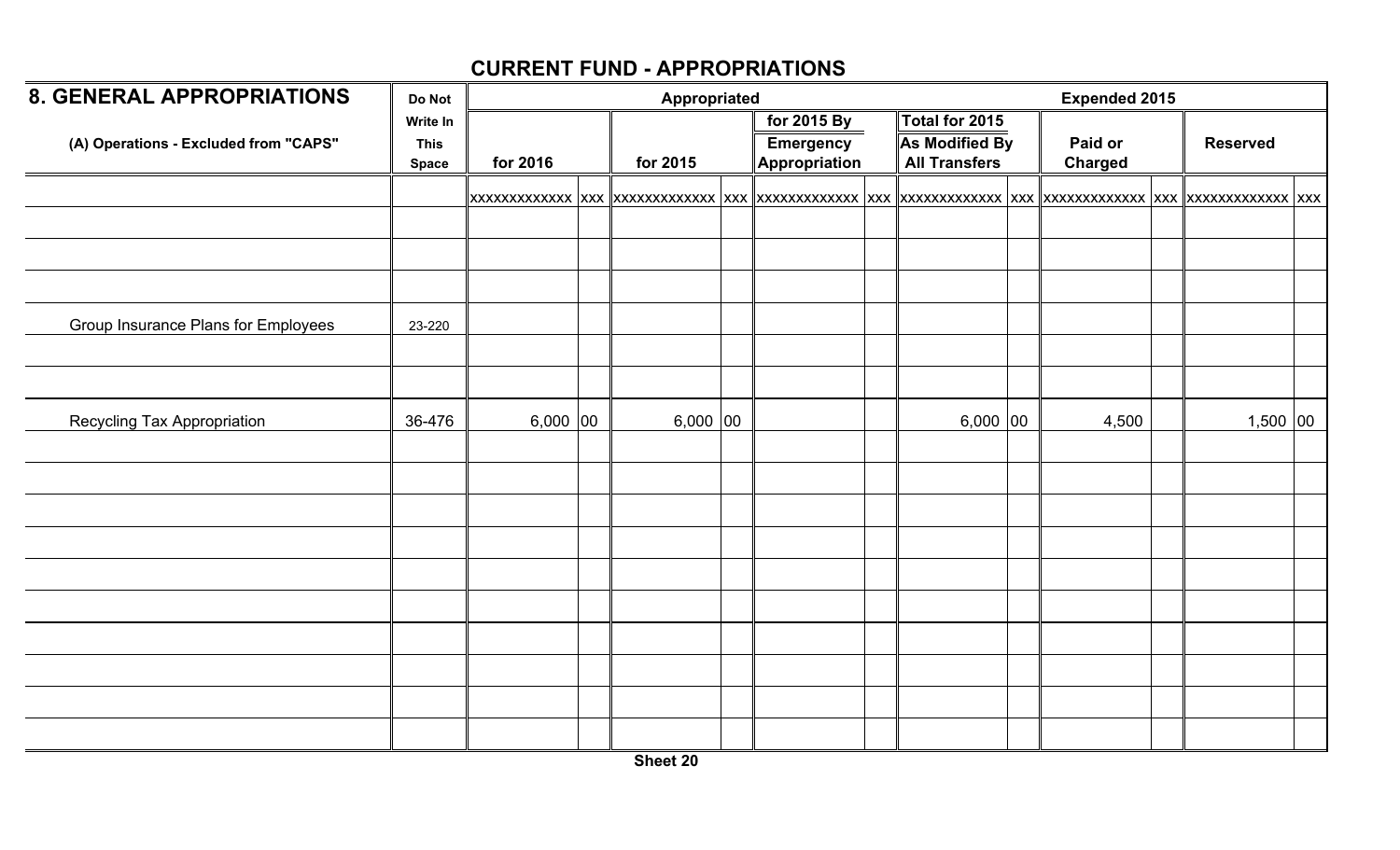## CURRENT FUND - APPROPRIATIONS

| 8. GENERAL APPROPRIATIONS | Do Not | Appropriated | | | | | | Expended 2015 | | | | | |
|---|---|---|---|---|---|---|---|---|---|---|---|---|---|
| (A) Operations - Excluded from "CAPS" | Write In This Space | for 2016 | | for 2015 | | for 2015 By Emergency Appropriation | | Total for 2015 As Modified By All Transfers | | Paid or Charged | | Reserved | |
| | | xxxxxxxxxxxx | xxx | xxxxxxxxxxxx | xxx | xxxxxxxxxxxx | xxx | xxxxxxxxxxxx | xxx | xxxxxxxxxxxx | xxx | xxxxxxxxxxxx | xxx |
| | | | | | | | | | | | | | |
| | | | | | | | | | | | | | |
| | | | | | | | | | | | | | |
| Group Insurance Plans for Employees | 23-220 | | | | | | | | | | | | |
| | | | | | | | | | | | | | |
| | | | | | | | | | | | | | |
| Recycling Tax Appropriation | 36-476 | 6,000 | 00 | 6,000 | 00 | | | 6,000 | 00 | 4,500 | | 1,500 | 00 |
| | | | | | | | | | | | | | |
| | | | | | | | | | | | | | |
| | | | | | | | | | | | | | |
| | | | | | | | | | | | | | |
| | | | | | | | | | | | | | |
| | | | | | | | | | | | | | |
| | | | | | | | | | | | | | |
| | | | | | | | | | | | | | |
| | | | | | | | | | | | | | |
| | | | | | | | | | | | | | |

Sheet 20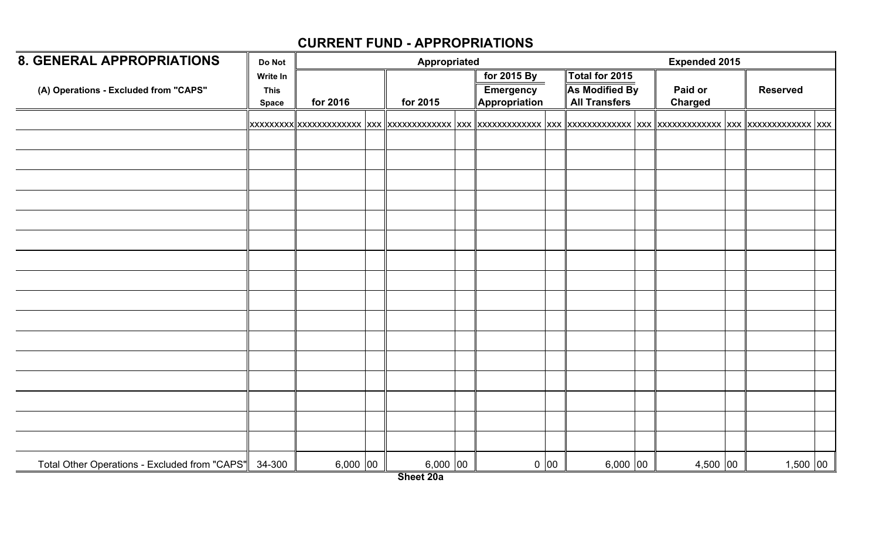## CURRENT FUND - APPROPRIATIONS

| 8. GENERAL APPROPRIATIONS | Do Not | Appropriated | | | | | | Expended 2015 | | | | | |
|---|---|---|---|---|---|---|---|---|---|---|---|---|---|
| (A) Operations - Excluded from "CAPS" | Write In This Space | for 2016 | | for 2015 | | for 2015 By Emergency Appropriation | | Total for 2015 As Modified By All Transfers | | Paid or Charged | | Reserved | |
| | xxxxxxxxx | xxxxxxxxxxxx | xxx | xxxxxxxxxxxx | xxx | xxxxxxxxxxxx | xxx | xxxxxxxxxxxx | xxx | xxxxxxxxxxxx | xxx | xxxxxxxxxxxx | xxx |
| | | | | | | | | | | | | | |
| | | | | | | | | | | | | | |
| | | | | | | | | | | | | | |
| | | | | | | | | | | | | | |
| | | | | | | | | | | | | | |
| | | | | | | | | | | | | | |
| | | | | | | | | | | | | | |
| | | | | | | | | | | | | | |
| | | | | | | | | | | | | | |
| | | | | | | | | | | | | | |
| | | | | | | | | | | | | | |
| | | | | | | | | | | | | | |
| | | | | | | | | | | | | | |
| | | | | | | | | | | | | | |
| | | | | | | | | | | | | | |
| | | | | | | | | | | | | | |
| Total Other Operations - Excluded from "CAPS" | 34-300 | 6,000 | 00 | 6,000 | 00 | 0 | 00 | 6,000 | 00 | 4,500 | 00 | 1,500 | 00 |

Sheet 20a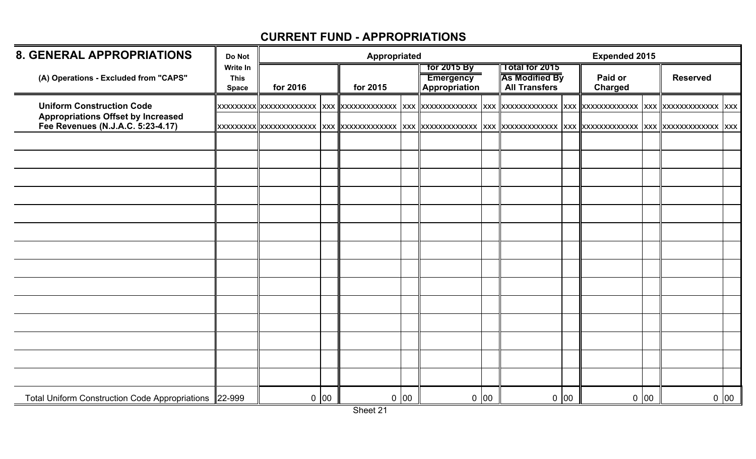# CURRENT FUND - APPROPRIATIONS

| 8. GENERAL APPROPRIATIONS | Do Not | Appropriated | | | | | | Expended 2015 | | | | | |
|---|---|---|---|---|---|---|---|---|---|---|---|---|---|
| (A) Operations - Excluded from "CAPS" | Write In This Space | for 2016 | | for 2015 | | for 2015 By Emergency Appropriation | | Total for 2015 As Modified By All Transfers | | Paid or Charged | | Reserved | |
| **Uniform Construction Code** | xxxxxxxxx | xxxxxxxxxxxx | xxx | xxxxxxxxxxxx | xxx | xxxxxxxxxxxx | xxx | xxxxxxxxxxxx | xxx | xxxxxxxxxxxx | xxx | xxxxxxxxxxxx | xxx |
| **Appropriations Offset by Increased Fee Revenues (N.J.A.C. 5:23-4.17)** | xxxxxxxxx | xxxxxxxxxxxx | xxx | xxxxxxxxxxxx | xxx | xxxxxxxxxxxx | xxx | xxxxxxxxxxxx | xxx | xxxxxxxxxxxx | xxx | xxxxxxxxxxxx | xxx |
| | | | | | | | | | | | | | |
| | | | | | | | | | | | | | |
| | | | | | | | | | | | | | |
| | | | | | | | | | | | | | |
| | | | | | | | | | | | | | |
| | | | | | | | | | | | | | |
| | | | | | | | | | | | | | |
| | | | | | | | | | | | | | |
| | | | | | | | | | | | | | |
| | | | | | | | | | | | | | |
| | | | | | | | | | | | | | |
| | | | | | | | | | | | | | |
| | | | | | | | | | | | | | |
| | | | | | | | | | | | | | |
| Total Uniform Construction Code Appropriations | 22-999 | 0 | 00 | 0 | 00 | 0 | 00 | 0 | 00 | 0 | 00 | 0 | 00 |

Sheet 21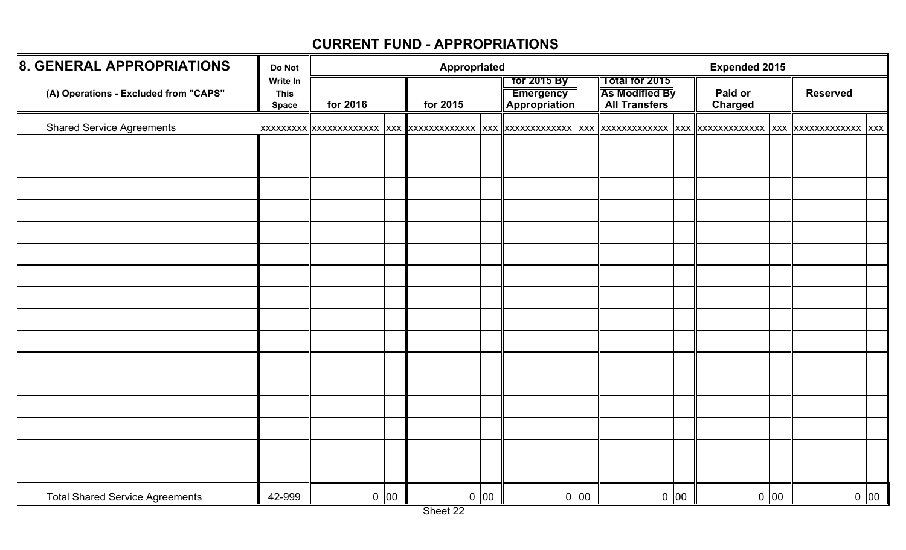## CURRENT FUND - APPROPRIATIONS

| 8. GENERAL APPROPRIATIONS | Do Not | Appropriated | | | | | | Expended 2015 | | | | | |
|---|---|---|---|---|---|---|---|---|---|---|---|---|---|
| (A) Operations - Excluded from "CAPS" | Write In This Space | for 2016 | | for 2015 | | for 2015 By Emergency Appropriation | | Total for 2015 As Modified By All Transfers | | Paid or Charged | | Reserved | |
| Shared Service Agreements | xxxxxxxxx | xxxxxxxxxxxx | xxx | xxxxxxxxxxxx | xxx | xxxxxxxxxxxx | xxx | xxxxxxxxxxxx | xxx | xxxxxxxxxxxx | xxx | xxxxxxxxxxxx | xxx |
| | | | | | | | | | | | | | |
| | | | | | | | | | | | | | |
| | | | | | | | | | | | | | |
| | | | | | | | | | | | | | |
| | | | | | | | | | | | | | |
| | | | | | | | | | | | | | |
| | | | | | | | | | | | | | |
| | | | | | | | | | | | | | |
| | | | | | | | | | | | | | |
| | | | | | | | | | | | | | |
| | | | | | | | | | | | | | |
| | | | | | | | | | | | | | |
| | | | | | | | | | | | | | |
| | | | | | | | | | | | | | |
| | | | | | | | | | | | | | |
| | | | | | | | | | | | | | |
| Total Shared Service Agreements | 42-999 | 0 | 00 | 0 | 00 | 0 | 00 | 0 | 00 | 0 | 00 | 0 | 00 |

Sheet 22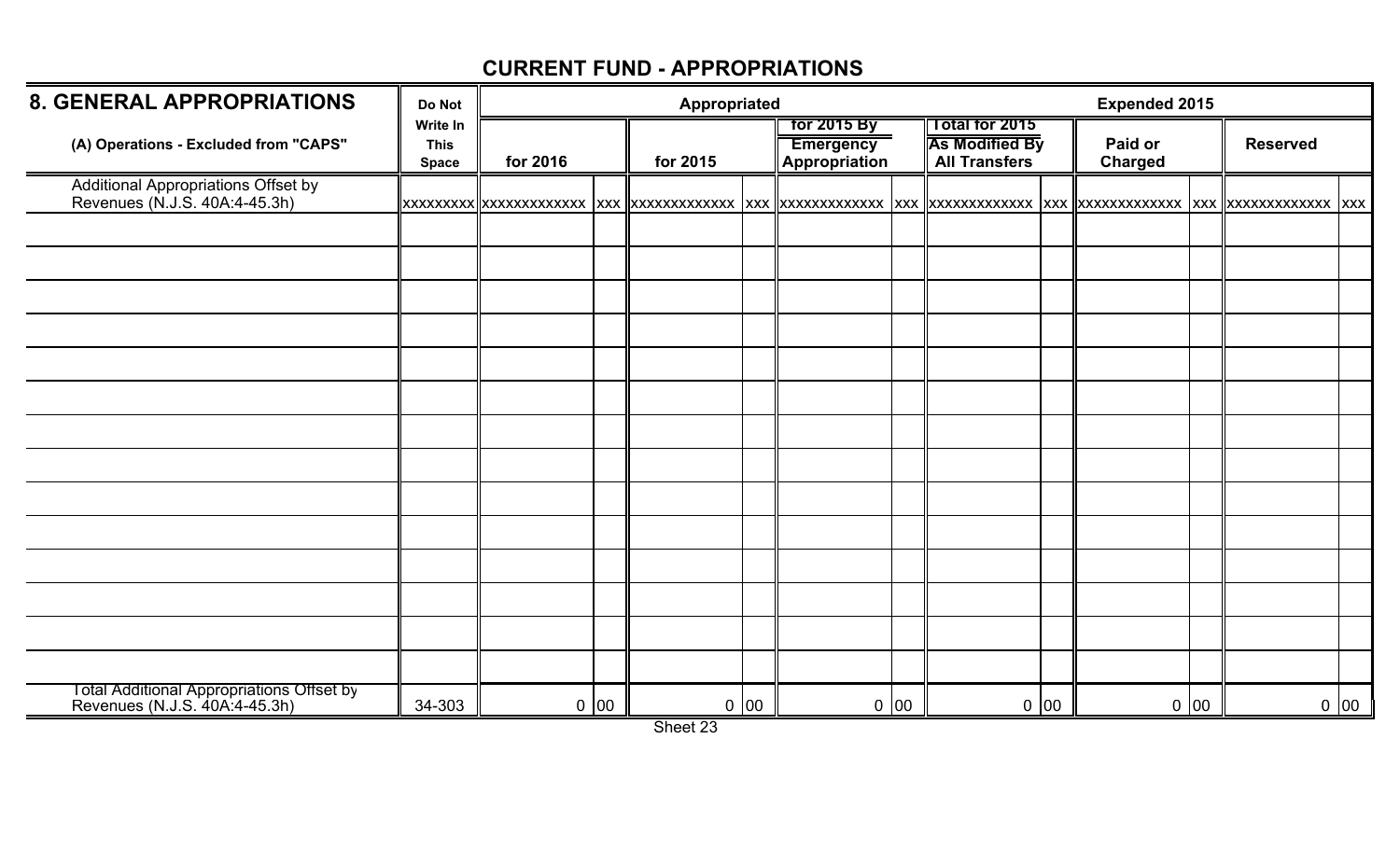## CURRENT FUND - APPROPRIATIONS

| 8. GENERAL APPROPRIATIONS | Do Not | Appropriated | | | | | | | | Expended 2015 | | | |
|---|---|---|---|---|---|---|---|---|---|---|---|---|---|
| (A) Operations - Excluded from "CAPS" | Write In This Space | for 2016 | | for 2015 | | for 2015 By Emergency Appropriation | | Total for 2015 As Modified By All Transfers | | Paid or Charged | | Reserved | |
| Additional Appropriations Offset by Revenues (N.J.S. 40A:4-45.3h) | xxxxxxxxx | xxxxxxxxxxxx | xxx | xxxxxxxxxxxx | xxx | xxxxxxxxxxxx | xxx | xxxxxxxxxxxx | xxx | xxxxxxxxxxxx | xxx | xxxxxxxxxxxx | xxx |
| | | | | | | | | | | | | | |
| | | | | | | | | | | | | | |
| | | | | | | | | | | | | | |
| | | | | | | | | | | | | | |
| | | | | | | | | | | | | | |
| | | | | | | | | | | | | | |
| | | | | | | | | | | | | | |
| | | | | | | | | | | | | | |
| | | | | | | | | | | | | | |
| | | | | | | | | | | | | | |
| | | | | | | | | | | | | | |
| | | | | | | | | | | | | | |
| | | | | | | | | | | | | | |
| | | | | | | | | | | | | | |
| Total Additional Appropriations Offset by Revenues (N.J.S. 40A:4-45.3h) | 34-303 | 0 | 00 | 0 | 00 | 0 | 00 | 0 | 00 | 0 | 00 | 0 | 00 |

Sheet 23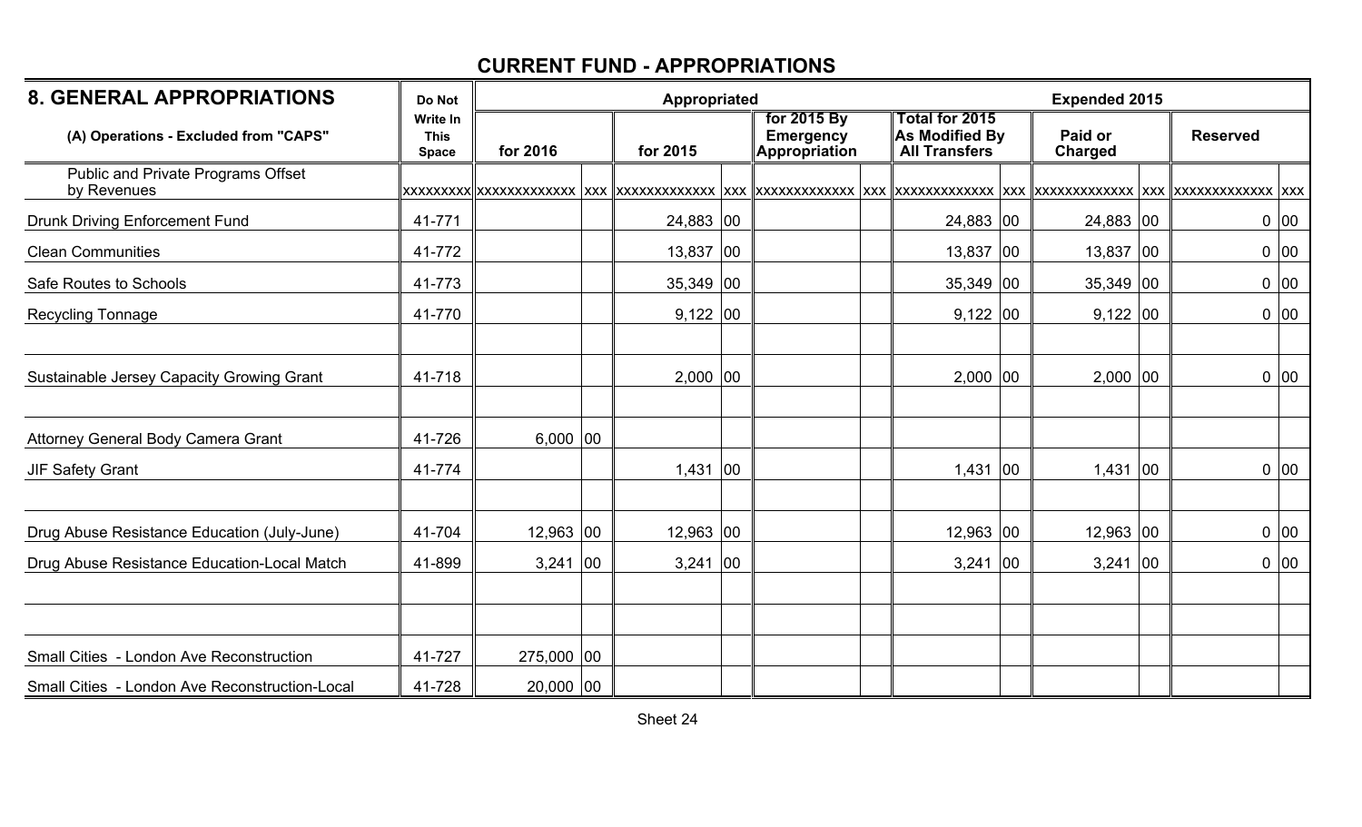## CURRENT FUND - APPROPRIATIONS

| 8. GENERAL APPROPRIATIONS | Do Not | Appropriated | | | | | | Expended 2015 | | | | | |
|---|---|---|---|---|---|---|---|---|---|---|---|---|---|
| (A) Operations - Excluded from "CAPS" | Write In This Space | for 2016 | | for 2015 | | for 2015 By Emergency Appropriation | | Total for 2015 As Modified By All Transfers | | Paid or Charged | | Reserved | |
| Public and Private Programs Offset by Revenues | xxxxxxxxx | xxxxxxxxxxxx | xxx | xxxxxxxxxxxx | xxx | xxxxxxxxxxxx | xxx | xxxxxxxxxxxx | xxx | xxxxxxxxxxxx | xxx | xxxxxxxxxxxx | xxx |
| Drunk Driving Enforcement Fund | 41-771 | | | 24,883 | 00 | | | 24,883 | 00 | 24,883 | 00 | 0 | 00 |
| Clean Communities | 41-772 | | | 13,837 | 00 | | | 13,837 | 00 | 13,837 | 00 | 0 | 00 |
| Safe Routes to Schools | 41-773 | | | 35,349 | 00 | | | 35,349 | 00 | 35,349 | 00 | 0 | 00 |
| Recycling Tonnage | 41-770 | | | 9,122 | 00 | | | 9,122 | 00 | 9,122 | 00 | 0 | 00 |
| | | | | | | | | | | | | | |
| Sustainable Jersey Capacity Growing Grant | 41-718 | | | 2,000 | 00 | | | 2,000 | 00 | 2,000 | 00 | 0 | 00 |
| | | | | | | | | | | | | | |
| Attorney General Body Camera Grant | 41-726 | 6,000 | 00 | | | | | | | | | | |
| JIF Safety Grant | 41-774 | | | 1,431 | 00 | | | 1,431 | 00 | 1,431 | 00 | 0 | 00 |
| | | | | | | | | | | | | | |
| Drug Abuse Resistance Education (July-June) | 41-704 | 12,963 | 00 | 12,963 | 00 | | | 12,963 | 00 | 12,963 | 00 | 0 | 00 |
| Drug Abuse Resistance Education-Local Match | 41-899 | 3,241 | 00 | 3,241 | 00 | | | 3,241 | 00 | 3,241 | 00 | 0 | 00 |
| | | | | | | | | | | | | | |
| | | | | | | | | | | | | | |
| Small Cities - London Ave Reconstruction | 41-727 | 275,000 | 00 | | | | | | | | | | |
| Small Cities - London Ave Reconstruction-Local | 41-728 | 20,000 | 00 | | | | | | | | | | |

Sheet 24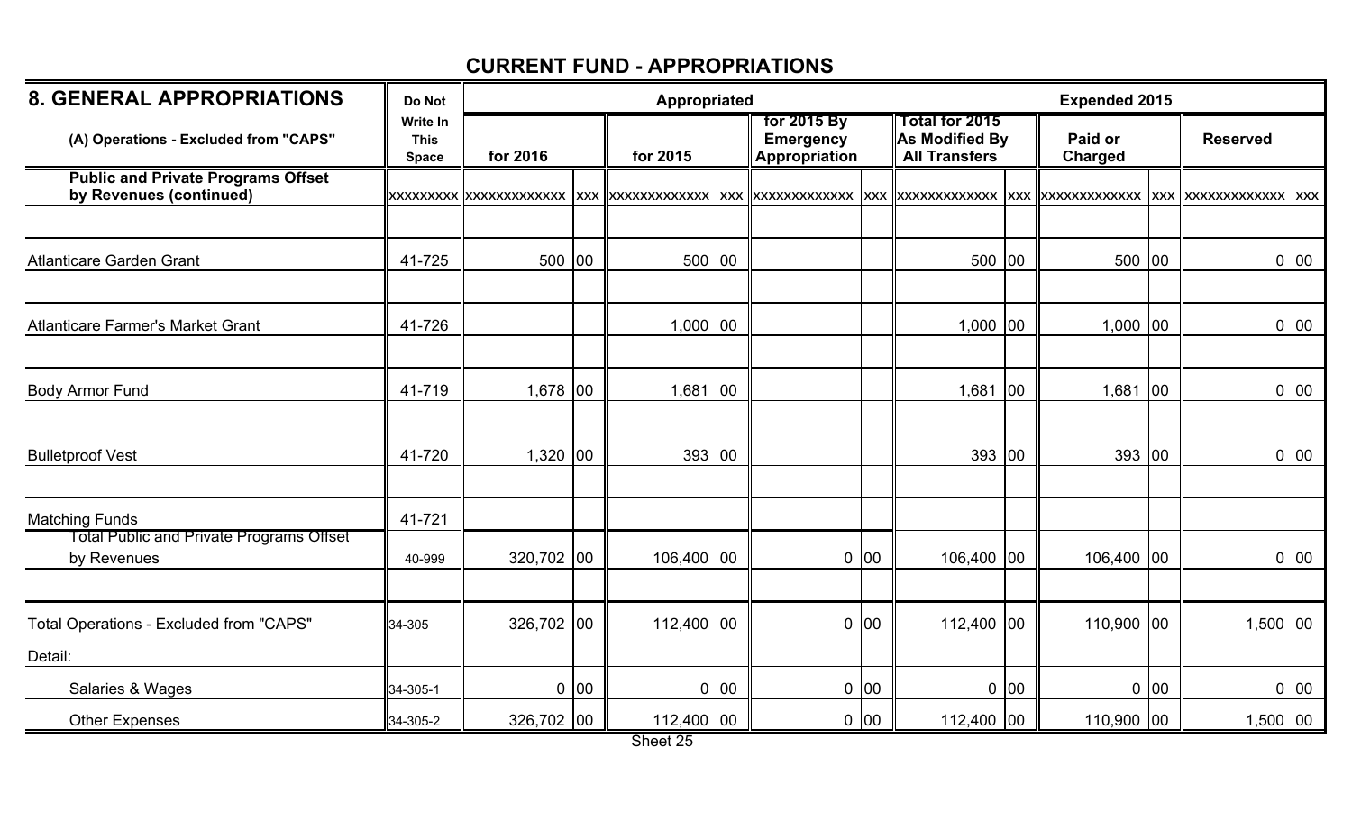## CURRENT FUND - APPROPRIATIONS

| 8. GENERAL APPROPRIATIONS | Do Not Write In This Space | Appropriated | | | | Expended 2015 | |
|---|---|---|---|---|---|---|---|
| (A) Operations - Excluded from "CAPS" | | for 2016 | for 2015 | for 2015 By Emergency Appropriation | Total for 2015 As Modified By All Transfers | Paid or Charged | Reserved |
| **Public and Private Programs Offset by Revenues (continued)** | xxxxxxxxx | xxxxxxxxxxxx xxx | xxxxxxxxxxxx xxx | xxxxxxxxxxxx xxx | xxxxxxxxxxxx xxx | xxxxxxxxxxxx xxx | xxxxxxxxxxxx xxx |
| Atlanticare Garden Grant | 41-725 | 500 00 | 500 00 | | 500 00 | 500 00 | 0 00 |
| Atlanticare Farmer's Market Grant | 41-726 | | 1,000 00 | | 1,000 00 | 1,000 00 | 0 00 |
| Body Armor Fund | 41-719 | 1,678 00 | 1,681 00 | | 1,681 00 | 1,681 00 | 0 00 |
| Bulletproof Vest | 41-720 | 1,320 00 | 393 00 | | 393 00 | 393 00 | 0 00 |
| Matching Funds | 41-721 | | | | | | |
| Total Public and Private Programs Offset by Revenues | 40-999 | 320,702 00 | 106,400 00 | 0 00 | 106,400 00 | 106,400 00 | 0 00 |
| Total Operations - Excluded from "CAPS" | 34-305 | 326,702 00 | 112,400 00 | 0 00 | 112,400 00 | 110,900 00 | 1,500 00 |
| Detail: | | | | | | | |
| Salaries & Wages | 34-305-1 | 0 00 | 0 00 | 0 00 | 0 00 | 0 00 | 0 00 |
| Other Expenses | 34-305-2 | 326,702 00 | 112,400 00 | 0 00 | 112,400 00 | 110,900 00 | 1,500 00 |

Sheet 25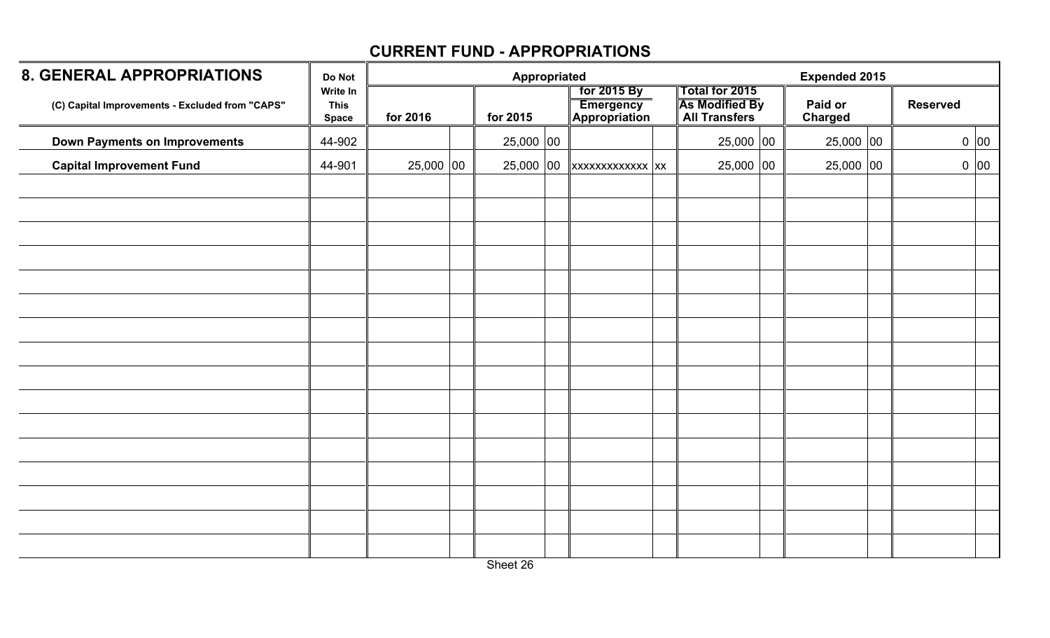## CURRENT FUND - APPROPRIATIONS

| 8. GENERAL APPROPRIATIONS | Do Not Write In This Space | Appropriated | | | | Expended 2015 | |
|---|---|---|---|---|---|---|---|
| (C) Capital Improvements - Excluded from "CAPS" | | for 2016 | for 2015 | for 2015 By Emergency Appropriation | Total for 2015 As Modified By All Transfers | Paid or Charged | Reserved |
| **Down Payments on Improvements** | 44-902 | | 25,000 00 | | 25,000 00 | 25,000 00 | 0 00 |
| **Capital Improvement Fund** | 44-901 | 25,000 00 | 25,000 00 | xxxxxxxxxxxxx xx | 25,000 00 | 25,000 00 | 0 00 |
| | | | | | | | |
| | | | | | | | |
| | | | | | | | |
| | | | | | | | |
| | | | | | | | |
| | | | | | | | |
| | | | | | | | |
| | | | | | | | |
| | | | | | | | |
| | | | | | | | |
| | | | | | | | |
| | | | | | | | |
| | | | | | | | |
| | | | | | | | |
| | | | | | | | |
| | | | | | | | |

Sheet 26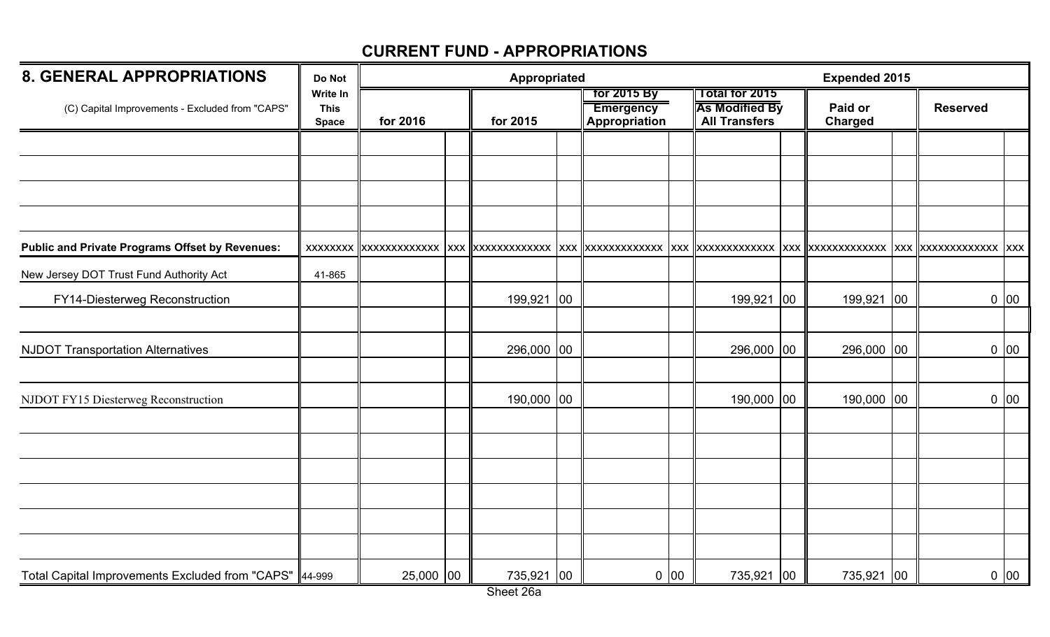# CURRENT FUND - APPROPRIATIONS

| 8. GENERAL APPROPRIATIONS | Do Not Write In This Space | Appropriated | | | | | | | | Expended 2015 | | | |
|---|---|---|---|---|---|---|---|---|---|---|---|---|---|
| (C) Capital Improvements - Excluded from "CAPS" | | for 2016 | | for 2015 | | for 2015 By Emergency Appropriation | | Total for 2015 As Modified By All Transfers | | Paid or Charged | | Reserved | |
| | | | | | | | | | | | | | |
| | | | | | | | | | | | | | |
| | | | | | | | | | | | | | |
| | | | | | | | | | | | | | |
| **Public and Private Programs Offset by Revenues:** | XXXXXXXX | XXXXXXXXXXXXX | XXX | XXXXXXXXXXXXX | XXX | XXXXXXXXXXXXX | XXX | XXXXXXXXXXXXX | XXX | XXXXXXXXXXXXX | XXX | XXXXXXXXXXXXX | XXX |
| New Jersey DOT Trust Fund Authority Act | 41-865 | | | | | | | | | | | | |
| FY14-Diesterweg Reconstruction | | | | 199,921 | 00 | | | 199,921 | 00 | 199,921 | 00 | 0 | 00 |
| | | | | | | | | | | | | | |
| NJDOT Transportation Alternatives | | | | 296,000 | 00 | | | 296,000 | 00 | 296,000 | 00 | 0 | 00 |
| | | | | | | | | | | | | | |
| NJDOT FY15 Diesterweg Reconstruction | | | | 190,000 | 00 | | | 190,000 | 00 | 190,000 | 00 | 0 | 00 |
| | | | | | | | | | | | | | |
| | | | | | | | | | | | | | |
| | | | | | | | | | | | | | |
| | | | | | | | | | | | | | |
| | | | | | | | | | | | | | |
| | | | | | | | | | | | | | |
| Total Capital Improvements Excluded from "CAPS" | 44-999 | 25,000 | 00 | 735,921 | 00 | 0 | 00 | 735,921 | 00 | 735,921 | 00 | 0 | 00 |

Sheet 26a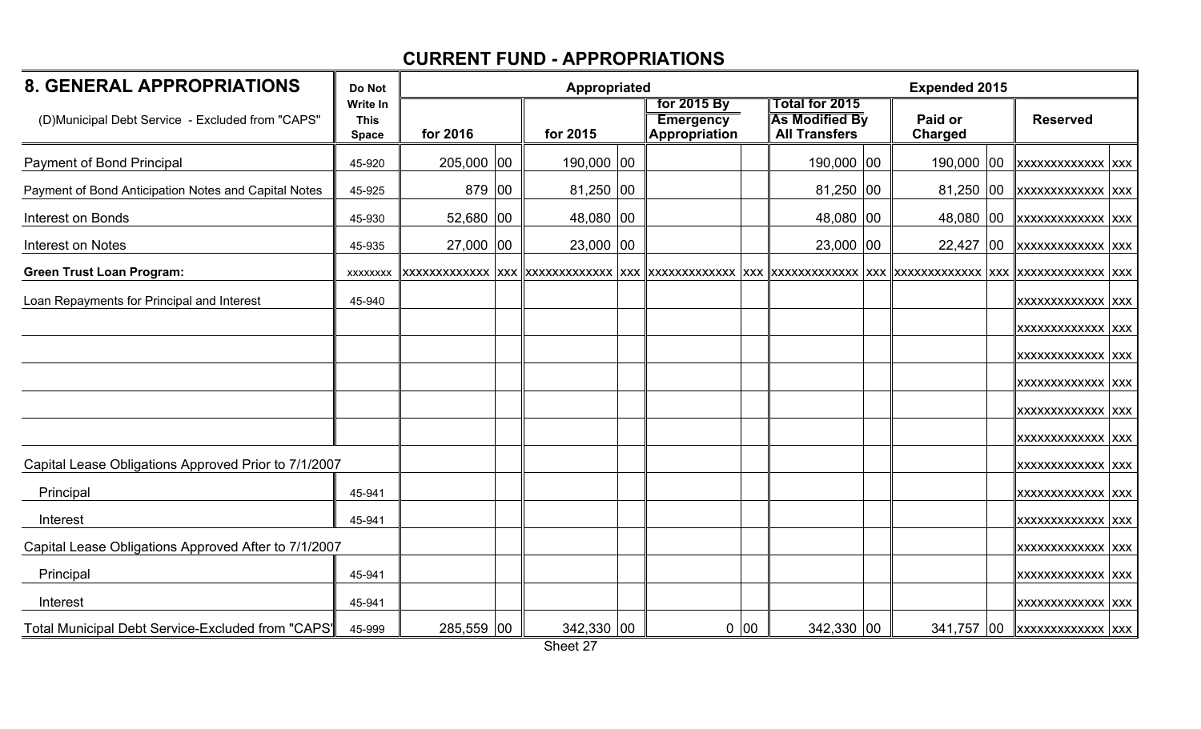## CURRENT FUND - APPROPRIATIONS

| 8. GENERAL APPROPRIATIONS | Do Not Write In This Space | Appropriated | | | | | | Expended 2015 | | | |
|---|---|---|---|---|---|---|---|---|---|---|---|
| (D)Municipal Debt Service - Excluded from "CAPS" | | for 2016 | | for 2015 | | for 2015 By Emergency Appropriation | | Total for 2015 As Modified By All Transfers | | Paid or Charged | | Reserved | |
| Payment of Bond Principal | 45-920 | 205,000 | 00 | 190,000 | 00 | | | 190,000 | 00 | 190,000 | 00 | xxxxxxxxxxxx | xxx |
| Payment of Bond Anticipation Notes and Capital Notes | 45-925 | 879 | 00 | 81,250 | 00 | | | 81,250 | 00 | 81,250 | 00 | xxxxxxxxxxxx | xxx |
| Interest on Bonds | 45-930 | 52,680 | 00 | 48,080 | 00 | | | 48,080 | 00 | 48,080 | 00 | xxxxxxxxxxxx | xxx |
| Interest on Notes | 45-935 | 27,000 | 00 | 23,000 | 00 | | | 23,000 | 00 | 22,427 | 00 | xxxxxxxxxxxx | xxx |
| **Green Trust Loan Program:** | xxxxxxxx | xxxxxxxxxxxx | xxx | xxxxxxxxxxxx | xxx | xxxxxxxxxxxx | xxx | xxxxxxxxxxxx | xxx | xxxxxxxxxxxx | xxx | xxxxxxxxxxxx | xxx |
| Loan Repayments for Principal and Interest | 45-940 | | | | | | | | | | | xxxxxxxxxxxx | xxx |
| | | | | | | | | | | | | xxxxxxxxxxxx | xxx |
| | | | | | | | | | | | | xxxxxxxxxxxx | xxx |
| | | | | | | | | | | | | xxxxxxxxxxxx | xxx |
| | | | | | | | | | | | | xxxxxxxxxxxx | xxx |
| | | | | | | | | | | | | xxxxxxxxxxxx | xxx |
| Capital Lease Obligations Approved Prior to 7/1/2007 | | | | | | | | | | | | xxxxxxxxxxxx | xxx |
| Principal | 45-941 | | | | | | | | | | | xxxxxxxxxxxx | xxx |
| Interest | 45-941 | | | | | | | | | | | xxxxxxxxxxxx | xxx |
| Capital Lease Obligations Approved After to 7/1/2007 | | | | | | | | | | | | xxxxxxxxxxxx | xxx |
| Principal | 45-941 | | | | | | | | | | | xxxxxxxxxxxx | xxx |
| Interest | 45-941 | | | | | | | | | | | xxxxxxxxxxxx | xxx |
| Total Municipal Debt Service-Excluded from "CAPS" | 45-999 | 285,559 | 00 | 342,330 | 00 | 0 | 00 | 342,330 | 00 | 341,757 | 00 | xxxxxxxxxxxx | xxx |

Sheet 27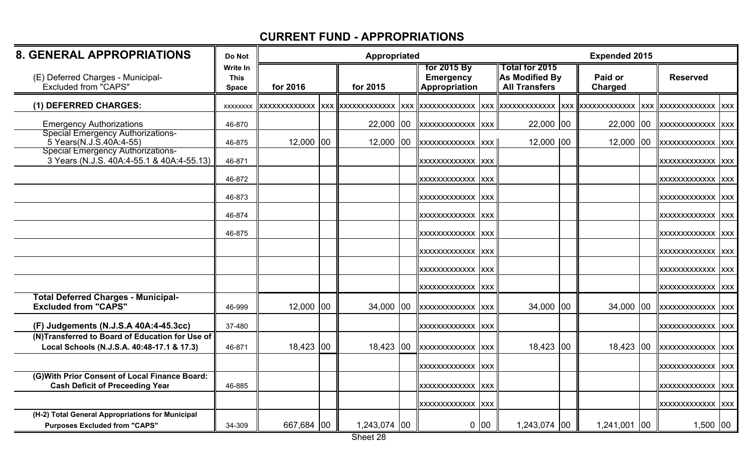## CURRENT FUND - APPROPRIATIONS

| 8. GENERAL APPROPRIATIONS | Do Not | Appropriated | | | | | | Expended 2015 | | | |
|---|---|---|---|---|---|---|---|---|---|---|---|
| (E) Deferred Charges - Municipal- Excluded from "CAPS" | Write In This Space | for 2016 | | for 2015 | | for 2015 By Emergency Appropriation | | Total for 2015 As Modified By All Transfers | | Paid or Charged | | Reserved | |
| **(1) DEFERRED CHARGES:** | xxxxxxxx | xxxxxxxxxxxxx | xxx | xxxxxxxxxxxxx | xxx | xxxxxxxxxxxxx | xxx | xxxxxxxxxxxxx | xxx | xxxxxxxxxxxxx | xxx | xxxxxxxxxxxxx | xxx |
| Emergency Authorizations | 46-870 | | | 22,000 | 00 | xxxxxxxxxxxxx | xxx | 22,000 | 00 | 22,000 | 00 | xxxxxxxxxxxxx | xxx |
| Special Emergency Authorizations- 5 Years(N.J.S.40A:4-55) | 46-875 | 12,000 | 00 | 12,000 | 00 | xxxxxxxxxxxxx | xxx | 12,000 | 00 | 12,000 | 00 | xxxxxxxxxxxxx | xxx |
| Special Emergency Authorizations- 3 Years (N.J.S. 40A:4-55.1 & 40A:4-55.13) | 46-871 | | | | | xxxxxxxxxxxxx | xxx | | | | | xxxxxxxxxxxxx | xxx |
| | 46-872 | | | | | xxxxxxxxxxxxx | xxx | | | | | xxxxxxxxxxxxx | xxx |
| | 46-873 | | | | | xxxxxxxxxxxxx | xxx | | | | | xxxxxxxxxxxxx | xxx |
| | 46-874 | | | | | xxxxxxxxxxxxx | xxx | | | | | xxxxxxxxxxxxx | xxx |
| | 46-875 | | | | | xxxxxxxxxxxxx | xxx | | | | | xxxxxxxxxxxxx | xxx |
| | | | | | | xxxxxxxxxxxxx | xxx | | | | | xxxxxxxxxxxxx | xxx |
| | | | | | | xxxxxxxxxxxxx | xxx | | | | | xxxxxxxxxxxxx | xxx |
| | | | | | | xxxxxxxxxxxxx | xxx | | | | | xxxxxxxxxxxxx | xxx |
| **Total Deferred Charges - Municipal- Excluded from "CAPS"** | 46-999 | 12,000 | 00 | 34,000 | 00 | xxxxxxxxxxxxx | xxx | 34,000 | 00 | 34,000 | 00 | xxxxxxxxxxxxx | xxx |
| **(F) Judgements (N.J.S.A 40A:4-45.3cc)** | 37-480 | | | | | xxxxxxxxxxxxx | xxx | | | | | xxxxxxxxxxxxx | xxx |
| **(N)Transferred to Board of Education for Use of Local Schools (N.J.S.A. 40:48-17.1 & 17.3)** | 46-871 | 18,423 | 00 | 18,423 | 00 | xxxxxxxxxxxxx | xxx | 18,423 | 00 | 18,423 | 00 | xxxxxxxxxxxxx | xxx |
| | | | | | | xxxxxxxxxxxxx | xxx | | | | | xxxxxxxxxxxxx | xxx |
| **(G)With Prior Consent of Local Finance Board: Cash Deficit of Preceeding Year** | 46-885 | | | | | xxxxxxxxxxxxx | xxx | | | | | xxxxxxxxxxxxx | xxx |
| | | | | | | xxxxxxxxxxxxx | xxx | | | | | xxxxxxxxxxxxx | xxx |
| **(H-2) Total General Appropriations for Municipal Purposes Excluded from "CAPS"** | 34-309 | 667,684 | 00 | 1,243,074 | 00 | 0 | 00 | 1,243,074 | 00 | 1,241,001 | 00 | 1,500 | 00 |

Sheet 28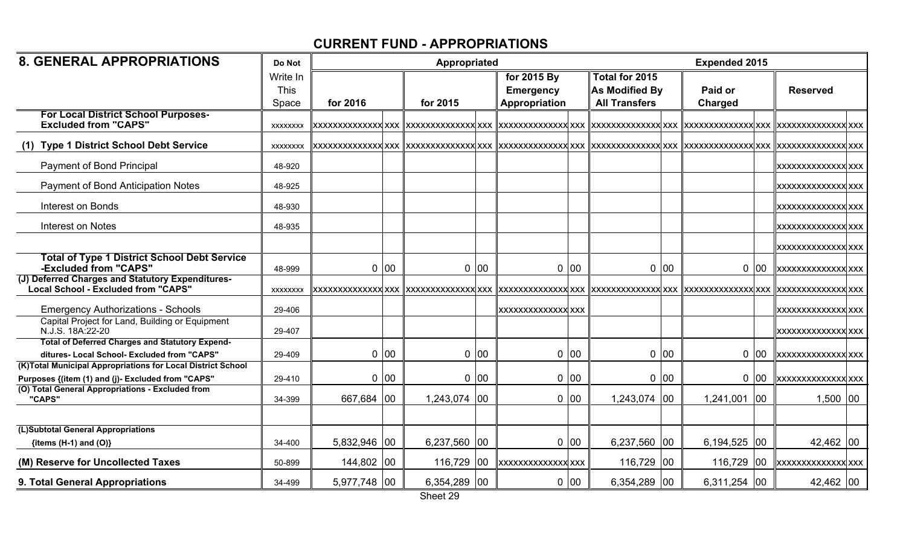## CURRENT FUND - APPROPRIATIONS

| 8. GENERAL APPROPRIATIONS | Do Not Write In This Space | Appropriated for 2016 | | Appropriated for 2015 | | for 2015 By Emergency Appropriation | | Total for 2015 As Modified By All Transfers | | Expended 2015 Paid or Charged | | Expended 2015 Reserved | |
|---|---|---|---|---|---|---|---|---|---|---|---|---|---|
| **For Local District School Purposes- Excluded from "CAPS"** | xxxxxxxx | xxxxxxxxxxxxxx | xxx | xxxxxxxxxxxxxx | xxx | xxxxxxxxxxxxxx | xxx | xxxxxxxxxxxxxx | xxx | xxxxxxxxxxxxxx | xxx | xxxxxxxxxxxxxx | xxx |
| **(1) Type 1 District School Debt Service** | xxxxxxxx | xxxxxxxxxxxxxx | xxx | xxxxxxxxxxxxxx | xxx | xxxxxxxxxxxxxx | xxx | xxxxxxxxxxxxxx | xxx | xxxxxxxxxxxxxx | xxx | xxxxxxxxxxxxxx | xxx |
| Payment of Bond Principal | 48-920 | | | | | | | | | | | xxxxxxxxxxxxxx | xxx |
| Payment of Bond Anticipation Notes | 48-925 | | | | | | | | | | | xxxxxxxxxxxxxx | xxx |
| Interest on Bonds | 48-930 | | | | | | | | | | | xxxxxxxxxxxxxx | xxx |
| Interest on Notes | 48-935 | | | | | | | | | | | xxxxxxxxxxxxxx | xxx |
| | | | | | | | | | | | | xxxxxxxxxxxxxx | xxx |
| **Total of Type 1 District School Debt Service -Excluded from "CAPS"** | 48-999 | 0 | 00 | 0 | 00 | 0 | 00 | 0 | 00 | 0 | 00 | xxxxxxxxxxxxxx | xxx |
| **(J) Deferred Charges and Statutory Expenditures- Local School - Excluded from "CAPS"** | xxxxxxxx | xxxxxxxxxxxxxx | xxx | xxxxxxxxxxxxxx | xxx | xxxxxxxxxxxxxx | xxx | xxxxxxxxxxxxxx | xxx | xxxxxxxxxxxxxx | xxx | xxxxxxxxxxxxxx | xxx |
| Emergency Authorizations - Schools | 29-406 | | | | | xxxxxxxxxxxxxx | xxx | | | | | xxxxxxxxxxxxxx | xxx |
| Capital Project for Land, Building or Equipment N.J.S. 18A:22-20 | 29-407 | | | | | | | | | | | xxxxxxxxxxxxxx | xxx |
| **Total of Deferred Charges and Statutory Expenditures- Local School- Excluded from "CAPS"** | 29-409 | 0 | 00 | 0 | 00 | 0 | 00 | 0 | 00 | 0 | 00 | xxxxxxxxxxxxxx | xxx |
| **(K)Total Municipal Appropriations for Local District School Purposes {(item (1) and (j)- Excluded from "CAPS"** | 29-410 | 0 | 00 | 0 | 00 | 0 | 00 | 0 | 00 | 0 | 00 | xxxxxxxxxxxxxx | xxx |
| **(O) Total General Appropriations - Excluded from "CAPS"** | 34-399 | 667,684 | 00 | 1,243,074 | 00 | 0 | 00 | 1,243,074 | 00 | 1,241,001 | 00 | 1,500 | 00 |
| | | | | | | | | | | | | | |
| **(L)Subtotal General Appropriations {items (H-1) and (O)}** | 34-400 | 5,832,946 | 00 | 6,237,560 | 00 | 0 | 00 | 6,237,560 | 00 | 6,194,525 | 00 | 42,462 | 00 |
| **(M) Reserve for Uncollected Taxes** | 50-899 | 144,802 | 00 | 116,729 | 00 | xxxxxxxxxxxxxx | xxx | 116,729 | 00 | 116,729 | 00 | xxxxxxxxxxxxxx | xxx |
| **9. Total General Appropriations** | 34-499 | 5,977,748 | 00 | 6,354,289 | 00 | 0 | 00 | 6,354,289 | 00 | 6,311,254 | 00 | 42,462 | 00 |

Sheet 29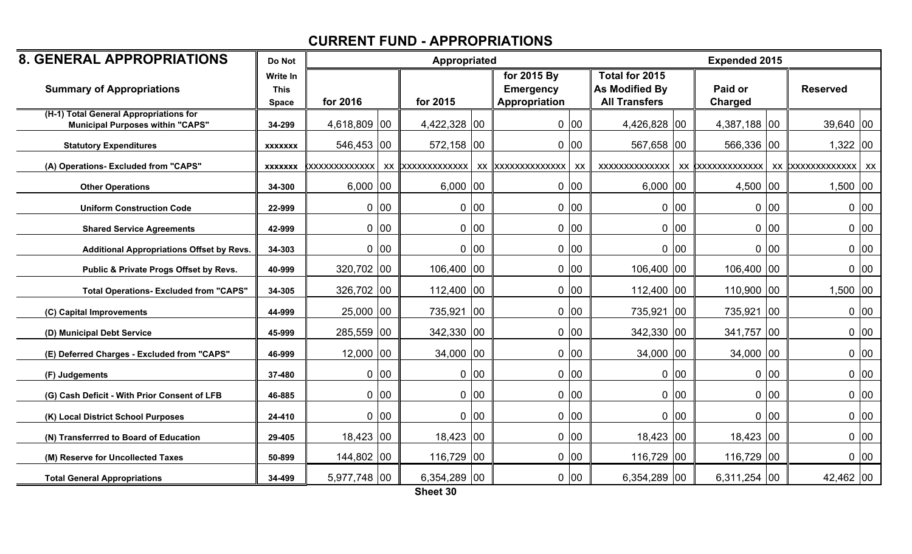## CURRENT FUND - APPROPRIATIONS

| 8. GENERAL APPROPRIATIONS | Do Not | Appropriated | | | | | | | | Expended 2015 | | | |
|---|---|---|---|---|---|---|---|---|---|---|---|---|---|
| Summary of Appropriations | Write In This Space | for 2016 | | for 2015 | | for 2015 By Emergency Appropriation | | Total for 2015 As Modified By All Transfers | | Paid or Charged | | Reserved | |
| (H-1) Total General Appropriations for Municipal Purposes within "CAPS" | 34-299 | 4,618,809 | 00 | 4,422,328 | 00 | 0 | 00 | 4,426,828 | 00 | 4,387,188 | 00 | 39,640 | 00 |
| Statutory Expenditures | xxxxxxx | 546,453 | 00 | 572,158 | 00 | 0 | 00 | 567,658 | 00 | 566,336 | 00 | 1,322 | 00 |
| (A) Operations- Excluded from "CAPS" | xxxxxxx | xxxxxxxxxxxxx | xx | xxxxxxxxxxxxx | xx | xxxxxxxxxxxxx | xx | xxxxxxxxxxxxx | xx | xxxxxxxxxxxxx | xx | xxxxxxxxxxxxx | xx |
| Other Operations | 34-300 | 6,000 | 00 | 6,000 | 00 | 0 | 00 | 6,000 | 00 | 4,500 | 00 | 1,500 | 00 |
| Uniform Construction Code | 22-999 | 0 | 00 | 0 | 00 | 0 | 00 | 0 | 00 | 0 | 00 | 0 | 00 |
| Shared Service Agreements | 42-999 | 0 | 00 | 0 | 00 | 0 | 00 | 0 | 00 | 0 | 00 | 0 | 00 |
| Additional Appropriations Offset by Revs. | 34-303 | 0 | 00 | 0 | 00 | 0 | 00 | 0 | 00 | 0 | 00 | 0 | 00 |
| Public & Private Progs Offset by Revs. | 40-999 | 320,702 | 00 | 106,400 | 00 | 0 | 00 | 106,400 | 00 | 106,400 | 00 | 0 | 00 |
| Total Operations- Excluded from "CAPS" | 34-305 | 326,702 | 00 | 112,400 | 00 | 0 | 00 | 112,400 | 00 | 110,900 | 00 | 1,500 | 00 |
| (C) Capital Improvements | 44-999 | 25,000 | 00 | 735,921 | 00 | 0 | 00 | 735,921 | 00 | 735,921 | 00 | 0 | 00 |
| (D) Municipal Debt Service | 45-999 | 285,559 | 00 | 342,330 | 00 | 0 | 00 | 342,330 | 00 | 341,757 | 00 | 0 | 00 |
| (E) Deferred Charges - Excluded from "CAPS" | 46-999 | 12,000 | 00 | 34,000 | 00 | 0 | 00 | 34,000 | 00 | 34,000 | 00 | 0 | 00 |
| (F) Judgements | 37-480 | 0 | 00 | 0 | 00 | 0 | 00 | 0 | 00 | 0 | 00 | 0 | 00 |
| (G) Cash Deficit - With Prior Consent of LFB | 46-885 | 0 | 00 | 0 | 00 | 0 | 00 | 0 | 00 | 0 | 00 | 0 | 00 |
| (K) Local District School Purposes | 24-410 | 0 | 00 | 0 | 00 | 0 | 00 | 0 | 00 | 0 | 00 | 0 | 00 |
| (N) Transferrred to Board of Education | 29-405 | 18,423 | 00 | 18,423 | 00 | 0 | 00 | 18,423 | 00 | 18,423 | 00 | 0 | 00 |
| (M) Reserve for Uncollected Taxes | 50-899 | 144,802 | 00 | 116,729 | 00 | 0 | 00 | 116,729 | 00 | 116,729 | 00 | 0 | 00 |
| Total General Appropriations | 34-499 | 5,977,748 | 00 | 6,354,289 | 00 | 0 | 00 | 6,354,289 | 00 | 6,311,254 | 00 | 42,462 | 00 |

Sheet 30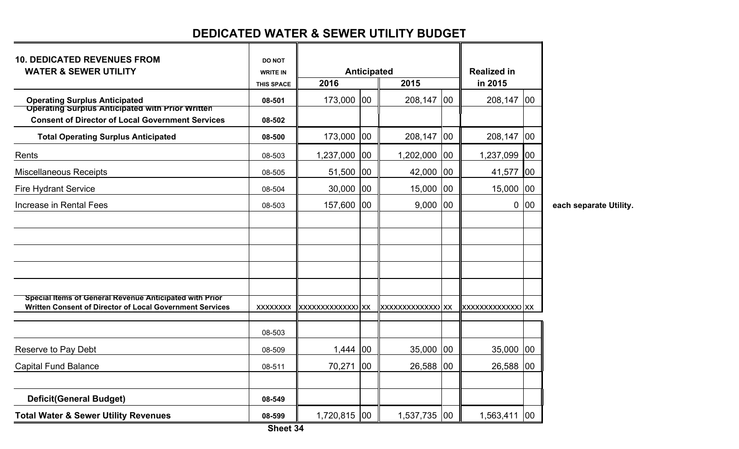# DEDICATED WATER & SEWER UTILITY BUDGET

| 10. DEDICATED REVENUES FROM WATER & SEWER UTILITY | DO NOT WRITE IN THIS SPACE | Anticipated 2016 | | Anticipated 2015 | | Realized in in 2015 | |
|---|---|---|---|---|---|---|---|
| **Operating Surplus Anticipated** | **08-501** | 173,000 | 00 | 208,147 | 00 | 208,147 | 00 |
| **Operating Surplus Anticipated with Prior Written Consent of Director of Local Government Services** | **08-502** | | | | | | |
| **Total Operating Surplus Anticipated** | **08-500** | 173,000 | 00 | 208,147 | 00 | 208,147 | 00 |
| Rents | 08-503 | 1,237,000 | 00 | 1,202,000 | 00 | 1,237,099 | 00 |
| Miscellaneous Receipts | 08-505 | 51,500 | 00 | 42,000 | 00 | 41,577 | 00 |
| Fire Hydrant Service | 08-504 | 30,000 | 00 | 15,000 | 00 | 15,000 | 00 |
| Increase in Rental Fees | 08-503 | 157,600 | 00 | 9,000 | 00 | 0 | 00 |
| | | | | | | | |
| | | | | | | | |
| | | | | | | | |
| | | | | | | | |
| **Special Items of General Revenue Anticipated with Prior Written Consent of Director of Local Government Services** | XXXXXXXX | XXXXXXXXXXXXXX | XX | XXXXXXXXXXXXXX | XX | XXXXXXXXXXXXXX | XX |
| | 08-503 | | | | | | |
| Reserve to Pay Debt | 08-509 | 1,444 | 00 | 35,000 | 00 | 35,000 | 00 |
| Capital Fund Balance | 08-511 | 70,271 | 00 | 26,588 | 00 | 26,588 | 00 |
| | | | | | | | |
| **Deficit(General Budget)** | **08-549** | | | | | | |
| **Total Water & Sewer Utility Revenues** | **08-599** | 1,720,815 | 00 | 1,537,735 | 00 | 1,563,411 | 00 |

**each separate Utility.**

**Sheet 34**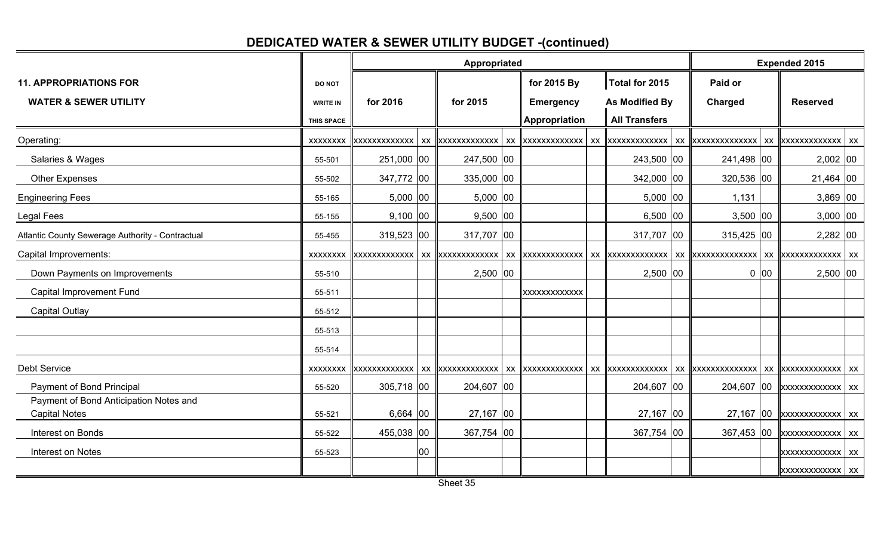## DEDICATED WATER & SEWER UTILITY BUDGET -(continued)

| 11. APPROPRIATIONS FOR WATER & SEWER UTILITY | DO NOT WRITE IN THIS SPACE | Appropriated for 2016 | | Appropriated for 2015 | | Appropriated for 2015 By Emergency Appropriation | | Appropriated Total for 2015 As Modified By All Transfers | | Expended 2015 Paid or Charged | | Expended 2015 Reserved | |
|---|---|---|---|---|---|---|---|---|---|---|---|---|---|
| Operating: | xxxxxxxx | xxxxxxxxxxxxx | xx | xxxxxxxxxxxxx | xx | xxxxxxxxxxxxx | xx | xxxxxxxxxxxxx | xx | xxxxxxxxxxxxxx | xx | xxxxxxxxxxxxx | xx |
| Salaries & Wages | 55-501 | 251,000 | 00 | 247,500 | 00 | | | 243,500 | 00 | 241,498 | 00 | 2,002 | 00 |
| Other Expenses | 55-502 | 347,772 | 00 | 335,000 | 00 | | | 342,000 | 00 | 320,536 | 00 | 21,464 | 00 |
| Engineering Fees | 55-165 | 5,000 | 00 | 5,000 | 00 | | | 5,000 | 00 | 1,131 | | 3,869 | 00 |
| Legal Fees | 55-155 | 9,100 | 00 | 9,500 | 00 | | | 6,500 | 00 | 3,500 | 00 | 3,000 | 00 |
| Atlantic County Sewerage Authority - Contractual | 55-455 | 319,523 | 00 | 317,707 | 00 | | | 317,707 | 00 | 315,425 | 00 | 2,282 | 00 |
| Capital Improvements: | xxxxxxxx | xxxxxxxxxxxxx | xx | xxxxxxxxxxxxx | xx | xxxxxxxxxxxxx | xx | xxxxxxxxxxxxx | xx | xxxxxxxxxxxxxx | xx | xxxxxxxxxxxxx | xx |
| Down Payments on Improvements | 55-510 | | | 2,500 | 00 | | | 2,500 | 00 | 0 | 00 | 2,500 | 00 |
| Capital Improvement Fund | 55-511 | | | | | xxxxxxxxxxxxx | | | | | | | |
| Capital Outlay | 55-512 | | | | | | | | | | | | |
| | 55-513 | | | | | | | | | | | | |
| | 55-514 | | | | | | | | | | | | |
| Debt Service | xxxxxxxx | xxxxxxxxxxxxx | xx | xxxxxxxxxxxxx | xx | xxxxxxxxxxxxx | xx | xxxxxxxxxxxxx | xx | xxxxxxxxxxxxxx | xx | xxxxxxxxxxxxx | xx |
| Payment of Bond Principal | 55-520 | 305,718 | 00 | 204,607 | 00 | | | 204,607 | 00 | 204,607 | 00 | xxxxxxxxxxxxx | xx |
| Payment of Bond Anticipation Notes and Capital Notes | 55-521 | 6,664 | 00 | 27,167 | 00 | | | 27,167 | 00 | 27,167 | 00 | xxxxxxxxxxxxx | xx |
| Interest on Bonds | 55-522 | 455,038 | 00 | 367,754 | 00 | | | 367,754 | 00 | 367,453 | 00 | xxxxxxxxxxxxx | xx |
| Interest on Notes | 55-523 | | 00 | | | | | | | | | xxxxxxxxxxxxx | xx |
| | | | | | | | | | | | | xxxxxxxxxxxxx | xx |

Sheet 35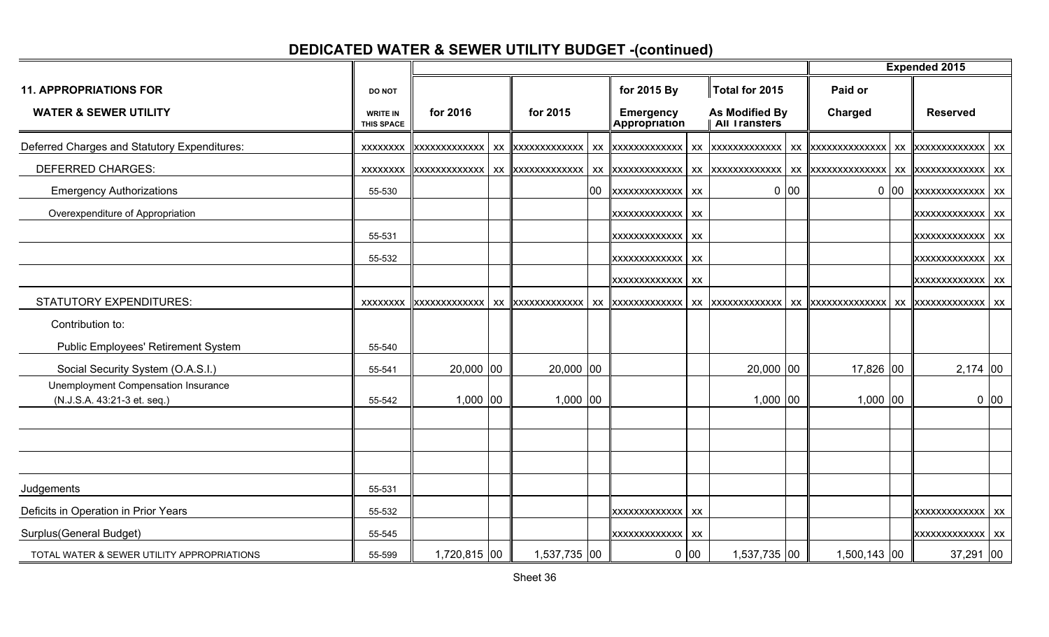# DEDICATED WATER & SEWER UTILITY BUDGET -(continued)

| 11. APPROPRIATIONS FOR WATER & SEWER UTILITY | DO NOT WRITE IN THIS SPACE | for 2016 | | for 2015 | | for 2015 By Emergency Appropriation | | Total for 2015 As Modified By All Transfers | | Expended 2015 Paid or Charged | | Expended 2015 Reserved | |
|---|---|---|---|---|---|---|---|---|---|---|---|---|---|
| Deferred Charges and Statutory Expenditures: | XXXXXXXX | XXXXXXXXXXXXX | XX | XXXXXXXXXXXXX | XX | XXXXXXXXXXXXX | XX | XXXXXXXXXXXXX | XX | XXXXXXXXXXXXXX | XX | XXXXXXXXXXXXX | XX |
| DEFERRED CHARGES: | XXXXXXXX | XXXXXXXXXXXXX | XX | XXXXXXXXXXXXX | XX | XXXXXXXXXXXXX | XX | XXXXXXXXXXXXX | XX | XXXXXXXXXXXXXX | XX | XXXXXXXXXXXXX | XX |
| Emergency Authorizations | 55-530 | | | | 00 | XXXXXXXXXXXXX | XX | 0 | 00 | 0 | 00 | XXXXXXXXXXXXX | XX |
| Overexpenditure of Appropriation | | | | | | XXXXXXXXXXXXX | XX | | | | | XXXXXXXXXXXXX | XX |
| | 55-531 | | | | | XXXXXXXXXXXXX | XX | | | | | XXXXXXXXXXXXX | XX |
| | 55-532 | | | | | XXXXXXXXXXXXX | XX | | | | | XXXXXXXXXXXXX | XX |
| | | | | | | XXXXXXXXXXXXX | XX | | | | | XXXXXXXXXXXXX | XX |
| STATUTORY EXPENDITURES: | XXXXXXXX | XXXXXXXXXXXXX | XX | XXXXXXXXXXXXX | XX | XXXXXXXXXXXXX | XX | XXXXXXXXXXXXX | XX | XXXXXXXXXXXXXX | XX | XXXXXXXXXXXXX | XX |
| Contribution to: | | | | | | | | | | | | | |
| Public Employees' Retirement System | 55-540 | | | | | | | | | | | | |
| Social Security System (O.A.S.I.) | 55-541 | 20,000 | 00 | 20,000 | 00 | | | 20,000 | 00 | 17,826 | 00 | 2,174 | 00 |
| Unemployment Compensation Insurance (N.J.S.A. 43:21-3 et. seq.) | 55-542 | 1,000 | 00 | 1,000 | 00 | | | 1,000 | 00 | 1,000 | 00 | 0 | 00 |
| | | | | | | | | | | | | | |
| | | | | | | | | | | | | | |
| | | | | | | | | | | | | | |
| Judgements | 55-531 | | | | | | | | | | | | |
| Deficits in Operation in Prior Years | 55-532 | | | | | XXXXXXXXXXXXX | XX | | | | | XXXXXXXXXXXXX | XX |
| Surplus(General Budget) | 55-545 | | | | | XXXXXXXXXXXXX | XX | | | | | XXXXXXXXXXXXX | XX |
| TOTAL WATER & SEWER UTILITY APPROPRIATIONS | 55-599 | 1,720,815 | 00 | 1,537,735 | 00 | 0 | 00 | 1,537,735 | 00 | 1,500,143 | 00 | 37,291 | 00 |

Sheet 36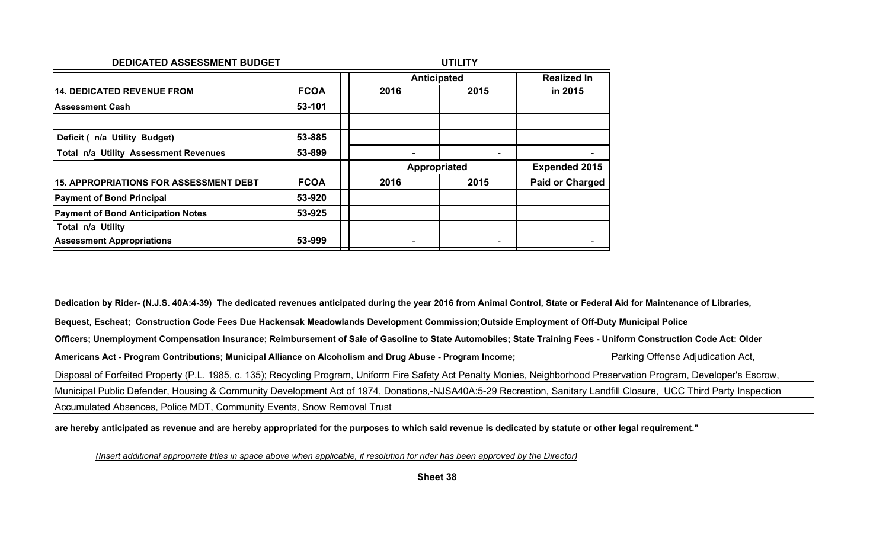**DEDICATED ASSESSMENT BUDGET** **UTILITY**

| **14. DEDICATED REVENUE FROM** | **FCOA** | **Anticipated 2016** | **Anticipated 2015** | **Realized In in 2015** |
|---|---|---|---|---|
| **Assessment Cash** | **53-101** | | | |
| | | | | |
| **Deficit ( n/a Utility Budget)** | **53-885** | | | |
| **Total n/a Utility Assessment Revenues** | **53-899** | - | - | - |

| **15. APPROPRIATIONS FOR ASSESSMENT DEBT** | **FCOA** | **Appropriated 2016** | **Appropriated 2015** | **Expended 2015 Paid or Charged** |
|---|---|---|---|---|
| **Payment of Bond Principal** | **53-920** | | | |
| **Payment of Bond Anticipation Notes** | **53-925** | | | |
| **Total n/a Utility Assessment Appropriations** | **53-999** | - | - | - |

**Dedication by Rider- (N.J.S. 40A:4-39) The dedicated revenues anticipated during the year 2016 from Animal Control, State or Federal Aid for Maintenance of Libraries, Bequest, Escheat; Construction Code Fees Due Hackensak Meadowlands Development Commission;Outside Employment of Off-Duty Municipal Police Officers; Unemployment Compensation Insurance; Reimbursement of Sale of Gasoline to State Automobiles; State Training Fees - Uniform Construction Code Act: Older Americans Act - Program Contributions; Municipal Alliance on Alcoholism and Drug Abuse - Program Income;** Parking Offense Adjudication Act, Disposal of Forfeited Property (P.L. 1985, c. 135); Recycling Program, Uniform Fire Safety Act Penalty Monies, Neighborhood Preservation Program, Developer's Escrow, Municipal Public Defender, Housing & Community Development Act of 1974, Donations,-NJSA40A:5-29 Recreation, Sanitary Landfill Closure, UCC Third Party Inspection Accumulated Absences, Police MDT, Community Events, Snow Removal Trust **are hereby anticipated as revenue and are hereby appropriated for the purposes to which said revenue is dedicated by statute or other legal requirement."**

*(Insert additional appropriate titles in space above when applicable, if resolution for rider has been approved by the Director)*

**Sheet 38**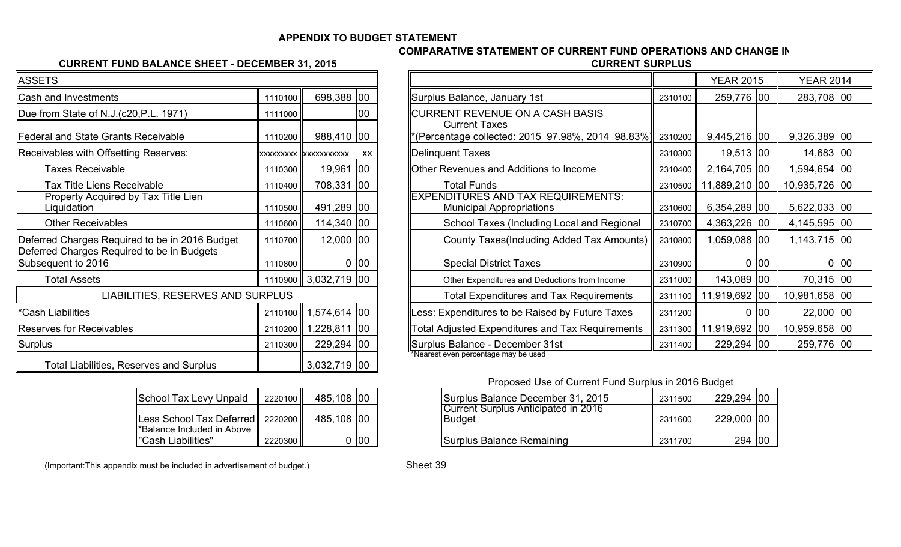## APPENDIX TO BUDGET STATEMENT

### CURRENT FUND BALANCE SHEET - DECEMBER 31, 2015

| ASSETS | | | |
|---|---|---|---|
| Cash and Investments | 1110100 | 698,388 | 00 |
| Due from State of N.J.(c20,P.L. 1971) | 1111000 | | 00 |
| Federal and State Grants Receivable | 1110200 | 988,410 | 00 |
| Receivables with Offsetting Reserves: | xxxxxxxxx | xxxxxxxxxxx | xx |
| Taxes Receivable | 1110300 | 19,961 | 00 |
| Tax Title Liens Receivable | 1110400 | 708,331 | 00 |
| Property Acquired by Tax Title Lien Liquidation | 1110500 | 491,289 | 00 |
| Other Receivables | 1110600 | 114,340 | 00 |
| Deferred Charges Required to be in 2016 Budget | 1110700 | 12,000 | 00 |
| Deferred Charges Required to be in Budgets Subsequent to 2016 | 1110800 | 0 | 00 |
| Total Assets | 1110900 | 3,032,719 | 00 |
| **LIABILITIES, RESERVES AND SURPLUS** | | | |
| *Cash Liabilities | 2110100 | 1,574,614 | 00 |
| Reserves for Receivables | 2110200 | 1,228,811 | 00 |
| Surplus | 2110300 | 229,294 | 00 |
| Total Liabilities, Reserves and Surplus | | 3,032,719 | 00 |

| | | | |
|---|---|---|---|
| School Tax Levy Unpaid | 2220100 | 485,108 | 00 |
| Less School Tax Deferred | 2220200 | 485,108 | 00 |
| *Balance Included in Above "Cash Liabilities" | 2220300 | 0 | 00 |

(Important:This appendix must be included in advertisement of budget.)

### COMPARATIVE STATEMENT OF CURRENT FUND OPERATIONS AND CHANGE IN CURRENT SURPLUS

| | | YEAR 2015 | | YEAR 2014 | |
|---|---|---|---|---|---|
| Surplus Balance, January 1st | 2310100 | 259,776 | 00 | 283,708 | 00 |
| CURRENT REVENUE ON A CASH BASIS Current Taxes *(Percentage collected: 2015 97.98%, 2014 98.83%) | 2310200 | 9,445,216 | 00 | 9,326,389 | 00 |
| Delinquent Taxes | 2310300 | 19,513 | 00 | 14,683 | 00 |
| Other Revenues and Additions to Income | 2310400 | 2,164,705 | 00 | 1,594,654 | 00 |
| Total Funds | 2310500 | 11,889,210 | 00 | 10,935,726 | 00 |
| EXPENDITURES AND TAX REQUIREMENTS: Municipal Appropriations | 2310600 | 6,354,289 | 00 | 5,622,033 | 00 |
| School Taxes (Including Local and Regional | 2310700 | 4,363,226 | 00 | 4,145,595 | 00 |
| County Taxes(Including Added Tax Amounts) | 2310800 | 1,059,088 | 00 | 1,143,715 | 00 |
| Special District Taxes | 2310900 | 0 | 00 | 0 | 00 |
| Other Expenditures and Deductions from Income | 2311000 | 143,089 | 00 | 70,315 | 00 |
| Total Expenditures and Tax Requirements | 2311100 | 11,919,692 | 00 | 10,981,658 | 00 |
| Less: Expenditures to be Raised by Future Taxes | 2311200 | 0 | 00 | 22,000 | 00 |
| Total Adjusted Expenditures and Tax Requirements | 2311300 | 11,919,692 | 00 | 10,959,658 | 00 |
| Surplus Balance - December 31st | 2311400 | 229,294 | 00 | 259,776 | 00 |

*Nearest even percentage may be used

#### Proposed Use of Current Fund Surplus in 2016 Budget

| | | | |
|---|---|---|---|
| Surplus Balance December 31, 2015 | 2311500 | 229,294 | 00 |
| Current Surplus Anticipated in 2016 Budget | 2311600 | 229,000 | 00 |
| Surplus Balance Remaining | 2311700 | 294 | 00 |

Sheet 39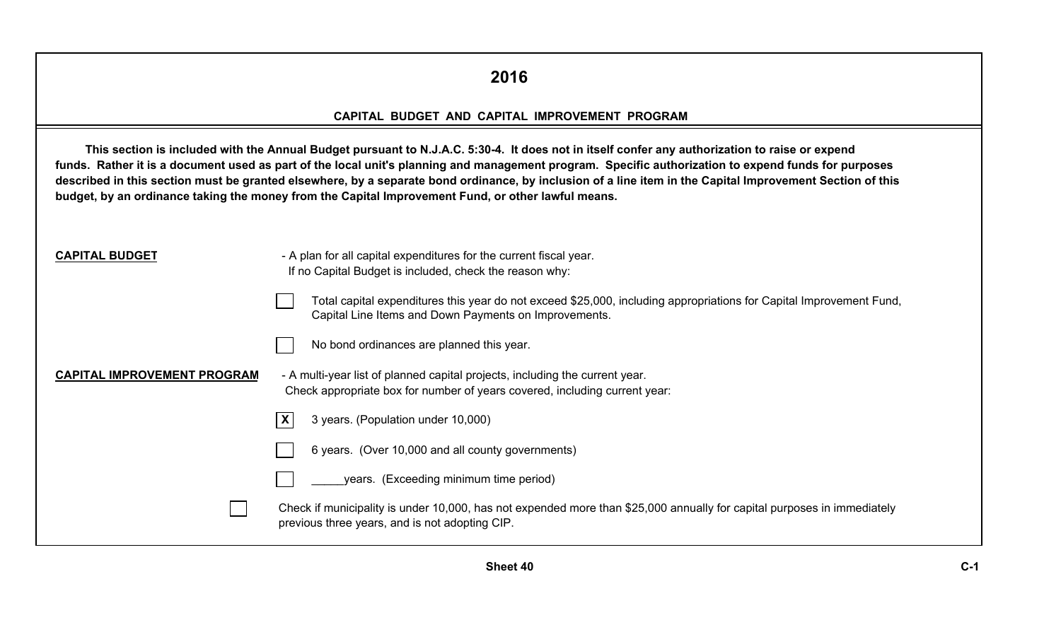# 2016

## CAPITAL BUDGET AND CAPITAL IMPROVEMENT PROGRAM

**This section is included with the Annual Budget pursuant to N.J.A.C. 5:30-4. It does not in itself confer any authorization to raise or expend funds. Rather it is a document used as part of the local unit's planning and management program. Specific authorization to expend funds for purposes described in this section must be granted elsewhere, by a separate bond ordinance, by inclusion of a line item in the Capital Improvement Section of this budget, by an ordinance taking the money from the Capital Improvement Fund, or other lawful means.**

**CAPITAL BUDGET** - A plan for all capital expenditures for the current fiscal year.
If no Capital Budget is included, check the reason why:

- [ ] Total capital expenditures this year do not exceed $25,000, including appropriations for Capital Improvement Fund, Capital Line Items and Down Payments on Improvements.
- [ ] No bond ordinances are planned this year.

**CAPITAL IMPROVEMENT PROGRAM** - A multi-year list of planned capital projects, including the current year.
Check appropriate box for number of years covered, including current year:

- [X] 3 years. (Population under 10,000)
- [ ] 6 years. (Over 10,000 and all county governments)
- [ ] _____years. (Exceeding minimum time period)

- [ ] Check if municipality is under 10,000, has not expended more than $25,000 annually for capital purposes in immediately previous three years, and is not adopting CIP.

Sheet 40

C-1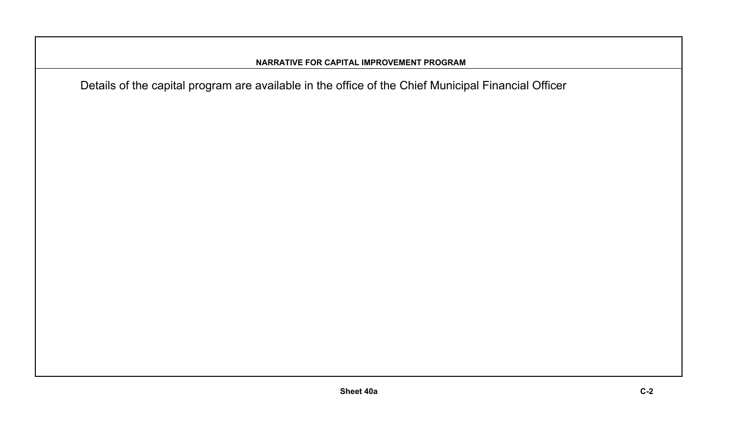## NARRATIVE FOR CAPITAL IMPROVEMENT PROGRAM

Details of the capital program are available in the office of the Chief Municipal Financial Officer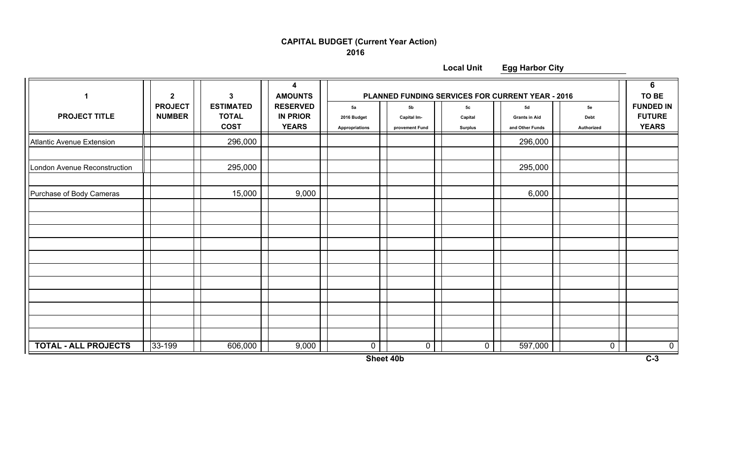# CAPITAL BUDGET (Current Year Action)

## 2016

**Local Unit** Egg Harbor City

| 1<br>PROJECT TITLE | 2<br>PROJECT NUMBER | 3<br>ESTIMATED TOTAL COST | 4<br>AMOUNTS RESERVED IN PRIOR YEARS | PLANNED FUNDING SERVICES FOR CURRENT YEAR - 2016<br>5a<br>2016 Budget Appropriations | 5b<br>Capital Im-provement Fund | 5c<br>Capital Surplus | 5d<br>Grants in Aid and Other Funds | 5e<br>Debt Authorized | 6<br>TO BE FUNDED IN FUTURE YEARS |
|---|---|---|---|---|---|---|---|---|---|
| Atlantic Avenue Extension | | 296,000 | | | | | 296,000 | | |
| London Avenue Reconstruction | | 295,000 | | | | | 295,000 | | |
| Purchase of Body Cameras | | 15,000 | 9,000 | | | | 6,000 | | |
| **TOTAL - ALL PROJECTS** | 33-199 | 606,000 | 9,000 | 0 | 0 | 0 | 597,000 | 0 | 0 |

**Sheet 40b**

**C-3**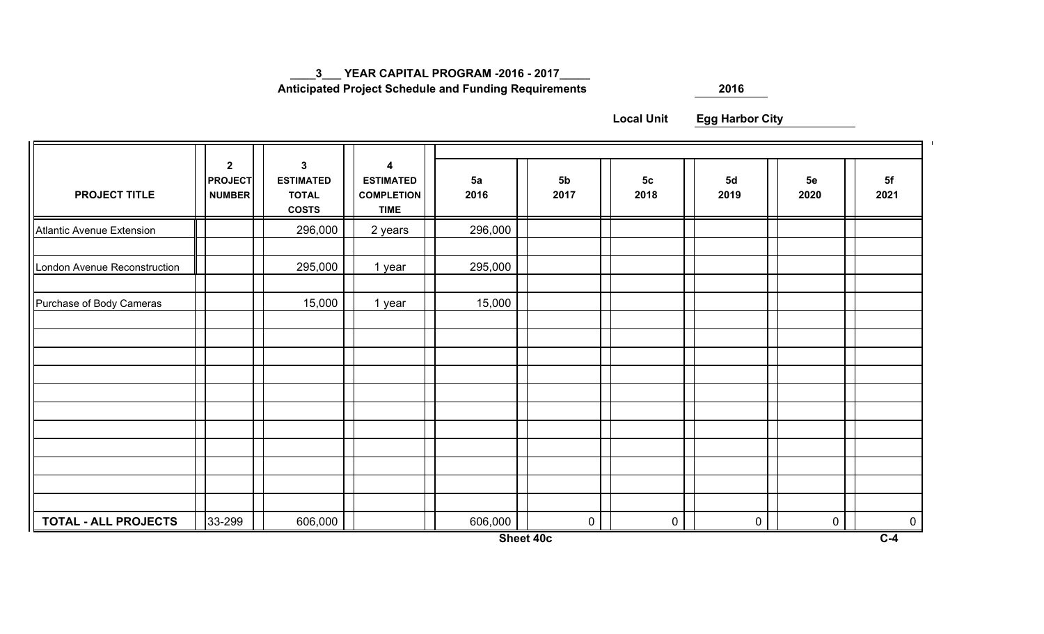**\_\_\_\_3\_\_\_ YEAR CAPITAL PROGRAM -2016 - 2017\_\_\_\_\_**

**Anticipated Project Schedule and Funding Requirements** **2016**

**Local Unit** **Egg Harbor City**

| PROJECT TITLE | 2 PROJECT NUMBER | 3 ESTIMATED TOTAL COSTS | 4 ESTIMATED COMPLETION TIME | 5a 2016 | 5b 2017 | 5c 2018 | 5d 2019 | 5e 2020 | 5f 2021 |
|---|---|---|---|---|---|---|---|---|---|
| Atlantic Avenue Extension | | 296,000 | 2 years | 296,000 | | | | | |
| | | | | | | | | | |
| London Avenue Reconstruction | | 295,000 | 1 year | 295,000 | | | | | |
| | | | | | | | | | |
| Purchase of Body Cameras | | 15,000 | 1 year | 15,000 | | | | | |
| | | | | | | | | | |
| | | | | | | | | | |
| | | | | | | | | | |
| | | | | | | | | | |
| | | | | | | | | | |
| | | | | | | | | | |
| | | | | | | | | | |
| | | | | | | | | | |
| | | | | | | | | | |
| | | | | | | | | | |
| | | | | | | | | | |
| **TOTAL - ALL PROJECTS** | 33-299 | 606,000 | | 606,000 | 0 | 0 | 0 | 0 | 0 |

**Sheet 40c** **C-4**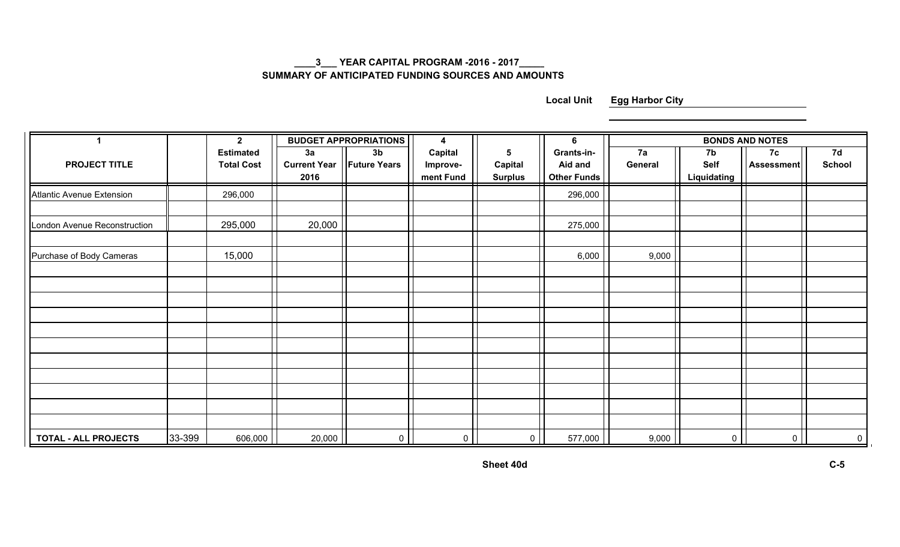## ____3___ YEAR CAPITAL PROGRAM -2016 - 2017_____
## SUMMARY OF ANTICIPATED FUNDING SOURCES AND AMOUNTS

**Local Unit** **Egg Harbor City**

| 1 | | 2 | BUDGET APPROPRIATIONS | | 4 | 5 | 6 | BONDS AND NOTES | | | |
|---|---|---|---|---|---|---|---|---|---|---|---|
| PROJECT TITLE | | Estimated Total Cost | 3a Current Year 2016 | 3b Future Years | Capital Improve- ment Fund | Capital Surplus | Grants-in- Aid and Other Funds | 7a General | 7b Self Liquidating | 7c Assessment | 7d School |
| Atlantic Avenue Extension | | 296,000 | | | | | 296,000 | | | | |
| London Avenue Reconstruction | | 295,000 | 20,000 | | | | 275,000 | | | | |
| Purchase of Body Cameras | | 15,000 | | | | | 6,000 | 9,000 | | | |
| TOTAL - ALL PROJECTS | 33-399 | 606,000 | 20,000 | 0 | 0 | 0 | 577,000 | 9,000 | 0 | 0 | 0 |

Sheet 40d

C-5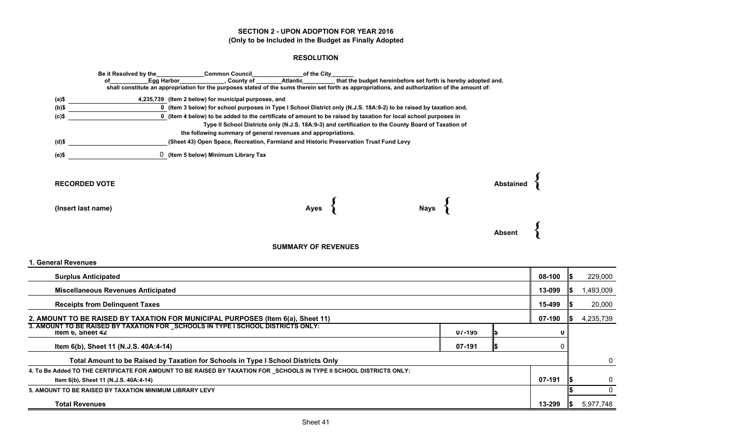## SECTION 2 - UPON ADOPTION FOR YEAR 2016
**(Only to be Included in the Budget as Finally Adopted**

### RESOLUTION

**Be it Resolved by the_______________Common Council________________of the City_______ of___________Egg Harbor______________, County of ________Atlantic__________ that the budget hereinbefore set forth is hereby adopted and, shall constitute an appropriation for the purposes stated of the sums therein set forth as appropriations, and authorization of the amount of:**

(a)$ 4,235,739 (Item 2 below) for municipal purposes, and

(b)$ 0 (Item 3 below) for school purposes in Type I School District only (N.J.S. 18A:9-2) to be raised by taxation and,

(c)$ 0 (Item 4 below) to be added to the certificate of amount to be raised by taxation for local school purposes in Type II School Districts only (N.J.S. 18A:9-3) and certification to the County Board of Taxation of the following summary of general revenues and appropriations.

(d)$ ____________ (Sheet 43) Open Space, Recreation, Farmland and Historic Preservation Trust Fund Levy

(e)$ 0 (Item 5 below) Minimum Library Tax

**RECORDED VOTE**

**(Insert last name)**

| Ayes | Nays | Abstained | Absent |
|---|---|---|---|
| | | | |

### SUMMARY OF REVENUES

| | | | | |
|---|---|---|---|---|
| **1. General Revenues** | | | | |
| **Surplus Anticipated** | | | 08-100 | $ 229,000 |
| **Miscellaneous Revenues Anticipated** | | | 13-099 | $ 1,493,009 |
| **Receipts from Delinquent Taxes** | | | 15-499 | $ 20,000 |
| **2. AMOUNT TO BE RAISED BY TAXATION FOR MUNICIPAL PURPOSES (Item 6(a), Sheet 11)** | | | 07-190 | $ 4,235,739 |
| **3. AMOUNT TO BE RAISED BY TAXATION FOR _SCHOOLS IN TYPE I SCHOOL DISTRICTS ONLY:** | | | | |
| **Item 6, Sheet 42** | 07-195 | $ 0 | | |
| **Item 6(b), Sheet 11 (N.J.S. 40A:4-14)** | 07-191 | $ 0 | | |
| **Total Amount to be Raised by Taxation for Schools in Type I School Districts Only** | | | | 0 |
| **4. To Be Added TO THE CERTIFICATE FOR AMOUNT TO BE RAISED BY TAXATION FOR _SCHOOLS IN TYPE II SCHOOL DISTRICTS ONLY:** | | | | |
| **Item 6(b), Sheet 11 (N.J.S. 40A:4-14)** | | | 07-191 | $ 0 |
| **5. AMOUNT TO BE RAISED BY TAXATION MINIMUM LIBRARY LEVY** | | | | $ 0 |
| **Total Revenues** | | | 13-299 | $ 5,977,748 |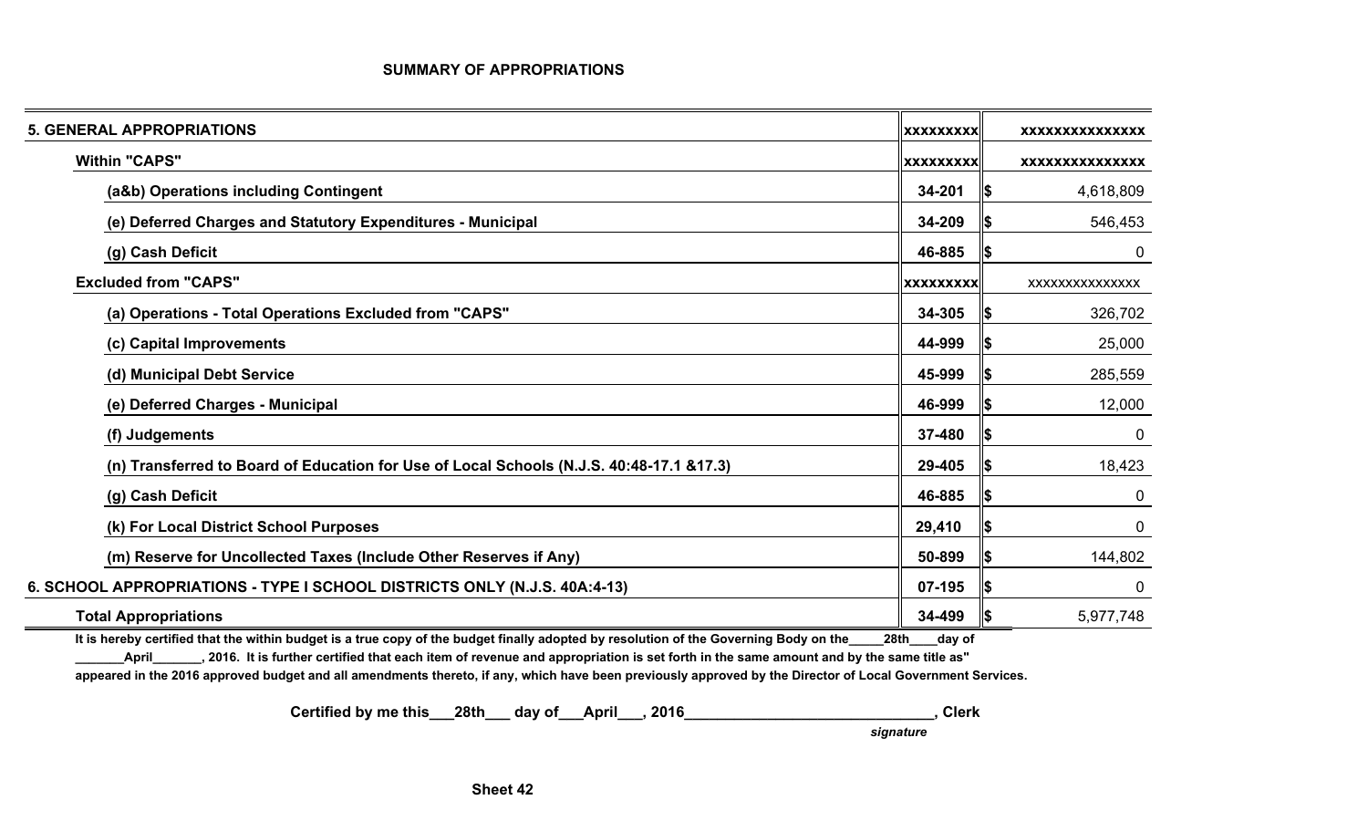## SUMMARY OF APPROPRIATIONS

| | | |
|---|---|---|
| **5. GENERAL APPROPRIATIONS** | **xxxxxxxxx** | **xxxxxxxxxxxxxxx** |
| **Within "CAPS"** | **xxxxxxxxx** | **xxxxxxxxxxxxxxx** |
| **(a&b) Operations including Contingent** | **34-201** | $ 4,618,809 |
| **(e) Deferred Charges and Statutory Expenditures - Municipal** | **34-209** | $ 546,453 |
| **(g) Cash Deficit** | **46-885** | $ 0 |
| **Excluded from "CAPS"** | **xxxxxxxxx** | xxxxxxxxxxxxxxx |
| **(a) Operations - Total Operations Excluded from "CAPS"** | **34-305** | $ 326,702 |
| **(c) Capital Improvements** | **44-999** | $ 25,000 |
| **(d) Municipal Debt Service** | **45-999** | $ 285,559 |
| **(e) Deferred Charges - Municipal** | **46-999** | $ 12,000 |
| **(f) Judgements** | **37-480** | $ 0 |
| **(n) Transferred to Board of Education for Use of Local Schools (N.J.S. 40:48-17.1 &17.3)** | **29-405** | $ 18,423 |
| **(g) Cash Deficit** | **46-885** | $ 0 |
| **(k) For Local District School Purposes** | **29,410** | $ 0 |
| **(m) Reserve for Uncollected Taxes (Include Other Reserves if Any)** | **50-899** | $ 144,802 |
| **6. SCHOOL APPROPRIATIONS - TYPE I SCHOOL DISTRICTS ONLY (N.J.S. 40A:4-13)** | **07-195** | $ 0 |
| **Total Appropriations** | **34-499** | $ 5,977,748 |

**It is hereby certified that the within budget is a true copy of the budget finally adopted by resolution of the Governing Body on the\_\_\_\_\_28th\_\_\_\_day of \_\_\_\_\_\_\_April\_\_\_\_\_\_\_, 2016. It is further certified that each item of revenue and appropriation is set forth in the same amount and by the same title as" appeared in the 2016 approved budget and all amendments thereto, if any, which have been previously approved by the Director of Local Government Services.**

**Certified by me this\_\_\_28th\_\_\_ day of\_\_\_April\_\_\_, 2016\_\_\_\_\_\_\_\_\_\_\_\_\_\_\_\_\_\_\_\_\_\_\_\_\_\_\_\_\_\_, Clerk**

*signature*

**Sheet 42**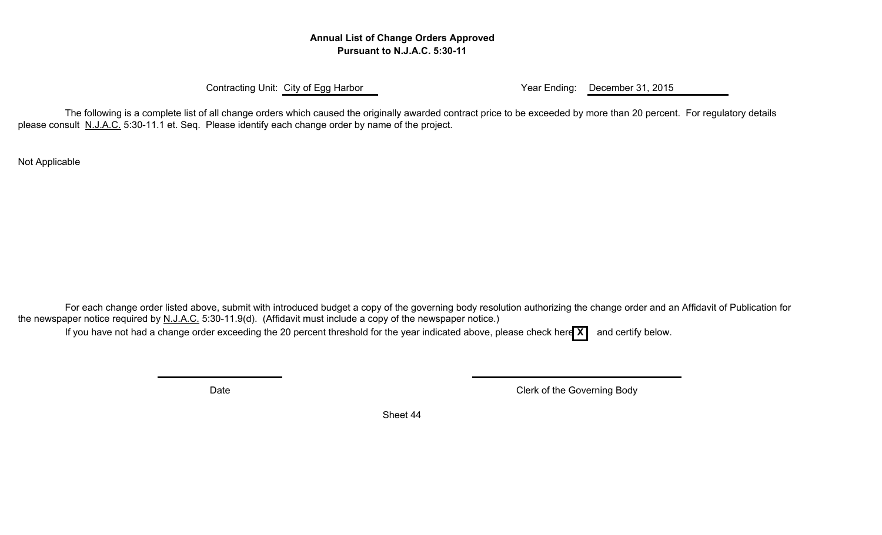**Annual List of Change Orders Approved**
**Pursuant to N.J.A.C. 5:30-11**

Contracting Unit: City of Egg Harbor

Year Ending: December 31, 2015

The following is a complete list of all change orders which caused the originally awarded contract price to be exceeded by more than 20 percent. For regulatory details please consult N.J.A.C. 5:30-11.1 et. Seq. Please identify each change order by name of the project.

Not Applicable

For each change order listed above, submit with introduced budget a copy of the governing body resolution authorizing the change order and an Affidavit of Publication for the newspaper notice required by N.J.A.C. 5:30-11.9(d). (Affidavit must include a copy of the newspaper notice.)

If you have not had a change order exceeding the 20 percent threshold for the year indicated above, please check here **X** and certify below.

Date

Clerk of the Governing Body

Sheet 44